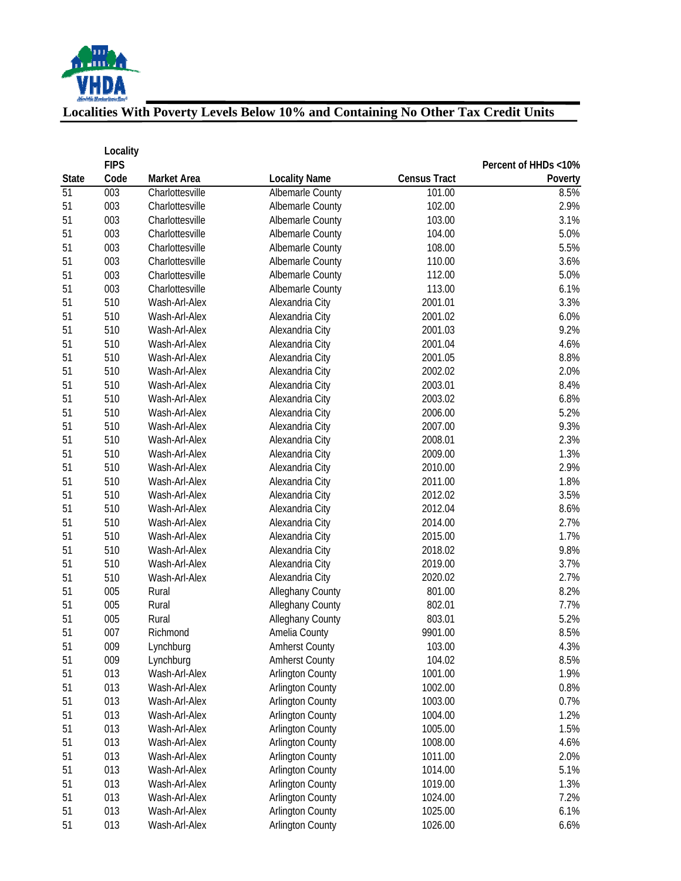# Localities With Poverty Levels Below 10% and Containing No Other Tax Credit Units

| State | Locality FIPS Code | Market Area | Locality Name | Census Tract | Percent of HHDs <10% Poverty |
|---|---|---|---|---|---|
| 51 | 003 | Charlottesville | Albemarle County | 101.00 | 8.5% |
| 51 | 003 | Charlottesville | Albemarle County | 102.00 | 2.9% |
| 51 | 003 | Charlottesville | Albemarle County | 103.00 | 3.1% |
| 51 | 003 | Charlottesville | Albemarle County | 104.00 | 5.0% |
| 51 | 003 | Charlottesville | Albemarle County | 108.00 | 5.5% |
| 51 | 003 | Charlottesville | Albemarle County | 110.00 | 3.6% |
| 51 | 003 | Charlottesville | Albemarle County | 112.00 | 5.0% |
| 51 | 003 | Charlottesville | Albemarle County | 113.00 | 6.1% |
| 51 | 510 | Wash-Arl-Alex | Alexandria City | 2001.01 | 3.3% |
| 51 | 510 | Wash-Arl-Alex | Alexandria City | 2001.02 | 6.0% |
| 51 | 510 | Wash-Arl-Alex | Alexandria City | 2001.03 | 9.2% |
| 51 | 510 | Wash-Arl-Alex | Alexandria City | 2001.04 | 4.6% |
| 51 | 510 | Wash-Arl-Alex | Alexandria City | 2001.05 | 8.8% |
| 51 | 510 | Wash-Arl-Alex | Alexandria City | 2002.02 | 2.0% |
| 51 | 510 | Wash-Arl-Alex | Alexandria City | 2003.01 | 8.4% |
| 51 | 510 | Wash-Arl-Alex | Alexandria City | 2003.02 | 6.8% |
| 51 | 510 | Wash-Arl-Alex | Alexandria City | 2006.00 | 5.2% |
| 51 | 510 | Wash-Arl-Alex | Alexandria City | 2007.00 | 9.3% |
| 51 | 510 | Wash-Arl-Alex | Alexandria City | 2008.01 | 2.3% |
| 51 | 510 | Wash-Arl-Alex | Alexandria City | 2009.00 | 1.3% |
| 51 | 510 | Wash-Arl-Alex | Alexandria City | 2010.00 | 2.9% |
| 51 | 510 | Wash-Arl-Alex | Alexandria City | 2011.00 | 1.8% |
| 51 | 510 | Wash-Arl-Alex | Alexandria City | 2012.02 | 3.5% |
| 51 | 510 | Wash-Arl-Alex | Alexandria City | 2012.04 | 8.6% |
| 51 | 510 | Wash-Arl-Alex | Alexandria City | 2014.00 | 2.7% |
| 51 | 510 | Wash-Arl-Alex | Alexandria City | 2015.00 | 1.7% |
| 51 | 510 | Wash-Arl-Alex | Alexandria City | 2018.02 | 9.8% |
| 51 | 510 | Wash-Arl-Alex | Alexandria City | 2019.00 | 3.7% |
| 51 | 510 | Wash-Arl-Alex | Alexandria City | 2020.02 | 2.7% |
| 51 | 005 | Rural | Alleghany County | 801.00 | 8.2% |
| 51 | 005 | Rural | Alleghany County | 802.01 | 7.7% |
| 51 | 005 | Rural | Alleghany County | 803.01 | 5.2% |
| 51 | 007 | Richmond | Amelia County | 9901.00 | 8.5% |
| 51 | 009 | Lynchburg | Amherst County | 103.00 | 4.3% |
| 51 | 009 | Lynchburg | Amherst County | 104.02 | 8.5% |
| 51 | 013 | Wash-Arl-Alex | Arlington County | 1001.00 | 1.9% |
| 51 | 013 | Wash-Arl-Alex | Arlington County | 1002.00 | 0.8% |
| 51 | 013 | Wash-Arl-Alex | Arlington County | 1003.00 | 0.7% |
| 51 | 013 | Wash-Arl-Alex | Arlington County | 1004.00 | 1.2% |
| 51 | 013 | Wash-Arl-Alex | Arlington County | 1005.00 | 1.5% |
| 51 | 013 | Wash-Arl-Alex | Arlington County | 1008.00 | 4.6% |
| 51 | 013 | Wash-Arl-Alex | Arlington County | 1011.00 | 2.0% |
| 51 | 013 | Wash-Arl-Alex | Arlington County | 1014.00 | 5.1% |
| 51 | 013 | Wash-Arl-Alex | Arlington County | 1019.00 | 1.3% |
| 51 | 013 | Wash-Arl-Alex | Arlington County | 1024.00 | 7.2% |
| 51 | 013 | Wash-Arl-Alex | Arlington County | 1025.00 | 6.1% |
| 51 | 013 | Wash-Arl-Alex | Arlington County | 1026.00 | 6.6% |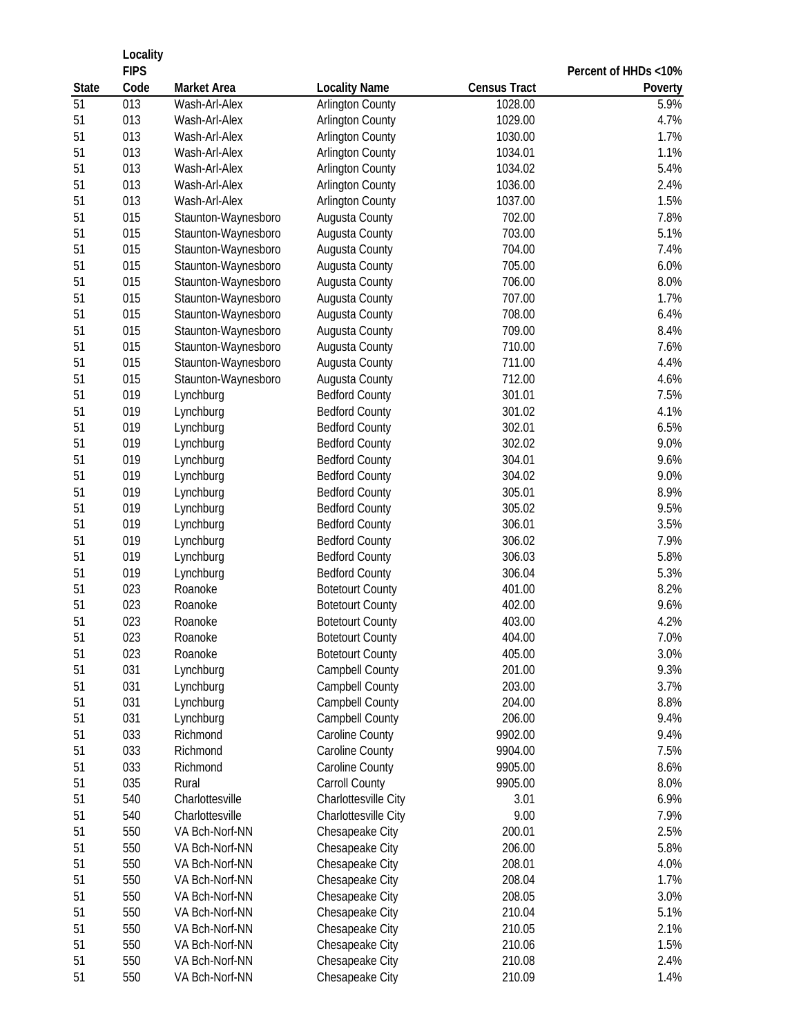| State | Locality FIPS Code | Market Area | Locality Name | Census Tract | Percent of HHDs <10% Poverty |
|---|---|---|---|---|---|
| 51 | 013 | Wash-Arl-Alex | Arlington County | 1028.00 | 5.9% |
| 51 | 013 | Wash-Arl-Alex | Arlington County | 1029.00 | 4.7% |
| 51 | 013 | Wash-Arl-Alex | Arlington County | 1030.00 | 1.7% |
| 51 | 013 | Wash-Arl-Alex | Arlington County | 1034.01 | 1.1% |
| 51 | 013 | Wash-Arl-Alex | Arlington County | 1034.02 | 5.4% |
| 51 | 013 | Wash-Arl-Alex | Arlington County | 1036.00 | 2.4% |
| 51 | 013 | Wash-Arl-Alex | Arlington County | 1037.00 | 1.5% |
| 51 | 015 | Staunton-Waynesboro | Augusta County | 702.00 | 7.8% |
| 51 | 015 | Staunton-Waynesboro | Augusta County | 703.00 | 5.1% |
| 51 | 015 | Staunton-Waynesboro | Augusta County | 704.00 | 7.4% |
| 51 | 015 | Staunton-Waynesboro | Augusta County | 705.00 | 6.0% |
| 51 | 015 | Staunton-Waynesboro | Augusta County | 706.00 | 8.0% |
| 51 | 015 | Staunton-Waynesboro | Augusta County | 707.00 | 1.7% |
| 51 | 015 | Staunton-Waynesboro | Augusta County | 708.00 | 6.4% |
| 51 | 015 | Staunton-Waynesboro | Augusta County | 709.00 | 8.4% |
| 51 | 015 | Staunton-Waynesboro | Augusta County | 710.00 | 7.6% |
| 51 | 015 | Staunton-Waynesboro | Augusta County | 711.00 | 4.4% |
| 51 | 015 | Staunton-Waynesboro | Augusta County | 712.00 | 4.6% |
| 51 | 019 | Lynchburg | Bedford County | 301.01 | 7.5% |
| 51 | 019 | Lynchburg | Bedford County | 301.02 | 4.1% |
| 51 | 019 | Lynchburg | Bedford County | 302.01 | 6.5% |
| 51 | 019 | Lynchburg | Bedford County | 302.02 | 9.0% |
| 51 | 019 | Lynchburg | Bedford County | 304.01 | 9.6% |
| 51 | 019 | Lynchburg | Bedford County | 304.02 | 9.0% |
| 51 | 019 | Lynchburg | Bedford County | 305.01 | 8.9% |
| 51 | 019 | Lynchburg | Bedford County | 305.02 | 9.5% |
| 51 | 019 | Lynchburg | Bedford County | 306.01 | 3.5% |
| 51 | 019 | Lynchburg | Bedford County | 306.02 | 7.9% |
| 51 | 019 | Lynchburg | Bedford County | 306.03 | 5.8% |
| 51 | 019 | Lynchburg | Bedford County | 306.04 | 5.3% |
| 51 | 023 | Roanoke | Botetourt County | 401.00 | 8.2% |
| 51 | 023 | Roanoke | Botetourt County | 402.00 | 9.6% |
| 51 | 023 | Roanoke | Botetourt County | 403.00 | 4.2% |
| 51 | 023 | Roanoke | Botetourt County | 404.00 | 7.0% |
| 51 | 023 | Roanoke | Botetourt County | 405.00 | 3.0% |
| 51 | 031 | Lynchburg | Campbell County | 201.00 | 9.3% |
| 51 | 031 | Lynchburg | Campbell County | 203.00 | 3.7% |
| 51 | 031 | Lynchburg | Campbell County | 204.00 | 8.8% |
| 51 | 031 | Lynchburg | Campbell County | 206.00 | 9.4% |
| 51 | 033 | Richmond | Caroline County | 9902.00 | 9.4% |
| 51 | 033 | Richmond | Caroline County | 9904.00 | 7.5% |
| 51 | 033 | Richmond | Caroline County | 9905.00 | 8.6% |
| 51 | 035 | Rural | Carroll County | 9905.00 | 8.0% |
| 51 | 540 | Charlottesville | Charlottesville City | 3.01 | 6.9% |
| 51 | 540 | Charlottesville | Charlottesville City | 9.00 | 7.9% |
| 51 | 550 | VA Bch-Norf-NN | Chesapeake City | 200.01 | 2.5% |
| 51 | 550 | VA Bch-Norf-NN | Chesapeake City | 206.00 | 5.8% |
| 51 | 550 | VA Bch-Norf-NN | Chesapeake City | 208.01 | 4.0% |
| 51 | 550 | VA Bch-Norf-NN | Chesapeake City | 208.04 | 1.7% |
| 51 | 550 | VA Bch-Norf-NN | Chesapeake City | 208.05 | 3.0% |
| 51 | 550 | VA Bch-Norf-NN | Chesapeake City | 210.04 | 5.1% |
| 51 | 550 | VA Bch-Norf-NN | Chesapeake City | 210.05 | 2.1% |
| 51 | 550 | VA Bch-Norf-NN | Chesapeake City | 210.06 | 1.5% |
| 51 | 550 | VA Bch-Norf-NN | Chesapeake City | 210.08 | 2.4% |
| 51 | 550 | VA Bch-Norf-NN | Chesapeake City | 210.09 | 1.4% |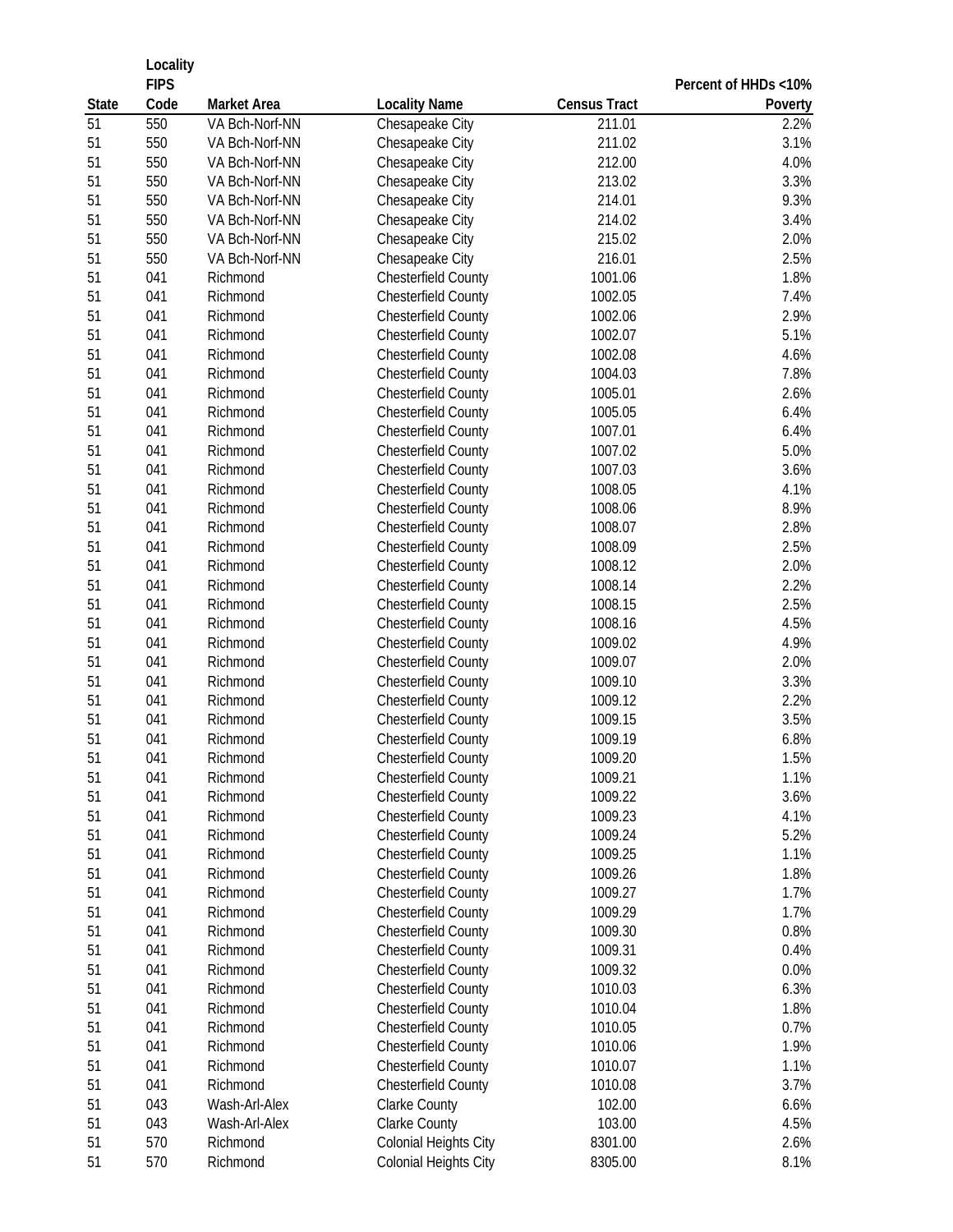| State | Locality FIPS Code | Market Area | Locality Name | Census Tract | Percent of HHDs <10% Poverty |
|---|---|---|---|---|---|
| 51 | 550 | VA Bch-Norf-NN | Chesapeake City | 211.01 | 2.2% |
| 51 | 550 | VA Bch-Norf-NN | Chesapeake City | 211.02 | 3.1% |
| 51 | 550 | VA Bch-Norf-NN | Chesapeake City | 212.00 | 4.0% |
| 51 | 550 | VA Bch-Norf-NN | Chesapeake City | 213.02 | 3.3% |
| 51 | 550 | VA Bch-Norf-NN | Chesapeake City | 214.01 | 9.3% |
| 51 | 550 | VA Bch-Norf-NN | Chesapeake City | 214.02 | 3.4% |
| 51 | 550 | VA Bch-Norf-NN | Chesapeake City | 215.02 | 2.0% |
| 51 | 550 | VA Bch-Norf-NN | Chesapeake City | 216.01 | 2.5% |
| 51 | 041 | Richmond | Chesterfield County | 1001.06 | 1.8% |
| 51 | 041 | Richmond | Chesterfield County | 1002.05 | 7.4% |
| 51 | 041 | Richmond | Chesterfield County | 1002.06 | 2.9% |
| 51 | 041 | Richmond | Chesterfield County | 1002.07 | 5.1% |
| 51 | 041 | Richmond | Chesterfield County | 1002.08 | 4.6% |
| 51 | 041 | Richmond | Chesterfield County | 1004.03 | 7.8% |
| 51 | 041 | Richmond | Chesterfield County | 1005.01 | 2.6% |
| 51 | 041 | Richmond | Chesterfield County | 1005.05 | 6.4% |
| 51 | 041 | Richmond | Chesterfield County | 1007.01 | 6.4% |
| 51 | 041 | Richmond | Chesterfield County | 1007.02 | 5.0% |
| 51 | 041 | Richmond | Chesterfield County | 1007.03 | 3.6% |
| 51 | 041 | Richmond | Chesterfield County | 1008.05 | 4.1% |
| 51 | 041 | Richmond | Chesterfield County | 1008.06 | 8.9% |
| 51 | 041 | Richmond | Chesterfield County | 1008.07 | 2.8% |
| 51 | 041 | Richmond | Chesterfield County | 1008.09 | 2.5% |
| 51 | 041 | Richmond | Chesterfield County | 1008.12 | 2.0% |
| 51 | 041 | Richmond | Chesterfield County | 1008.14 | 2.2% |
| 51 | 041 | Richmond | Chesterfield County | 1008.15 | 2.5% |
| 51 | 041 | Richmond | Chesterfield County | 1008.16 | 4.5% |
| 51 | 041 | Richmond | Chesterfield County | 1009.02 | 4.9% |
| 51 | 041 | Richmond | Chesterfield County | 1009.07 | 2.0% |
| 51 | 041 | Richmond | Chesterfield County | 1009.10 | 3.3% |
| 51 | 041 | Richmond | Chesterfield County | 1009.12 | 2.2% |
| 51 | 041 | Richmond | Chesterfield County | 1009.15 | 3.5% |
| 51 | 041 | Richmond | Chesterfield County | 1009.19 | 6.8% |
| 51 | 041 | Richmond | Chesterfield County | 1009.20 | 1.5% |
| 51 | 041 | Richmond | Chesterfield County | 1009.21 | 1.1% |
| 51 | 041 | Richmond | Chesterfield County | 1009.22 | 3.6% |
| 51 | 041 | Richmond | Chesterfield County | 1009.23 | 4.1% |
| 51 | 041 | Richmond | Chesterfield County | 1009.24 | 5.2% |
| 51 | 041 | Richmond | Chesterfield County | 1009.25 | 1.1% |
| 51 | 041 | Richmond | Chesterfield County | 1009.26 | 1.8% |
| 51 | 041 | Richmond | Chesterfield County | 1009.27 | 1.7% |
| 51 | 041 | Richmond | Chesterfield County | 1009.29 | 1.7% |
| 51 | 041 | Richmond | Chesterfield County | 1009.30 | 0.8% |
| 51 | 041 | Richmond | Chesterfield County | 1009.31 | 0.4% |
| 51 | 041 | Richmond | Chesterfield County | 1009.32 | 0.0% |
| 51 | 041 | Richmond | Chesterfield County | 1010.03 | 6.3% |
| 51 | 041 | Richmond | Chesterfield County | 1010.04 | 1.8% |
| 51 | 041 | Richmond | Chesterfield County | 1010.05 | 0.7% |
| 51 | 041 | Richmond | Chesterfield County | 1010.06 | 1.9% |
| 51 | 041 | Richmond | Chesterfield County | 1010.07 | 1.1% |
| 51 | 041 | Richmond | Chesterfield County | 1010.08 | 3.7% |
| 51 | 043 | Wash-Arl-Alex | Clarke County | 102.00 | 6.6% |
| 51 | 043 | Wash-Arl-Alex | Clarke County | 103.00 | 4.5% |
| 51 | 570 | Richmond | Colonial Heights City | 8301.00 | 2.6% |
| 51 | 570 | Richmond | Colonial Heights City | 8305.00 | 8.1% |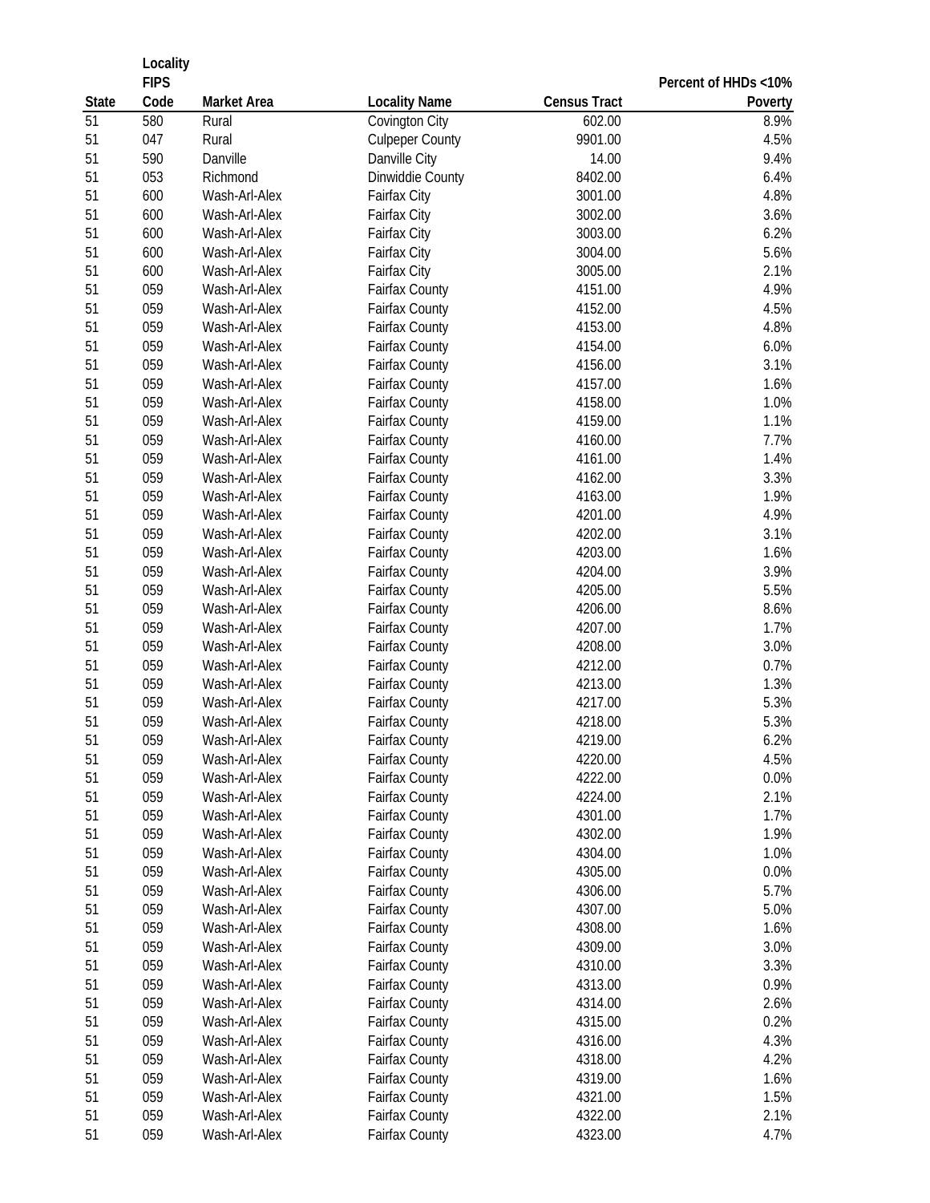| State | Locality FIPS Code | Market Area | Locality Name | Census Tract | Percent of HHDs <10% Poverty |
|---|---|---|---|---|---|
| 51 | 580 | Rural | Covington City | 602.00 | 8.9% |
| 51 | 047 | Rural | Culpeper County | 9901.00 | 4.5% |
| 51 | 590 | Danville | Danville City | 14.00 | 9.4% |
| 51 | 053 | Richmond | Dinwiddie County | 8402.00 | 6.4% |
| 51 | 600 | Wash-Arl-Alex | Fairfax City | 3001.00 | 4.8% |
| 51 | 600 | Wash-Arl-Alex | Fairfax City | 3002.00 | 3.6% |
| 51 | 600 | Wash-Arl-Alex | Fairfax City | 3003.00 | 6.2% |
| 51 | 600 | Wash-Arl-Alex | Fairfax City | 3004.00 | 5.6% |
| 51 | 600 | Wash-Arl-Alex | Fairfax City | 3005.00 | 2.1% |
| 51 | 059 | Wash-Arl-Alex | Fairfax County | 4151.00 | 4.9% |
| 51 | 059 | Wash-Arl-Alex | Fairfax County | 4152.00 | 4.5% |
| 51 | 059 | Wash-Arl-Alex | Fairfax County | 4153.00 | 4.8% |
| 51 | 059 | Wash-Arl-Alex | Fairfax County | 4154.00 | 6.0% |
| 51 | 059 | Wash-Arl-Alex | Fairfax County | 4156.00 | 3.1% |
| 51 | 059 | Wash-Arl-Alex | Fairfax County | 4157.00 | 1.6% |
| 51 | 059 | Wash-Arl-Alex | Fairfax County | 4158.00 | 1.0% |
| 51 | 059 | Wash-Arl-Alex | Fairfax County | 4159.00 | 1.1% |
| 51 | 059 | Wash-Arl-Alex | Fairfax County | 4160.00 | 7.7% |
| 51 | 059 | Wash-Arl-Alex | Fairfax County | 4161.00 | 1.4% |
| 51 | 059 | Wash-Arl-Alex | Fairfax County | 4162.00 | 3.3% |
| 51 | 059 | Wash-Arl-Alex | Fairfax County | 4163.00 | 1.9% |
| 51 | 059 | Wash-Arl-Alex | Fairfax County | 4201.00 | 4.9% |
| 51 | 059 | Wash-Arl-Alex | Fairfax County | 4202.00 | 3.1% |
| 51 | 059 | Wash-Arl-Alex | Fairfax County | 4203.00 | 1.6% |
| 51 | 059 | Wash-Arl-Alex | Fairfax County | 4204.00 | 3.9% |
| 51 | 059 | Wash-Arl-Alex | Fairfax County | 4205.00 | 5.5% |
| 51 | 059 | Wash-Arl-Alex | Fairfax County | 4206.00 | 8.6% |
| 51 | 059 | Wash-Arl-Alex | Fairfax County | 4207.00 | 1.7% |
| 51 | 059 | Wash-Arl-Alex | Fairfax County | 4208.00 | 3.0% |
| 51 | 059 | Wash-Arl-Alex | Fairfax County | 4212.00 | 0.7% |
| 51 | 059 | Wash-Arl-Alex | Fairfax County | 4213.00 | 1.3% |
| 51 | 059 | Wash-Arl-Alex | Fairfax County | 4217.00 | 5.3% |
| 51 | 059 | Wash-Arl-Alex | Fairfax County | 4218.00 | 5.3% |
| 51 | 059 | Wash-Arl-Alex | Fairfax County | 4219.00 | 6.2% |
| 51 | 059 | Wash-Arl-Alex | Fairfax County | 4220.00 | 4.5% |
| 51 | 059 | Wash-Arl-Alex | Fairfax County | 4222.00 | 0.0% |
| 51 | 059 | Wash-Arl-Alex | Fairfax County | 4224.00 | 2.1% |
| 51 | 059 | Wash-Arl-Alex | Fairfax County | 4301.00 | 1.7% |
| 51 | 059 | Wash-Arl-Alex | Fairfax County | 4302.00 | 1.9% |
| 51 | 059 | Wash-Arl-Alex | Fairfax County | 4304.00 | 1.0% |
| 51 | 059 | Wash-Arl-Alex | Fairfax County | 4305.00 | 0.0% |
| 51 | 059 | Wash-Arl-Alex | Fairfax County | 4306.00 | 5.7% |
| 51 | 059 | Wash-Arl-Alex | Fairfax County | 4307.00 | 5.0% |
| 51 | 059 | Wash-Arl-Alex | Fairfax County | 4308.00 | 1.6% |
| 51 | 059 | Wash-Arl-Alex | Fairfax County | 4309.00 | 3.0% |
| 51 | 059 | Wash-Arl-Alex | Fairfax County | 4310.00 | 3.3% |
| 51 | 059 | Wash-Arl-Alex | Fairfax County | 4313.00 | 0.9% |
| 51 | 059 | Wash-Arl-Alex | Fairfax County | 4314.00 | 2.6% |
| 51 | 059 | Wash-Arl-Alex | Fairfax County | 4315.00 | 0.2% |
| 51 | 059 | Wash-Arl-Alex | Fairfax County | 4316.00 | 4.3% |
| 51 | 059 | Wash-Arl-Alex | Fairfax County | 4318.00 | 4.2% |
| 51 | 059 | Wash-Arl-Alex | Fairfax County | 4319.00 | 1.6% |
| 51 | 059 | Wash-Arl-Alex | Fairfax County | 4321.00 | 1.5% |
| 51 | 059 | Wash-Arl-Alex | Fairfax County | 4322.00 | 2.1% |
| 51 | 059 | Wash-Arl-Alex | Fairfax County | 4323.00 | 4.7% |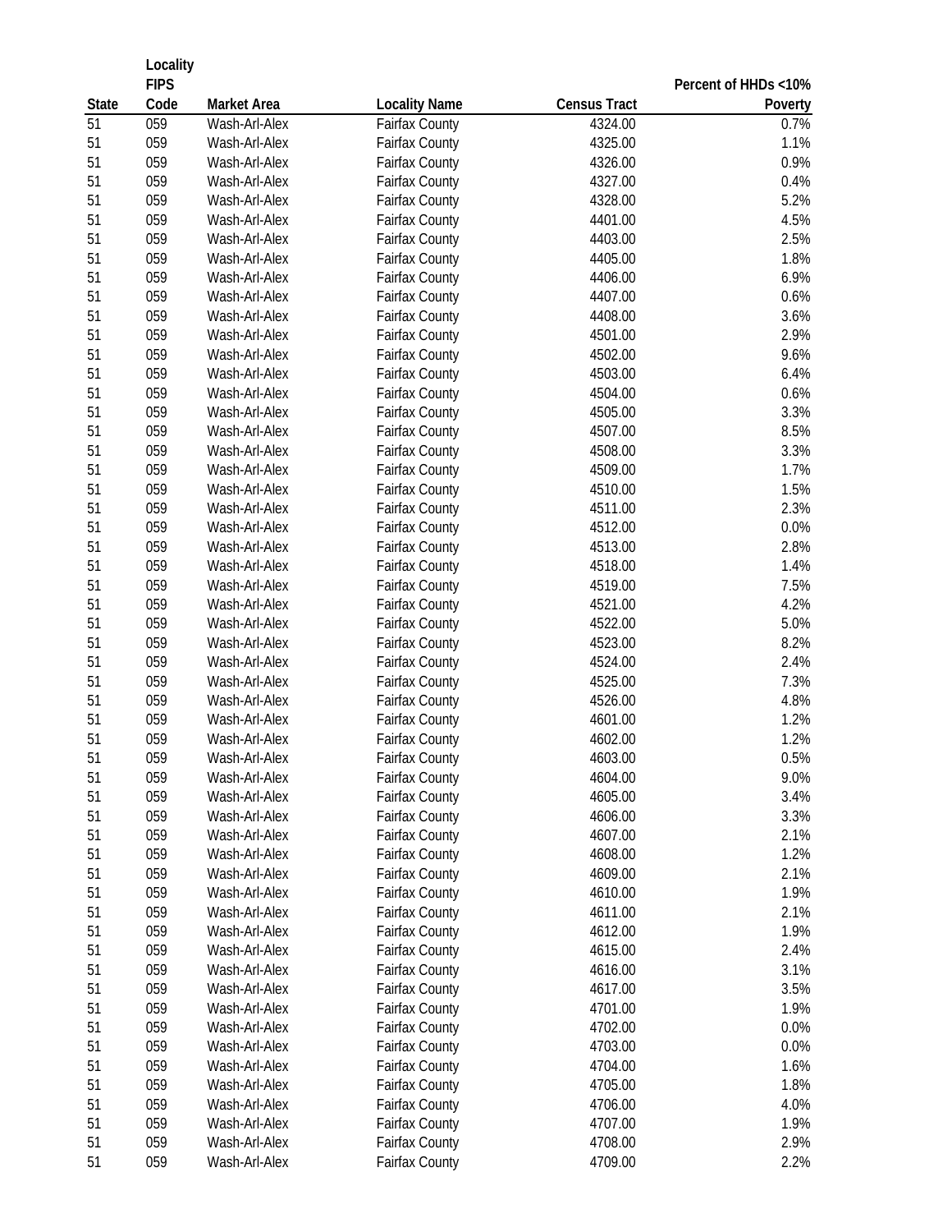| State | Locality FIPS Code | Market Area | Locality Name | Census Tract | Percent of HHDs <10% Poverty |
|---|---|---|---|---|---|
| 51 | 059 | Wash-Arl-Alex | Fairfax County | 4324.00 | 0.7% |
| 51 | 059 | Wash-Arl-Alex | Fairfax County | 4325.00 | 1.1% |
| 51 | 059 | Wash-Arl-Alex | Fairfax County | 4326.00 | 0.9% |
| 51 | 059 | Wash-Arl-Alex | Fairfax County | 4327.00 | 0.4% |
| 51 | 059 | Wash-Arl-Alex | Fairfax County | 4328.00 | 5.2% |
| 51 | 059 | Wash-Arl-Alex | Fairfax County | 4401.00 | 4.5% |
| 51 | 059 | Wash-Arl-Alex | Fairfax County | 4403.00 | 2.5% |
| 51 | 059 | Wash-Arl-Alex | Fairfax County | 4405.00 | 1.8% |
| 51 | 059 | Wash-Arl-Alex | Fairfax County | 4406.00 | 6.9% |
| 51 | 059 | Wash-Arl-Alex | Fairfax County | 4407.00 | 0.6% |
| 51 | 059 | Wash-Arl-Alex | Fairfax County | 4408.00 | 3.6% |
| 51 | 059 | Wash-Arl-Alex | Fairfax County | 4501.00 | 2.9% |
| 51 | 059 | Wash-Arl-Alex | Fairfax County | 4502.00 | 9.6% |
| 51 | 059 | Wash-Arl-Alex | Fairfax County | 4503.00 | 6.4% |
| 51 | 059 | Wash-Arl-Alex | Fairfax County | 4504.00 | 0.6% |
| 51 | 059 | Wash-Arl-Alex | Fairfax County | 4505.00 | 3.3% |
| 51 | 059 | Wash-Arl-Alex | Fairfax County | 4507.00 | 8.5% |
| 51 | 059 | Wash-Arl-Alex | Fairfax County | 4508.00 | 3.3% |
| 51 | 059 | Wash-Arl-Alex | Fairfax County | 4509.00 | 1.7% |
| 51 | 059 | Wash-Arl-Alex | Fairfax County | 4510.00 | 1.5% |
| 51 | 059 | Wash-Arl-Alex | Fairfax County | 4511.00 | 2.3% |
| 51 | 059 | Wash-Arl-Alex | Fairfax County | 4512.00 | 0.0% |
| 51 | 059 | Wash-Arl-Alex | Fairfax County | 4513.00 | 2.8% |
| 51 | 059 | Wash-Arl-Alex | Fairfax County | 4518.00 | 1.4% |
| 51 | 059 | Wash-Arl-Alex | Fairfax County | 4519.00 | 7.5% |
| 51 | 059 | Wash-Arl-Alex | Fairfax County | 4521.00 | 4.2% |
| 51 | 059 | Wash-Arl-Alex | Fairfax County | 4522.00 | 5.0% |
| 51 | 059 | Wash-Arl-Alex | Fairfax County | 4523.00 | 8.2% |
| 51 | 059 | Wash-Arl-Alex | Fairfax County | 4524.00 | 2.4% |
| 51 | 059 | Wash-Arl-Alex | Fairfax County | 4525.00 | 7.3% |
| 51 | 059 | Wash-Arl-Alex | Fairfax County | 4526.00 | 4.8% |
| 51 | 059 | Wash-Arl-Alex | Fairfax County | 4601.00 | 1.2% |
| 51 | 059 | Wash-Arl-Alex | Fairfax County | 4602.00 | 1.2% |
| 51 | 059 | Wash-Arl-Alex | Fairfax County | 4603.00 | 0.5% |
| 51 | 059 | Wash-Arl-Alex | Fairfax County | 4604.00 | 9.0% |
| 51 | 059 | Wash-Arl-Alex | Fairfax County | 4605.00 | 3.4% |
| 51 | 059 | Wash-Arl-Alex | Fairfax County | 4606.00 | 3.3% |
| 51 | 059 | Wash-Arl-Alex | Fairfax County | 4607.00 | 2.1% |
| 51 | 059 | Wash-Arl-Alex | Fairfax County | 4608.00 | 1.2% |
| 51 | 059 | Wash-Arl-Alex | Fairfax County | 4609.00 | 2.1% |
| 51 | 059 | Wash-Arl-Alex | Fairfax County | 4610.00 | 1.9% |
| 51 | 059 | Wash-Arl-Alex | Fairfax County | 4611.00 | 2.1% |
| 51 | 059 | Wash-Arl-Alex | Fairfax County | 4612.00 | 1.9% |
| 51 | 059 | Wash-Arl-Alex | Fairfax County | 4615.00 | 2.4% |
| 51 | 059 | Wash-Arl-Alex | Fairfax County | 4616.00 | 3.1% |
| 51 | 059 | Wash-Arl-Alex | Fairfax County | 4617.00 | 3.5% |
| 51 | 059 | Wash-Arl-Alex | Fairfax County | 4701.00 | 1.9% |
| 51 | 059 | Wash-Arl-Alex | Fairfax County | 4702.00 | 0.0% |
| 51 | 059 | Wash-Arl-Alex | Fairfax County | 4703.00 | 0.0% |
| 51 | 059 | Wash-Arl-Alex | Fairfax County | 4704.00 | 1.6% |
| 51 | 059 | Wash-Arl-Alex | Fairfax County | 4705.00 | 1.8% |
| 51 | 059 | Wash-Arl-Alex | Fairfax County | 4706.00 | 4.0% |
| 51 | 059 | Wash-Arl-Alex | Fairfax County | 4707.00 | 1.9% |
| 51 | 059 | Wash-Arl-Alex | Fairfax County | 4708.00 | 2.9% |
| 51 | 059 | Wash-Arl-Alex | Fairfax County | 4709.00 | 2.2% |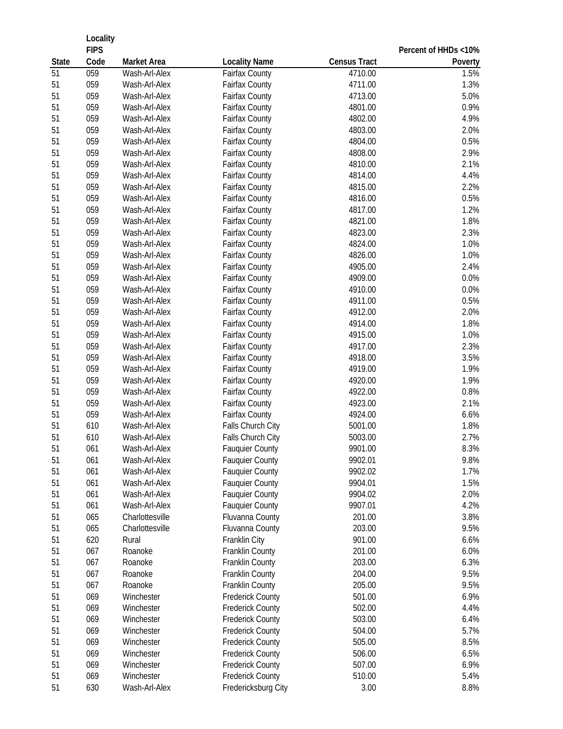| State | Locality FIPS Code | Market Area | Locality Name | Census Tract | Percent of HHDs <10% Poverty |
|---|---|---|---|---|---|
| 51 | 059 | Wash-Arl-Alex | Fairfax County | 4710.00 | 1.5% |
| 51 | 059 | Wash-Arl-Alex | Fairfax County | 4711.00 | 1.3% |
| 51 | 059 | Wash-Arl-Alex | Fairfax County | 4713.00 | 5.0% |
| 51 | 059 | Wash-Arl-Alex | Fairfax County | 4801.00 | 0.9% |
| 51 | 059 | Wash-Arl-Alex | Fairfax County | 4802.00 | 4.9% |
| 51 | 059 | Wash-Arl-Alex | Fairfax County | 4803.00 | 2.0% |
| 51 | 059 | Wash-Arl-Alex | Fairfax County | 4804.00 | 0.5% |
| 51 | 059 | Wash-Arl-Alex | Fairfax County | 4808.00 | 2.9% |
| 51 | 059 | Wash-Arl-Alex | Fairfax County | 4810.00 | 2.1% |
| 51 | 059 | Wash-Arl-Alex | Fairfax County | 4814.00 | 4.4% |
| 51 | 059 | Wash-Arl-Alex | Fairfax County | 4815.00 | 2.2% |
| 51 | 059 | Wash-Arl-Alex | Fairfax County | 4816.00 | 0.5% |
| 51 | 059 | Wash-Arl-Alex | Fairfax County | 4817.00 | 1.2% |
| 51 | 059 | Wash-Arl-Alex | Fairfax County | 4821.00 | 1.8% |
| 51 | 059 | Wash-Arl-Alex | Fairfax County | 4823.00 | 2.3% |
| 51 | 059 | Wash-Arl-Alex | Fairfax County | 4824.00 | 1.0% |
| 51 | 059 | Wash-Arl-Alex | Fairfax County | 4826.00 | 1.0% |
| 51 | 059 | Wash-Arl-Alex | Fairfax County | 4905.00 | 2.4% |
| 51 | 059 | Wash-Arl-Alex | Fairfax County | 4909.00 | 0.0% |
| 51 | 059 | Wash-Arl-Alex | Fairfax County | 4910.00 | 0.0% |
| 51 | 059 | Wash-Arl-Alex | Fairfax County | 4911.00 | 0.5% |
| 51 | 059 | Wash-Arl-Alex | Fairfax County | 4912.00 | 2.0% |
| 51 | 059 | Wash-Arl-Alex | Fairfax County | 4914.00 | 1.8% |
| 51 | 059 | Wash-Arl-Alex | Fairfax County | 4915.00 | 1.0% |
| 51 | 059 | Wash-Arl-Alex | Fairfax County | 4917.00 | 2.3% |
| 51 | 059 | Wash-Arl-Alex | Fairfax County | 4918.00 | 3.5% |
| 51 | 059 | Wash-Arl-Alex | Fairfax County | 4919.00 | 1.9% |
| 51 | 059 | Wash-Arl-Alex | Fairfax County | 4920.00 | 1.9% |
| 51 | 059 | Wash-Arl-Alex | Fairfax County | 4922.00 | 0.8% |
| 51 | 059 | Wash-Arl-Alex | Fairfax County | 4923.00 | 2.1% |
| 51 | 059 | Wash-Arl-Alex | Fairfax County | 4924.00 | 6.6% |
| 51 | 610 | Wash-Arl-Alex | Falls Church City | 5001.00 | 1.8% |
| 51 | 610 | Wash-Arl-Alex | Falls Church City | 5003.00 | 2.7% |
| 51 | 061 | Wash-Arl-Alex | Fauquier County | 9901.00 | 8.3% |
| 51 | 061 | Wash-Arl-Alex | Fauquier County | 9902.01 | 9.8% |
| 51 | 061 | Wash-Arl-Alex | Fauquier County | 9902.02 | 1.7% |
| 51 | 061 | Wash-Arl-Alex | Fauquier County | 9904.01 | 1.5% |
| 51 | 061 | Wash-Arl-Alex | Fauquier County | 9904.02 | 2.0% |
| 51 | 061 | Wash-Arl-Alex | Fauquier County | 9907.01 | 4.2% |
| 51 | 065 | Charlottesville | Fluvanna County | 201.00 | 3.8% |
| 51 | 065 | Charlottesville | Fluvanna County | 203.00 | 9.5% |
| 51 | 620 | Rural | Franklin City | 901.00 | 6.6% |
| 51 | 067 | Roanoke | Franklin County | 201.00 | 6.0% |
| 51 | 067 | Roanoke | Franklin County | 203.00 | 6.3% |
| 51 | 067 | Roanoke | Franklin County | 204.00 | 9.5% |
| 51 | 067 | Roanoke | Franklin County | 205.00 | 9.5% |
| 51 | 069 | Winchester | Frederick County | 501.00 | 6.9% |
| 51 | 069 | Winchester | Frederick County | 502.00 | 4.4% |
| 51 | 069 | Winchester | Frederick County | 503.00 | 6.4% |
| 51 | 069 | Winchester | Frederick County | 504.00 | 5.7% |
| 51 | 069 | Winchester | Frederick County | 505.00 | 8.5% |
| 51 | 069 | Winchester | Frederick County | 506.00 | 6.5% |
| 51 | 069 | Winchester | Frederick County | 507.00 | 6.9% |
| 51 | 069 | Winchester | Frederick County | 510.00 | 5.4% |
| 51 | 630 | Wash-Arl-Alex | Fredericksburg City | 3.00 | 8.8% |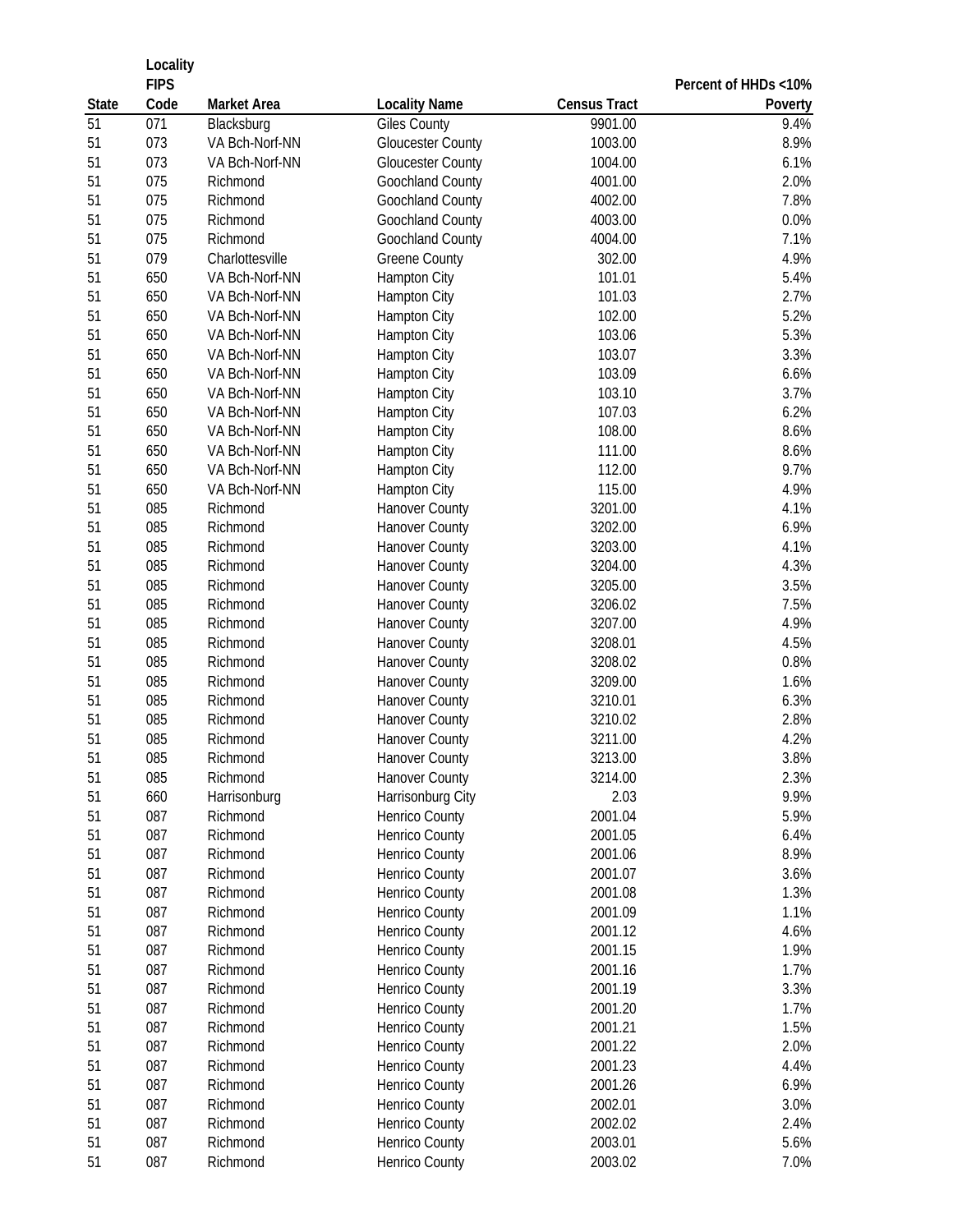| State | Locality FIPS Code | Market Area | Locality Name | Census Tract | Percent of HHDs <10% Poverty |
|---|---|---|---|---|---|
| 51 | 071 | Blacksburg | Giles County | 9901.00 | 9.4% |
| 51 | 073 | VA Bch-Norf-NN | Gloucester County | 1003.00 | 8.9% |
| 51 | 073 | VA Bch-Norf-NN | Gloucester County | 1004.00 | 6.1% |
| 51 | 075 | Richmond | Goochland County | 4001.00 | 2.0% |
| 51 | 075 | Richmond | Goochland County | 4002.00 | 7.8% |
| 51 | 075 | Richmond | Goochland County | 4003.00 | 0.0% |
| 51 | 075 | Richmond | Goochland County | 4004.00 | 7.1% |
| 51 | 079 | Charlottesville | Greene County | 302.00 | 4.9% |
| 51 | 650 | VA Bch-Norf-NN | Hampton City | 101.01 | 5.4% |
| 51 | 650 | VA Bch-Norf-NN | Hampton City | 101.03 | 2.7% |
| 51 | 650 | VA Bch-Norf-NN | Hampton City | 102.00 | 5.2% |
| 51 | 650 | VA Bch-Norf-NN | Hampton City | 103.06 | 5.3% |
| 51 | 650 | VA Bch-Norf-NN | Hampton City | 103.07 | 3.3% |
| 51 | 650 | VA Bch-Norf-NN | Hampton City | 103.09 | 6.6% |
| 51 | 650 | VA Bch-Norf-NN | Hampton City | 103.10 | 3.7% |
| 51 | 650 | VA Bch-Norf-NN | Hampton City | 107.03 | 6.2% |
| 51 | 650 | VA Bch-Norf-NN | Hampton City | 108.00 | 8.6% |
| 51 | 650 | VA Bch-Norf-NN | Hampton City | 111.00 | 8.6% |
| 51 | 650 | VA Bch-Norf-NN | Hampton City | 112.00 | 9.7% |
| 51 | 650 | VA Bch-Norf-NN | Hampton City | 115.00 | 4.9% |
| 51 | 085 | Richmond | Hanover County | 3201.00 | 4.1% |
| 51 | 085 | Richmond | Hanover County | 3202.00 | 6.9% |
| 51 | 085 | Richmond | Hanover County | 3203.00 | 4.1% |
| 51 | 085 | Richmond | Hanover County | 3204.00 | 4.3% |
| 51 | 085 | Richmond | Hanover County | 3205.00 | 3.5% |
| 51 | 085 | Richmond | Hanover County | 3206.02 | 7.5% |
| 51 | 085 | Richmond | Hanover County | 3207.00 | 4.9% |
| 51 | 085 | Richmond | Hanover County | 3208.01 | 4.5% |
| 51 | 085 | Richmond | Hanover County | 3208.02 | 0.8% |
| 51 | 085 | Richmond | Hanover County | 3209.00 | 1.6% |
| 51 | 085 | Richmond | Hanover County | 3210.01 | 6.3% |
| 51 | 085 | Richmond | Hanover County | 3210.02 | 2.8% |
| 51 | 085 | Richmond | Hanover County | 3211.00 | 4.2% |
| 51 | 085 | Richmond | Hanover County | 3213.00 | 3.8% |
| 51 | 085 | Richmond | Hanover County | 3214.00 | 2.3% |
| 51 | 660 | Harrisonburg | Harrisonburg City | 2.03 | 9.9% |
| 51 | 087 | Richmond | Henrico County | 2001.04 | 5.9% |
| 51 | 087 | Richmond | Henrico County | 2001.05 | 6.4% |
| 51 | 087 | Richmond | Henrico County | 2001.06 | 8.9% |
| 51 | 087 | Richmond | Henrico County | 2001.07 | 3.6% |
| 51 | 087 | Richmond | Henrico County | 2001.08 | 1.3% |
| 51 | 087 | Richmond | Henrico County | 2001.09 | 1.1% |
| 51 | 087 | Richmond | Henrico County | 2001.12 | 4.6% |
| 51 | 087 | Richmond | Henrico County | 2001.15 | 1.9% |
| 51 | 087 | Richmond | Henrico County | 2001.16 | 1.7% |
| 51 | 087 | Richmond | Henrico County | 2001.19 | 3.3% |
| 51 | 087 | Richmond | Henrico County | 2001.20 | 1.7% |
| 51 | 087 | Richmond | Henrico County | 2001.21 | 1.5% |
| 51 | 087 | Richmond | Henrico County | 2001.22 | 2.0% |
| 51 | 087 | Richmond | Henrico County | 2001.23 | 4.4% |
| 51 | 087 | Richmond | Henrico County | 2001.26 | 6.9% |
| 51 | 087 | Richmond | Henrico County | 2002.01 | 3.0% |
| 51 | 087 | Richmond | Henrico County | 2002.02 | 2.4% |
| 51 | 087 | Richmond | Henrico County | 2003.01 | 5.6% |
| 51 | 087 | Richmond | Henrico County | 2003.02 | 7.0% |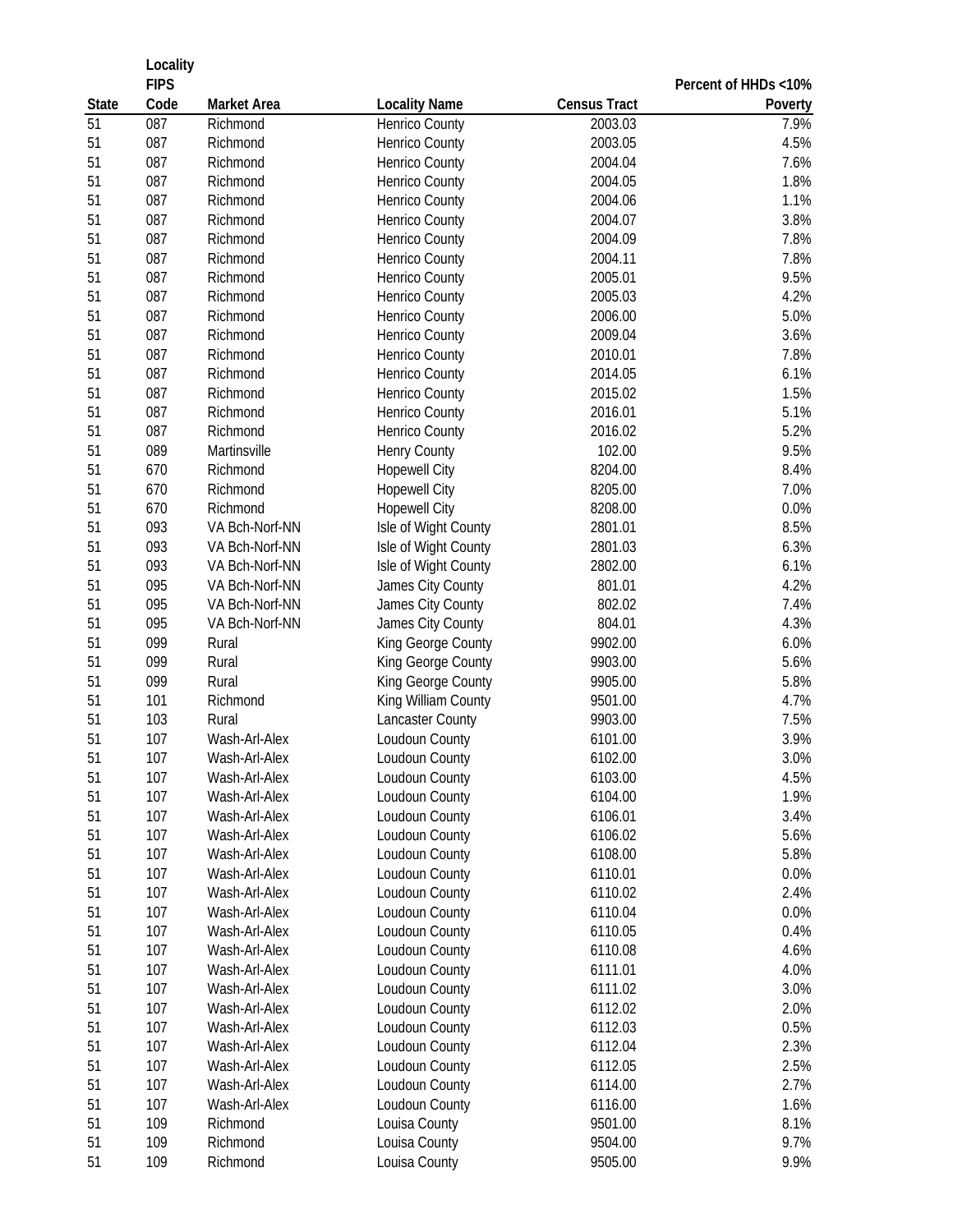| State | Locality FIPS Code | Market Area | Locality Name | Census Tract | Percent of HHDs <10% Poverty |
|---|---|---|---|---|---|
| 51 | 087 | Richmond | Henrico County | 2003.03 | 7.9% |
| 51 | 087 | Richmond | Henrico County | 2003.05 | 4.5% |
| 51 | 087 | Richmond | Henrico County | 2004.04 | 7.6% |
| 51 | 087 | Richmond | Henrico County | 2004.05 | 1.8% |
| 51 | 087 | Richmond | Henrico County | 2004.06 | 1.1% |
| 51 | 087 | Richmond | Henrico County | 2004.07 | 3.8% |
| 51 | 087 | Richmond | Henrico County | 2004.09 | 7.8% |
| 51 | 087 | Richmond | Henrico County | 2004.11 | 7.8% |
| 51 | 087 | Richmond | Henrico County | 2005.01 | 9.5% |
| 51 | 087 | Richmond | Henrico County | 2005.03 | 4.2% |
| 51 | 087 | Richmond | Henrico County | 2006.00 | 5.0% |
| 51 | 087 | Richmond | Henrico County | 2009.04 | 3.6% |
| 51 | 087 | Richmond | Henrico County | 2010.01 | 7.8% |
| 51 | 087 | Richmond | Henrico County | 2014.05 | 6.1% |
| 51 | 087 | Richmond | Henrico County | 2015.02 | 1.5% |
| 51 | 087 | Richmond | Henrico County | 2016.01 | 5.1% |
| 51 | 087 | Richmond | Henrico County | 2016.02 | 5.2% |
| 51 | 089 | Martinsville | Henry County | 102.00 | 9.5% |
| 51 | 670 | Richmond | Hopewell City | 8204.00 | 8.4% |
| 51 | 670 | Richmond | Hopewell City | 8205.00 | 7.0% |
| 51 | 670 | Richmond | Hopewell City | 8208.00 | 0.0% |
| 51 | 093 | VA Bch-Norf-NN | Isle of Wight County | 2801.01 | 8.5% |
| 51 | 093 | VA Bch-Norf-NN | Isle of Wight County | 2801.03 | 6.3% |
| 51 | 093 | VA Bch-Norf-NN | Isle of Wight County | 2802.00 | 6.1% |
| 51 | 095 | VA Bch-Norf-NN | James City County | 801.01 | 4.2% |
| 51 | 095 | VA Bch-Norf-NN | James City County | 802.02 | 7.4% |
| 51 | 095 | VA Bch-Norf-NN | James City County | 804.01 | 4.3% |
| 51 | 099 | Rural | King George County | 9902.00 | 6.0% |
| 51 | 099 | Rural | King George County | 9903.00 | 5.6% |
| 51 | 099 | Rural | King George County | 9905.00 | 5.8% |
| 51 | 101 | Richmond | King William County | 9501.00 | 4.7% |
| 51 | 103 | Rural | Lancaster County | 9903.00 | 7.5% |
| 51 | 107 | Wash-Arl-Alex | Loudoun County | 6101.00 | 3.9% |
| 51 | 107 | Wash-Arl-Alex | Loudoun County | 6102.00 | 3.0% |
| 51 | 107 | Wash-Arl-Alex | Loudoun County | 6103.00 | 4.5% |
| 51 | 107 | Wash-Arl-Alex | Loudoun County | 6104.00 | 1.9% |
| 51 | 107 | Wash-Arl-Alex | Loudoun County | 6106.01 | 3.4% |
| 51 | 107 | Wash-Arl-Alex | Loudoun County | 6106.02 | 5.6% |
| 51 | 107 | Wash-Arl-Alex | Loudoun County | 6108.00 | 5.8% |
| 51 | 107 | Wash-Arl-Alex | Loudoun County | 6110.01 | 0.0% |
| 51 | 107 | Wash-Arl-Alex | Loudoun County | 6110.02 | 2.4% |
| 51 | 107 | Wash-Arl-Alex | Loudoun County | 6110.04 | 0.0% |
| 51 | 107 | Wash-Arl-Alex | Loudoun County | 6110.05 | 0.4% |
| 51 | 107 | Wash-Arl-Alex | Loudoun County | 6110.08 | 4.6% |
| 51 | 107 | Wash-Arl-Alex | Loudoun County | 6111.01 | 4.0% |
| 51 | 107 | Wash-Arl-Alex | Loudoun County | 6111.02 | 3.0% |
| 51 | 107 | Wash-Arl-Alex | Loudoun County | 6112.02 | 2.0% |
| 51 | 107 | Wash-Arl-Alex | Loudoun County | 6112.03 | 0.5% |
| 51 | 107 | Wash-Arl-Alex | Loudoun County | 6112.04 | 2.3% |
| 51 | 107 | Wash-Arl-Alex | Loudoun County | 6112.05 | 2.5% |
| 51 | 107 | Wash-Arl-Alex | Loudoun County | 6114.00 | 2.7% |
| 51 | 107 | Wash-Arl-Alex | Loudoun County | 6116.00 | 1.6% |
| 51 | 109 | Richmond | Louisa County | 9501.00 | 8.1% |
| 51 | 109 | Richmond | Louisa County | 9504.00 | 9.7% |
| 51 | 109 | Richmond | Louisa County | 9505.00 | 9.9% |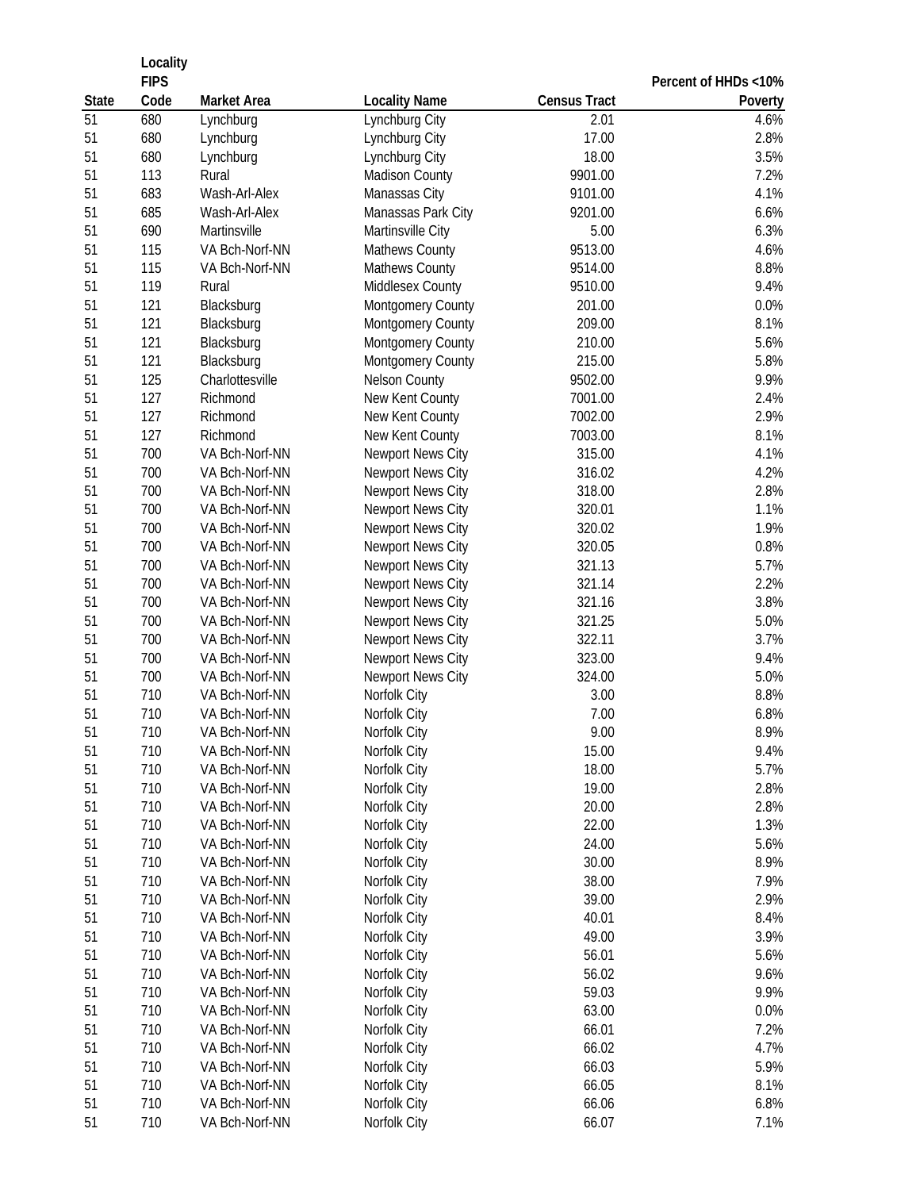| State | Locality FIPS Code | Market Area | Locality Name | Census Tract | Percent of HHDs <10% Poverty |
|---|---|---|---|---|---|
| 51 | 680 | Lynchburg | Lynchburg City | 2.01 | 4.6% |
| 51 | 680 | Lynchburg | Lynchburg City | 17.00 | 2.8% |
| 51 | 680 | Lynchburg | Lynchburg City | 18.00 | 3.5% |
| 51 | 113 | Rural | Madison County | 9901.00 | 7.2% |
| 51 | 683 | Wash-Arl-Alex | Manassas City | 9101.00 | 4.1% |
| 51 | 685 | Wash-Arl-Alex | Manassas Park City | 9201.00 | 6.6% |
| 51 | 690 | Martinsville | Martinsville City | 5.00 | 6.3% |
| 51 | 115 | VA Bch-Norf-NN | Mathews County | 9513.00 | 4.6% |
| 51 | 115 | VA Bch-Norf-NN | Mathews County | 9514.00 | 8.8% |
| 51 | 119 | Rural | Middlesex County | 9510.00 | 9.4% |
| 51 | 121 | Blacksburg | Montgomery County | 201.00 | 0.0% |
| 51 | 121 | Blacksburg | Montgomery County | 209.00 | 8.1% |
| 51 | 121 | Blacksburg | Montgomery County | 210.00 | 5.6% |
| 51 | 121 | Blacksburg | Montgomery County | 215.00 | 5.8% |
| 51 | 125 | Charlottesville | Nelson County | 9502.00 | 9.9% |
| 51 | 127 | Richmond | New Kent County | 7001.00 | 2.4% |
| 51 | 127 | Richmond | New Kent County | 7002.00 | 2.9% |
| 51 | 127 | Richmond | New Kent County | 7003.00 | 8.1% |
| 51 | 700 | VA Bch-Norf-NN | Newport News City | 315.00 | 4.1% |
| 51 | 700 | VA Bch-Norf-NN | Newport News City | 316.02 | 4.2% |
| 51 | 700 | VA Bch-Norf-NN | Newport News City | 318.00 | 2.8% |
| 51 | 700 | VA Bch-Norf-NN | Newport News City | 320.01 | 1.1% |
| 51 | 700 | VA Bch-Norf-NN | Newport News City | 320.02 | 1.9% |
| 51 | 700 | VA Bch-Norf-NN | Newport News City | 320.05 | 0.8% |
| 51 | 700 | VA Bch-Norf-NN | Newport News City | 321.13 | 5.7% |
| 51 | 700 | VA Bch-Norf-NN | Newport News City | 321.14 | 2.2% |
| 51 | 700 | VA Bch-Norf-NN | Newport News City | 321.16 | 3.8% |
| 51 | 700 | VA Bch-Norf-NN | Newport News City | 321.25 | 5.0% |
| 51 | 700 | VA Bch-Norf-NN | Newport News City | 322.11 | 3.7% |
| 51 | 700 | VA Bch-Norf-NN | Newport News City | 323.00 | 9.4% |
| 51 | 700 | VA Bch-Norf-NN | Newport News City | 324.00 | 5.0% |
| 51 | 710 | VA Bch-Norf-NN | Norfolk City | 3.00 | 8.8% |
| 51 | 710 | VA Bch-Norf-NN | Norfolk City | 7.00 | 6.8% |
| 51 | 710 | VA Bch-Norf-NN | Norfolk City | 9.00 | 8.9% |
| 51 | 710 | VA Bch-Norf-NN | Norfolk City | 15.00 | 9.4% |
| 51 | 710 | VA Bch-Norf-NN | Norfolk City | 18.00 | 5.7% |
| 51 | 710 | VA Bch-Norf-NN | Norfolk City | 19.00 | 2.8% |
| 51 | 710 | VA Bch-Norf-NN | Norfolk City | 20.00 | 2.8% |
| 51 | 710 | VA Bch-Norf-NN | Norfolk City | 22.00 | 1.3% |
| 51 | 710 | VA Bch-Norf-NN | Norfolk City | 24.00 | 5.6% |
| 51 | 710 | VA Bch-Norf-NN | Norfolk City | 30.00 | 8.9% |
| 51 | 710 | VA Bch-Norf-NN | Norfolk City | 38.00 | 7.9% |
| 51 | 710 | VA Bch-Norf-NN | Norfolk City | 39.00 | 2.9% |
| 51 | 710 | VA Bch-Norf-NN | Norfolk City | 40.01 | 8.4% |
| 51 | 710 | VA Bch-Norf-NN | Norfolk City | 49.00 | 3.9% |
| 51 | 710 | VA Bch-Norf-NN | Norfolk City | 56.01 | 5.6% |
| 51 | 710 | VA Bch-Norf-NN | Norfolk City | 56.02 | 9.6% |
| 51 | 710 | VA Bch-Norf-NN | Norfolk City | 59.03 | 9.9% |
| 51 | 710 | VA Bch-Norf-NN | Norfolk City | 63.00 | 0.0% |
| 51 | 710 | VA Bch-Norf-NN | Norfolk City | 66.01 | 7.2% |
| 51 | 710 | VA Bch-Norf-NN | Norfolk City | 66.02 | 4.7% |
| 51 | 710 | VA Bch-Norf-NN | Norfolk City | 66.03 | 5.9% |
| 51 | 710 | VA Bch-Norf-NN | Norfolk City | 66.05 | 8.1% |
| 51 | 710 | VA Bch-Norf-NN | Norfolk City | 66.06 | 6.8% |
| 51 | 710 | VA Bch-Norf-NN | Norfolk City | 66.07 | 7.1% |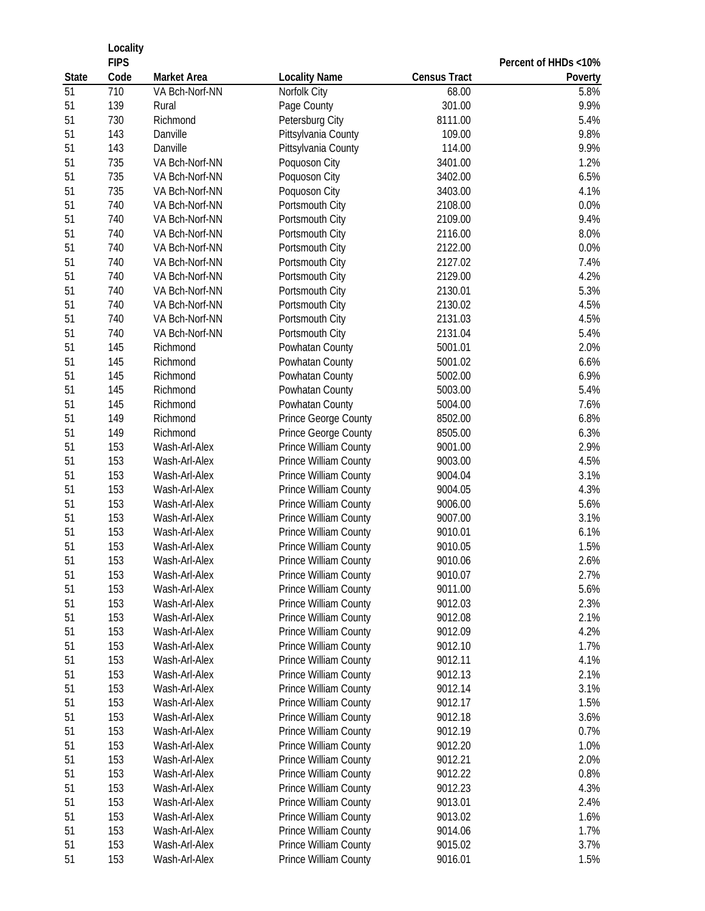| State | Locality FIPS Code | Market Area | Locality Name | Census Tract | Percent of HHDs <10% Poverty |
|---|---|---|---|---|---|
| 51 | 710 | VA Bch-Norf-NN | Norfolk City | 68.00 | 5.8% |
| 51 | 139 | Rural | Page County | 301.00 | 9.9% |
| 51 | 730 | Richmond | Petersburg City | 8111.00 | 5.4% |
| 51 | 143 | Danville | Pittsylvania County | 109.00 | 9.8% |
| 51 | 143 | Danville | Pittsylvania County | 114.00 | 9.9% |
| 51 | 735 | VA Bch-Norf-NN | Poquoson City | 3401.00 | 1.2% |
| 51 | 735 | VA Bch-Norf-NN | Poquoson City | 3402.00 | 6.5% |
| 51 | 735 | VA Bch-Norf-NN | Poquoson City | 3403.00 | 4.1% |
| 51 | 740 | VA Bch-Norf-NN | Portsmouth City | 2108.00 | 0.0% |
| 51 | 740 | VA Bch-Norf-NN | Portsmouth City | 2109.00 | 9.4% |
| 51 | 740 | VA Bch-Norf-NN | Portsmouth City | 2116.00 | 8.0% |
| 51 | 740 | VA Bch-Norf-NN | Portsmouth City | 2122.00 | 0.0% |
| 51 | 740 | VA Bch-Norf-NN | Portsmouth City | 2127.02 | 7.4% |
| 51 | 740 | VA Bch-Norf-NN | Portsmouth City | 2129.00 | 4.2% |
| 51 | 740 | VA Bch-Norf-NN | Portsmouth City | 2130.01 | 5.3% |
| 51 | 740 | VA Bch-Norf-NN | Portsmouth City | 2130.02 | 4.5% |
| 51 | 740 | VA Bch-Norf-NN | Portsmouth City | 2131.03 | 4.5% |
| 51 | 740 | VA Bch-Norf-NN | Portsmouth City | 2131.04 | 5.4% |
| 51 | 145 | Richmond | Powhatan County | 5001.01 | 2.0% |
| 51 | 145 | Richmond | Powhatan County | 5001.02 | 6.6% |
| 51 | 145 | Richmond | Powhatan County | 5002.00 | 6.9% |
| 51 | 145 | Richmond | Powhatan County | 5003.00 | 5.4% |
| 51 | 145 | Richmond | Powhatan County | 5004.00 | 7.6% |
| 51 | 149 | Richmond | Prince George County | 8502.00 | 6.8% |
| 51 | 149 | Richmond | Prince George County | 8505.00 | 6.3% |
| 51 | 153 | Wash-Arl-Alex | Prince William County | 9001.00 | 2.9% |
| 51 | 153 | Wash-Arl-Alex | Prince William County | 9003.00 | 4.5% |
| 51 | 153 | Wash-Arl-Alex | Prince William County | 9004.04 | 3.1% |
| 51 | 153 | Wash-Arl-Alex | Prince William County | 9004.05 | 4.3% |
| 51 | 153 | Wash-Arl-Alex | Prince William County | 9006.00 | 5.6% |
| 51 | 153 | Wash-Arl-Alex | Prince William County | 9007.00 | 3.1% |
| 51 | 153 | Wash-Arl-Alex | Prince William County | 9010.01 | 6.1% |
| 51 | 153 | Wash-Arl-Alex | Prince William County | 9010.05 | 1.5% |
| 51 | 153 | Wash-Arl-Alex | Prince William County | 9010.06 | 2.6% |
| 51 | 153 | Wash-Arl-Alex | Prince William County | 9010.07 | 2.7% |
| 51 | 153 | Wash-Arl-Alex | Prince William County | 9011.00 | 5.6% |
| 51 | 153 | Wash-Arl-Alex | Prince William County | 9012.03 | 2.3% |
| 51 | 153 | Wash-Arl-Alex | Prince William County | 9012.08 | 2.1% |
| 51 | 153 | Wash-Arl-Alex | Prince William County | 9012.09 | 4.2% |
| 51 | 153 | Wash-Arl-Alex | Prince William County | 9012.10 | 1.7% |
| 51 | 153 | Wash-Arl-Alex | Prince William County | 9012.11 | 4.1% |
| 51 | 153 | Wash-Arl-Alex | Prince William County | 9012.13 | 2.1% |
| 51 | 153 | Wash-Arl-Alex | Prince William County | 9012.14 | 3.1% |
| 51 | 153 | Wash-Arl-Alex | Prince William County | 9012.17 | 1.5% |
| 51 | 153 | Wash-Arl-Alex | Prince William County | 9012.18 | 3.6% |
| 51 | 153 | Wash-Arl-Alex | Prince William County | 9012.19 | 0.7% |
| 51 | 153 | Wash-Arl-Alex | Prince William County | 9012.20 | 1.0% |
| 51 | 153 | Wash-Arl-Alex | Prince William County | 9012.21 | 2.0% |
| 51 | 153 | Wash-Arl-Alex | Prince William County | 9012.22 | 0.8% |
| 51 | 153 | Wash-Arl-Alex | Prince William County | 9012.23 | 4.3% |
| 51 | 153 | Wash-Arl-Alex | Prince William County | 9013.01 | 2.4% |
| 51 | 153 | Wash-Arl-Alex | Prince William County | 9013.02 | 1.6% |
| 51 | 153 | Wash-Arl-Alex | Prince William County | 9014.06 | 1.7% |
| 51 | 153 | Wash-Arl-Alex | Prince William County | 9015.02 | 3.7% |
| 51 | 153 | Wash-Arl-Alex | Prince William County | 9016.01 | 1.5% |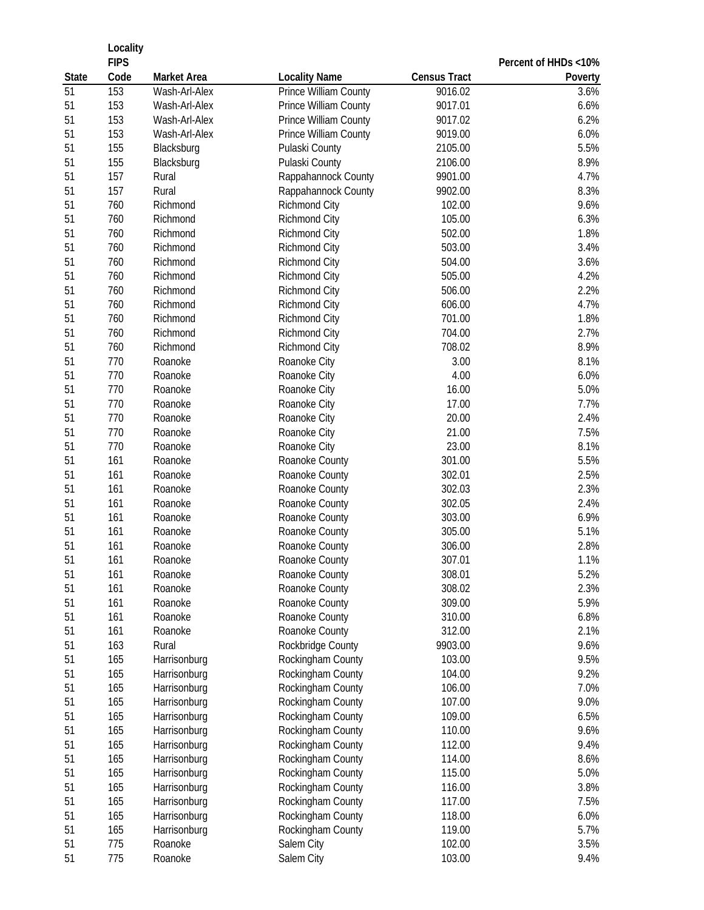| State | Locality FIPS Code | Market Area | Locality Name | Census Tract | Percent of HHDs <10% Poverty |
|---|---|---|---|---|---|
| 51 | 153 | Wash-Arl-Alex | Prince William County | 9016.02 | 3.6% |
| 51 | 153 | Wash-Arl-Alex | Prince William County | 9017.01 | 6.6% |
| 51 | 153 | Wash-Arl-Alex | Prince William County | 9017.02 | 6.2% |
| 51 | 153 | Wash-Arl-Alex | Prince William County | 9019.00 | 6.0% |
| 51 | 155 | Blacksburg | Pulaski County | 2105.00 | 5.5% |
| 51 | 155 | Blacksburg | Pulaski County | 2106.00 | 8.9% |
| 51 | 157 | Rural | Rappahannock County | 9901.00 | 4.7% |
| 51 | 157 | Rural | Rappahannock County | 9902.00 | 8.3% |
| 51 | 760 | Richmond | Richmond City | 102.00 | 9.6% |
| 51 | 760 | Richmond | Richmond City | 105.00 | 6.3% |
| 51 | 760 | Richmond | Richmond City | 502.00 | 1.8% |
| 51 | 760 | Richmond | Richmond City | 503.00 | 3.4% |
| 51 | 760 | Richmond | Richmond City | 504.00 | 3.6% |
| 51 | 760 | Richmond | Richmond City | 505.00 | 4.2% |
| 51 | 760 | Richmond | Richmond City | 506.00 | 2.2% |
| 51 | 760 | Richmond | Richmond City | 606.00 | 4.7% |
| 51 | 760 | Richmond | Richmond City | 701.00 | 1.8% |
| 51 | 760 | Richmond | Richmond City | 704.00 | 2.7% |
| 51 | 760 | Richmond | Richmond City | 708.02 | 8.9% |
| 51 | 770 | Roanoke | Roanoke City | 3.00 | 8.1% |
| 51 | 770 | Roanoke | Roanoke City | 4.00 | 6.0% |
| 51 | 770 | Roanoke | Roanoke City | 16.00 | 5.0% |
| 51 | 770 | Roanoke | Roanoke City | 17.00 | 7.7% |
| 51 | 770 | Roanoke | Roanoke City | 20.00 | 2.4% |
| 51 | 770 | Roanoke | Roanoke City | 21.00 | 7.5% |
| 51 | 770 | Roanoke | Roanoke City | 23.00 | 8.1% |
| 51 | 161 | Roanoke | Roanoke County | 301.00 | 5.5% |
| 51 | 161 | Roanoke | Roanoke County | 302.01 | 2.5% |
| 51 | 161 | Roanoke | Roanoke County | 302.03 | 2.3% |
| 51 | 161 | Roanoke | Roanoke County | 302.05 | 2.4% |
| 51 | 161 | Roanoke | Roanoke County | 303.00 | 6.9% |
| 51 | 161 | Roanoke | Roanoke County | 305.00 | 5.1% |
| 51 | 161 | Roanoke | Roanoke County | 306.00 | 2.8% |
| 51 | 161 | Roanoke | Roanoke County | 307.01 | 1.1% |
| 51 | 161 | Roanoke | Roanoke County | 308.01 | 5.2% |
| 51 | 161 | Roanoke | Roanoke County | 308.02 | 2.3% |
| 51 | 161 | Roanoke | Roanoke County | 309.00 | 5.9% |
| 51 | 161 | Roanoke | Roanoke County | 310.00 | 6.8% |
| 51 | 161 | Roanoke | Roanoke County | 312.00 | 2.1% |
| 51 | 163 | Rural | Rockbridge County | 9903.00 | 9.6% |
| 51 | 165 | Harrisonburg | Rockingham County | 103.00 | 9.5% |
| 51 | 165 | Harrisonburg | Rockingham County | 104.00 | 9.2% |
| 51 | 165 | Harrisonburg | Rockingham County | 106.00 | 7.0% |
| 51 | 165 | Harrisonburg | Rockingham County | 107.00 | 9.0% |
| 51 | 165 | Harrisonburg | Rockingham County | 109.00 | 6.5% |
| 51 | 165 | Harrisonburg | Rockingham County | 110.00 | 9.6% |
| 51 | 165 | Harrisonburg | Rockingham County | 112.00 | 9.4% |
| 51 | 165 | Harrisonburg | Rockingham County | 114.00 | 8.6% |
| 51 | 165 | Harrisonburg | Rockingham County | 115.00 | 5.0% |
| 51 | 165 | Harrisonburg | Rockingham County | 116.00 | 3.8% |
| 51 | 165 | Harrisonburg | Rockingham County | 117.00 | 7.5% |
| 51 | 165 | Harrisonburg | Rockingham County | 118.00 | 6.0% |
| 51 | 165 | Harrisonburg | Rockingham County | 119.00 | 5.7% |
| 51 | 775 | Roanoke | Salem City | 102.00 | 3.5% |
| 51 | 775 | Roanoke | Salem City | 103.00 | 9.4% |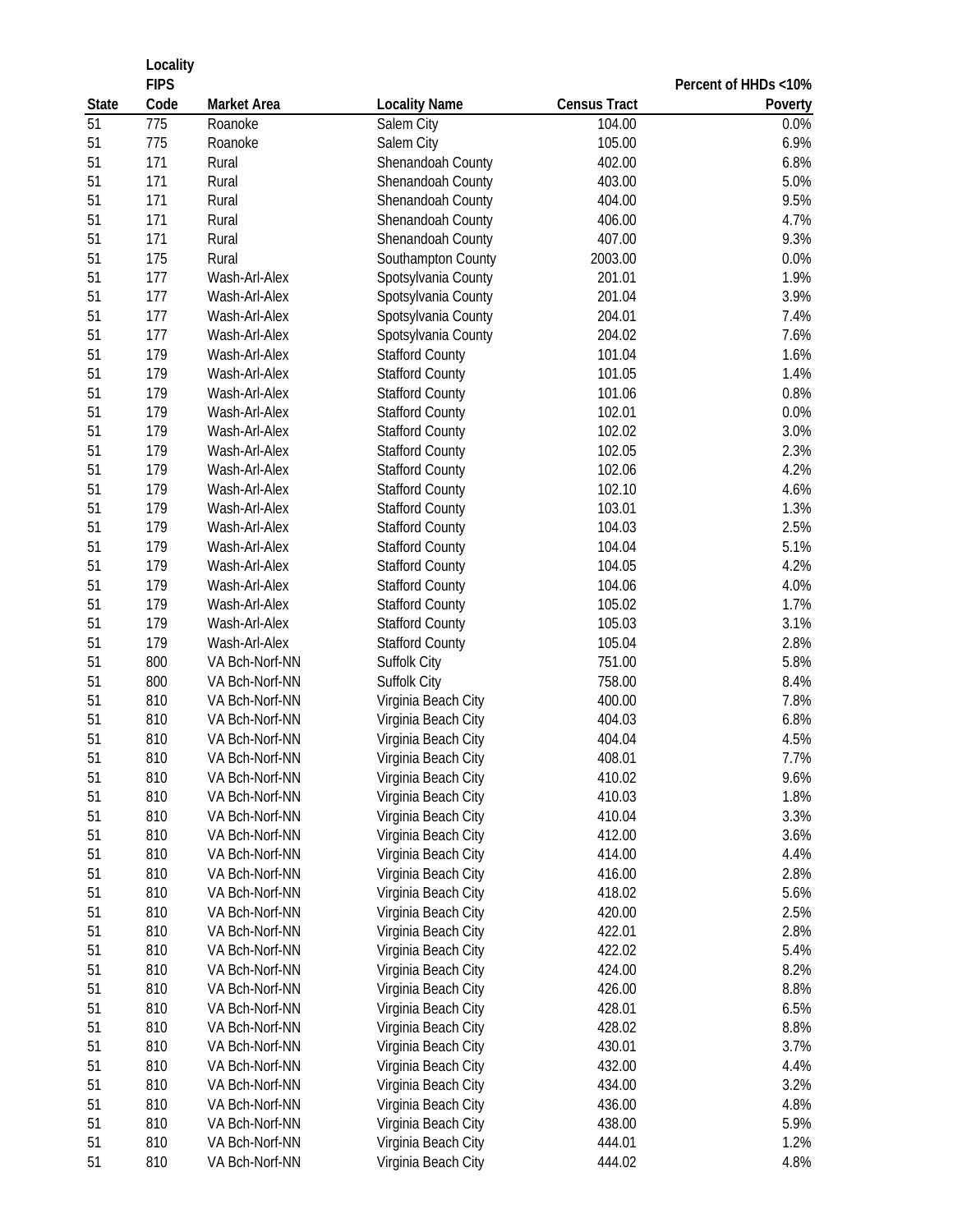| State | Locality FIPS Code | Market Area | Locality Name | Census Tract | Percent of HHDs <10% Poverty |
|---|---|---|---|---|---|
| 51 | 775 | Roanoke | Salem City | 104.00 | 0.0% |
| 51 | 775 | Roanoke | Salem City | 105.00 | 6.9% |
| 51 | 171 | Rural | Shenandoah County | 402.00 | 6.8% |
| 51 | 171 | Rural | Shenandoah County | 403.00 | 5.0% |
| 51 | 171 | Rural | Shenandoah County | 404.00 | 9.5% |
| 51 | 171 | Rural | Shenandoah County | 406.00 | 4.7% |
| 51 | 171 | Rural | Shenandoah County | 407.00 | 9.3% |
| 51 | 175 | Rural | Southampton County | 2003.00 | 0.0% |
| 51 | 177 | Wash-Arl-Alex | Spotsylvania County | 201.01 | 1.9% |
| 51 | 177 | Wash-Arl-Alex | Spotsylvania County | 201.04 | 3.9% |
| 51 | 177 | Wash-Arl-Alex | Spotsylvania County | 204.01 | 7.4% |
| 51 | 177 | Wash-Arl-Alex | Spotsylvania County | 204.02 | 7.6% |
| 51 | 179 | Wash-Arl-Alex | Stafford County | 101.04 | 1.6% |
| 51 | 179 | Wash-Arl-Alex | Stafford County | 101.05 | 1.4% |
| 51 | 179 | Wash-Arl-Alex | Stafford County | 101.06 | 0.8% |
| 51 | 179 | Wash-Arl-Alex | Stafford County | 102.01 | 0.0% |
| 51 | 179 | Wash-Arl-Alex | Stafford County | 102.02 | 3.0% |
| 51 | 179 | Wash-Arl-Alex | Stafford County | 102.05 | 2.3% |
| 51 | 179 | Wash-Arl-Alex | Stafford County | 102.06 | 4.2% |
| 51 | 179 | Wash-Arl-Alex | Stafford County | 102.10 | 4.6% |
| 51 | 179 | Wash-Arl-Alex | Stafford County | 103.01 | 1.3% |
| 51 | 179 | Wash-Arl-Alex | Stafford County | 104.03 | 2.5% |
| 51 | 179 | Wash-Arl-Alex | Stafford County | 104.04 | 5.1% |
| 51 | 179 | Wash-Arl-Alex | Stafford County | 104.05 | 4.2% |
| 51 | 179 | Wash-Arl-Alex | Stafford County | 104.06 | 4.0% |
| 51 | 179 | Wash-Arl-Alex | Stafford County | 105.02 | 1.7% |
| 51 | 179 | Wash-Arl-Alex | Stafford County | 105.03 | 3.1% |
| 51 | 179 | Wash-Arl-Alex | Stafford County | 105.04 | 2.8% |
| 51 | 800 | VA Bch-Norf-NN | Suffolk City | 751.00 | 5.8% |
| 51 | 800 | VA Bch-Norf-NN | Suffolk City | 758.00 | 8.4% |
| 51 | 810 | VA Bch-Norf-NN | Virginia Beach City | 400.00 | 7.8% |
| 51 | 810 | VA Bch-Norf-NN | Virginia Beach City | 404.03 | 6.8% |
| 51 | 810 | VA Bch-Norf-NN | Virginia Beach City | 404.04 | 4.5% |
| 51 | 810 | VA Bch-Norf-NN | Virginia Beach City | 408.01 | 7.7% |
| 51 | 810 | VA Bch-Norf-NN | Virginia Beach City | 410.02 | 9.6% |
| 51 | 810 | VA Bch-Norf-NN | Virginia Beach City | 410.03 | 1.8% |
| 51 | 810 | VA Bch-Norf-NN | Virginia Beach City | 410.04 | 3.3% |
| 51 | 810 | VA Bch-Norf-NN | Virginia Beach City | 412.00 | 3.6% |
| 51 | 810 | VA Bch-Norf-NN | Virginia Beach City | 414.00 | 4.4% |
| 51 | 810 | VA Bch-Norf-NN | Virginia Beach City | 416.00 | 2.8% |
| 51 | 810 | VA Bch-Norf-NN | Virginia Beach City | 418.02 | 5.6% |
| 51 | 810 | VA Bch-Norf-NN | Virginia Beach City | 420.00 | 2.5% |
| 51 | 810 | VA Bch-Norf-NN | Virginia Beach City | 422.01 | 2.8% |
| 51 | 810 | VA Bch-Norf-NN | Virginia Beach City | 422.02 | 5.4% |
| 51 | 810 | VA Bch-Norf-NN | Virginia Beach City | 424.00 | 8.2% |
| 51 | 810 | VA Bch-Norf-NN | Virginia Beach City | 426.00 | 8.8% |
| 51 | 810 | VA Bch-Norf-NN | Virginia Beach City | 428.01 | 6.5% |
| 51 | 810 | VA Bch-Norf-NN | Virginia Beach City | 428.02 | 8.8% |
| 51 | 810 | VA Bch-Norf-NN | Virginia Beach City | 430.01 | 3.7% |
| 51 | 810 | VA Bch-Norf-NN | Virginia Beach City | 432.00 | 4.4% |
| 51 | 810 | VA Bch-Norf-NN | Virginia Beach City | 434.00 | 3.2% |
| 51 | 810 | VA Bch-Norf-NN | Virginia Beach City | 436.00 | 4.8% |
| 51 | 810 | VA Bch-Norf-NN | Virginia Beach City | 438.00 | 5.9% |
| 51 | 810 | VA Bch-Norf-NN | Virginia Beach City | 444.01 | 1.2% |
| 51 | 810 | VA Bch-Norf-NN | Virginia Beach City | 444.02 | 4.8% |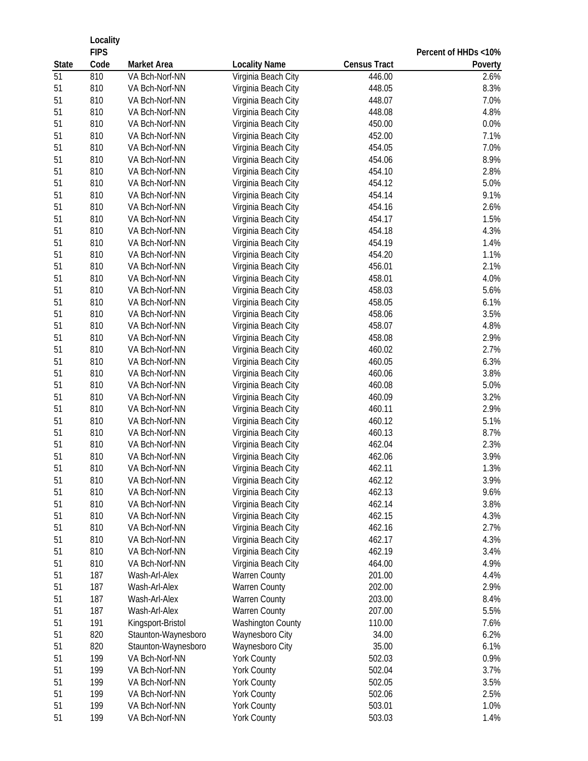| State | Locality FIPS Code | Market Area | Locality Name | Census Tract | Percent of HHDs <10% Poverty |
|---|---|---|---|---|---|
| 51 | 810 | VA Bch-Norf-NN | Virginia Beach City | 446.00 | 2.6% |
| 51 | 810 | VA Bch-Norf-NN | Virginia Beach City | 448.05 | 8.3% |
| 51 | 810 | VA Bch-Norf-NN | Virginia Beach City | 448.07 | 7.0% |
| 51 | 810 | VA Bch-Norf-NN | Virginia Beach City | 448.08 | 4.8% |
| 51 | 810 | VA Bch-Norf-NN | Virginia Beach City | 450.00 | 0.0% |
| 51 | 810 | VA Bch-Norf-NN | Virginia Beach City | 452.00 | 7.1% |
| 51 | 810 | VA Bch-Norf-NN | Virginia Beach City | 454.05 | 7.0% |
| 51 | 810 | VA Bch-Norf-NN | Virginia Beach City | 454.06 | 8.9% |
| 51 | 810 | VA Bch-Norf-NN | Virginia Beach City | 454.10 | 2.8% |
| 51 | 810 | VA Bch-Norf-NN | Virginia Beach City | 454.12 | 5.0% |
| 51 | 810 | VA Bch-Norf-NN | Virginia Beach City | 454.14 | 9.1% |
| 51 | 810 | VA Bch-Norf-NN | Virginia Beach City | 454.16 | 2.6% |
| 51 | 810 | VA Bch-Norf-NN | Virginia Beach City | 454.17 | 1.5% |
| 51 | 810 | VA Bch-Norf-NN | Virginia Beach City | 454.18 | 4.3% |
| 51 | 810 | VA Bch-Norf-NN | Virginia Beach City | 454.19 | 1.4% |
| 51 | 810 | VA Bch-Norf-NN | Virginia Beach City | 454.20 | 1.1% |
| 51 | 810 | VA Bch-Norf-NN | Virginia Beach City | 456.01 | 2.1% |
| 51 | 810 | VA Bch-Norf-NN | Virginia Beach City | 458.01 | 4.0% |
| 51 | 810 | VA Bch-Norf-NN | Virginia Beach City | 458.03 | 5.6% |
| 51 | 810 | VA Bch-Norf-NN | Virginia Beach City | 458.05 | 6.1% |
| 51 | 810 | VA Bch-Norf-NN | Virginia Beach City | 458.06 | 3.5% |
| 51 | 810 | VA Bch-Norf-NN | Virginia Beach City | 458.07 | 4.8% |
| 51 | 810 | VA Bch-Norf-NN | Virginia Beach City | 458.08 | 2.9% |
| 51 | 810 | VA Bch-Norf-NN | Virginia Beach City | 460.02 | 2.7% |
| 51 | 810 | VA Bch-Norf-NN | Virginia Beach City | 460.05 | 6.3% |
| 51 | 810 | VA Bch-Norf-NN | Virginia Beach City | 460.06 | 3.8% |
| 51 | 810 | VA Bch-Norf-NN | Virginia Beach City | 460.08 | 5.0% |
| 51 | 810 | VA Bch-Norf-NN | Virginia Beach City | 460.09 | 3.2% |
| 51 | 810 | VA Bch-Norf-NN | Virginia Beach City | 460.11 | 2.9% |
| 51 | 810 | VA Bch-Norf-NN | Virginia Beach City | 460.12 | 5.1% |
| 51 | 810 | VA Bch-Norf-NN | Virginia Beach City | 460.13 | 8.7% |
| 51 | 810 | VA Bch-Norf-NN | Virginia Beach City | 462.04 | 2.3% |
| 51 | 810 | VA Bch-Norf-NN | Virginia Beach City | 462.06 | 3.9% |
| 51 | 810 | VA Bch-Norf-NN | Virginia Beach City | 462.11 | 1.3% |
| 51 | 810 | VA Bch-Norf-NN | Virginia Beach City | 462.12 | 3.9% |
| 51 | 810 | VA Bch-Norf-NN | Virginia Beach City | 462.13 | 9.6% |
| 51 | 810 | VA Bch-Norf-NN | Virginia Beach City | 462.14 | 3.8% |
| 51 | 810 | VA Bch-Norf-NN | Virginia Beach City | 462.15 | 4.3% |
| 51 | 810 | VA Bch-Norf-NN | Virginia Beach City | 462.16 | 2.7% |
| 51 | 810 | VA Bch-Norf-NN | Virginia Beach City | 462.17 | 4.3% |
| 51 | 810 | VA Bch-Norf-NN | Virginia Beach City | 462.19 | 3.4% |
| 51 | 810 | VA Bch-Norf-NN | Virginia Beach City | 464.00 | 4.9% |
| 51 | 187 | Wash-Arl-Alex | Warren County | 201.00 | 4.4% |
| 51 | 187 | Wash-Arl-Alex | Warren County | 202.00 | 2.9% |
| 51 | 187 | Wash-Arl-Alex | Warren County | 203.00 | 8.4% |
| 51 | 187 | Wash-Arl-Alex | Warren County | 207.00 | 5.5% |
| 51 | 191 | Kingsport-Bristol | Washington County | 110.00 | 7.6% |
| 51 | 820 | Staunton-Waynesboro | Waynesboro City | 34.00 | 6.2% |
| 51 | 820 | Staunton-Waynesboro | Waynesboro City | 35.00 | 6.1% |
| 51 | 199 | VA Bch-Norf-NN | York County | 502.03 | 0.9% |
| 51 | 199 | VA Bch-Norf-NN | York County | 502.04 | 3.7% |
| 51 | 199 | VA Bch-Norf-NN | York County | 502.05 | 3.5% |
| 51 | 199 | VA Bch-Norf-NN | York County | 502.06 | 2.5% |
| 51 | 199 | VA Bch-Norf-NN | York County | 503.01 | 1.0% |
| 51 | 199 | VA Bch-Norf-NN | York County | 503.03 | 1.4% |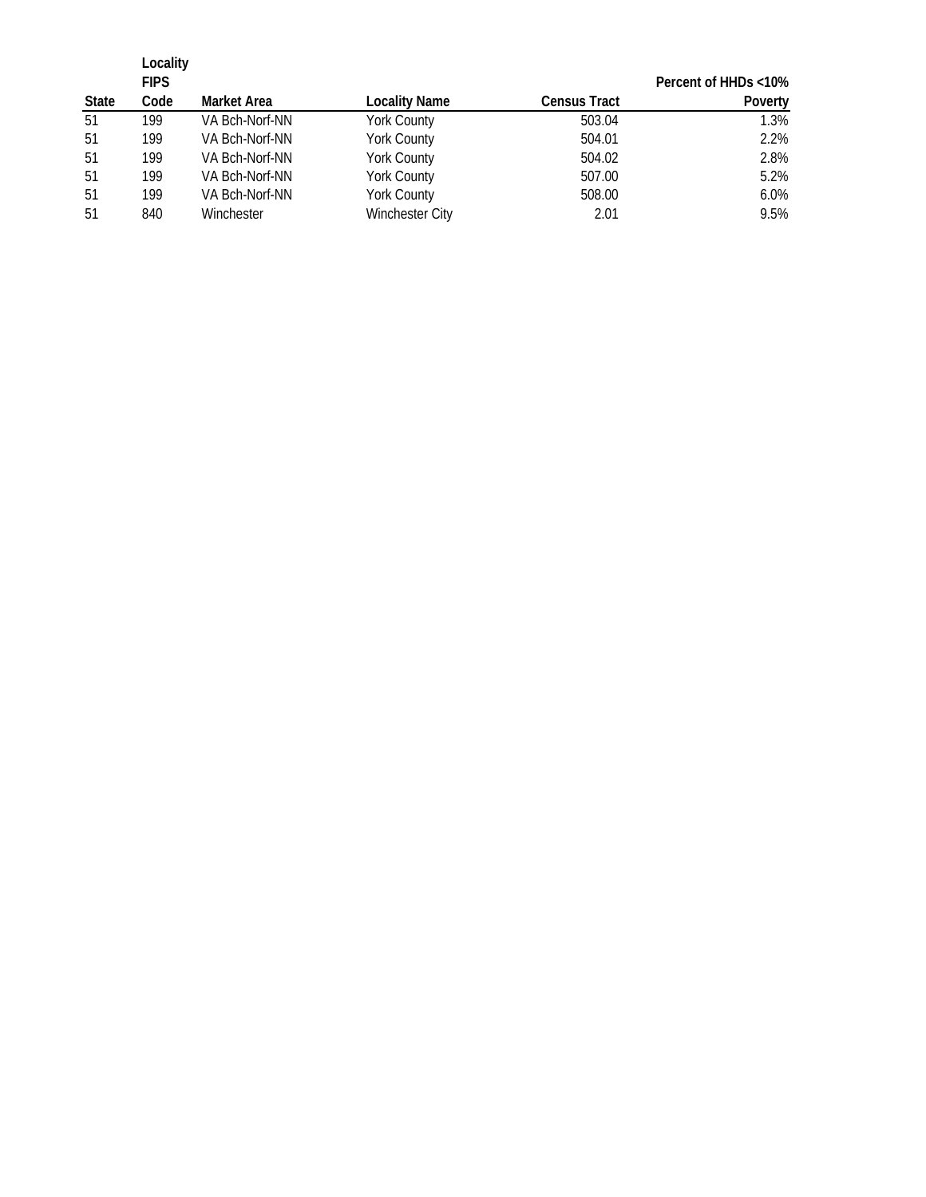| State | Locality FIPS Code | Market Area | Locality Name | Census Tract | Percent of HHDs <10% Poverty |
|---|---|---|---|---|---|
| 51 | 199 | VA Bch-Norf-NN | York County | 503.04 | 1.3% |
| 51 | 199 | VA Bch-Norf-NN | York County | 504.01 | 2.2% |
| 51 | 199 | VA Bch-Norf-NN | York County | 504.02 | 2.8% |
| 51 | 199 | VA Bch-Norf-NN | York County | 507.00 | 5.2% |
| 51 | 199 | VA Bch-Norf-NN | York County | 508.00 | 6.0% |
| 51 | 840 | Winchester | Winchester City | 2.01 | 9.5% |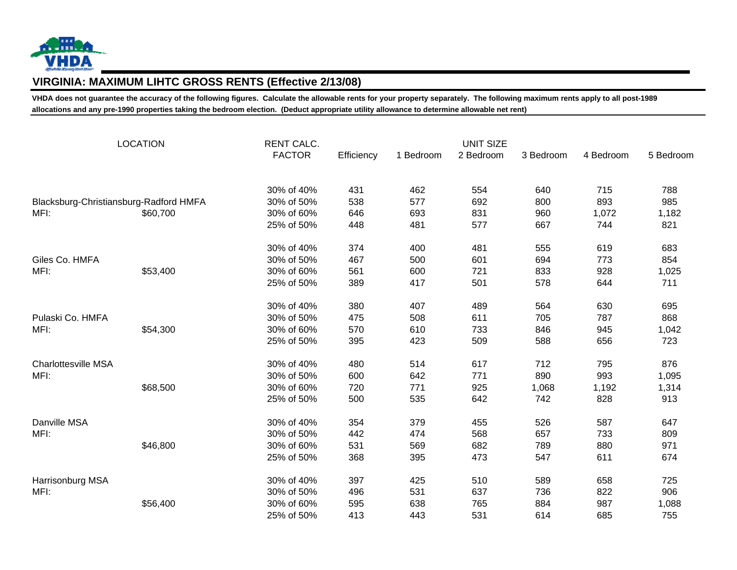VHDA

# VIRGINIA: MAXIMUM LIHTC GROSS RENTS (Effective 2/13/08)

**VHDA does not guarantee the accuracy of the following figures. Calculate the allowable rents for your property separately. The following maximum rents apply to all post-1989 allocations and any pre-1990 properties taking the bedroom election. (Deduct appropriate utility allowance to determine allowable net rent)**

| LOCATION | | RENT CALC. FACTOR | Efficiency | 1 Bedroom | 2 Bedroom | 3 Bedroom | 4 Bedroom | 5 Bedroom |
|---|---|---|---|---|---|---|---|---|
| | | 30% of 40% | 431 | 462 | 554 | 640 | 715 | 788 |
| Blacksburg-Christiansburg-Radford HMFA | | 30% of 50% | 538 | 577 | 692 | 800 | 893 | 985 |
| MFI: | $60,700 | 30% of 60% | 646 | 693 | 831 | 960 | 1,072 | 1,182 |
| | | 25% of 50% | 448 | 481 | 577 | 667 | 744 | 821 |
| | | 30% of 40% | 374 | 400 | 481 | 555 | 619 | 683 |
| Giles Co. HMFA | | 30% of 50% | 467 | 500 | 601 | 694 | 773 | 854 |
| MFI: | $53,400 | 30% of 60% | 561 | 600 | 721 | 833 | 928 | 1,025 |
| | | 25% of 50% | 389 | 417 | 501 | 578 | 644 | 711 |
| | | 30% of 40% | 380 | 407 | 489 | 564 | 630 | 695 |
| Pulaski Co. HMFA | | 30% of 50% | 475 | 508 | 611 | 705 | 787 | 868 |
| MFI: | $54,300 | 30% of 60% | 570 | 610 | 733 | 846 | 945 | 1,042 |
| | | 25% of 50% | 395 | 423 | 509 | 588 | 656 | 723 |
| Charlottesville MSA | | 30% of 40% | 480 | 514 | 617 | 712 | 795 | 876 |
| MFI: | | 30% of 50% | 600 | 642 | 771 | 890 | 993 | 1,095 |
| | $68,500 | 30% of 60% | 720 | 771 | 925 | 1,068 | 1,192 | 1,314 |
| | | 25% of 50% | 500 | 535 | 642 | 742 | 828 | 913 |
| Danville MSA | | 30% of 40% | 354 | 379 | 455 | 526 | 587 | 647 |
| MFI: | | 30% of 50% | 442 | 474 | 568 | 657 | 733 | 809 |
| | $46,800 | 30% of 60% | 531 | 569 | 682 | 789 | 880 | 971 |
| | | 25% of 50% | 368 | 395 | 473 | 547 | 611 | 674 |
| Harrisonburg MSA | | 30% of 40% | 397 | 425 | 510 | 589 | 658 | 725 |
| MFI: | | 30% of 50% | 496 | 531 | 637 | 736 | 822 | 906 |
| | $56,400 | 30% of 60% | 595 | 638 | 765 | 884 | 987 | 1,088 |
| | | 25% of 50% | 413 | 443 | 531 | 614 | 685 | 755 |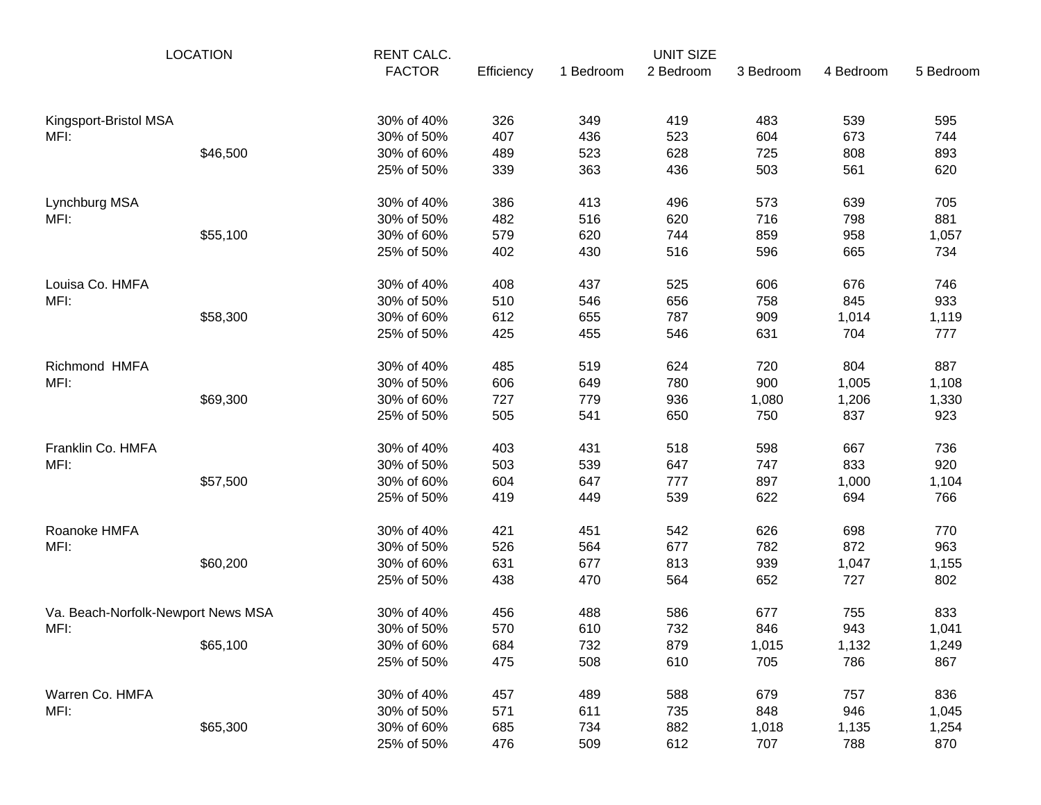| LOCATION | | RENT CALC. FACTOR | Efficiency | 1 Bedroom | 2 Bedroom | 3 Bedroom | 4 Bedroom | 5 Bedroom |
|---|---|---|---|---|---|---|---|---|
| | | | | | UNIT SIZE | | | |
| Kingsport-Bristol MSA | | 30% of 40% | 326 | 349 | 419 | 483 | 539 | 595 |
| MFI: | | 30% of 50% | 407 | 436 | 523 | 604 | 673 | 744 |
| | $46,500 | 30% of 60% | 489 | 523 | 628 | 725 | 808 | 893 |
| | | 25% of 50% | 339 | 363 | 436 | 503 | 561 | 620 |
| Lynchburg MSA | | 30% of 40% | 386 | 413 | 496 | 573 | 639 | 705 |
| MFI: | | 30% of 50% | 482 | 516 | 620 | 716 | 798 | 881 |
| | $55,100 | 30% of 60% | 579 | 620 | 744 | 859 | 958 | 1,057 |
| | | 25% of 50% | 402 | 430 | 516 | 596 | 665 | 734 |
| Louisa Co. HMFA | | 30% of 40% | 408 | 437 | 525 | 606 | 676 | 746 |
| MFI: | | 30% of 50% | 510 | 546 | 656 | 758 | 845 | 933 |
| | $58,300 | 30% of 60% | 612 | 655 | 787 | 909 | 1,014 | 1,119 |
| | | 25% of 50% | 425 | 455 | 546 | 631 | 704 | 777 |
| Richmond HMFA | | 30% of 40% | 485 | 519 | 624 | 720 | 804 | 887 |
| MFI: | | 30% of 50% | 606 | 649 | 780 | 900 | 1,005 | 1,108 |
| | $69,300 | 30% of 60% | 727 | 779 | 936 | 1,080 | 1,206 | 1,330 |
| | | 25% of 50% | 505 | 541 | 650 | 750 | 837 | 923 |
| Franklin Co. HMFA | | 30% of 40% | 403 | 431 | 518 | 598 | 667 | 736 |
| MFI: | | 30% of 50% | 503 | 539 | 647 | 747 | 833 | 920 |
| | $57,500 | 30% of 60% | 604 | 647 | 777 | 897 | 1,000 | 1,104 |
| | | 25% of 50% | 419 | 449 | 539 | 622 | 694 | 766 |
| Roanoke HMFA | | 30% of 40% | 421 | 451 | 542 | 626 | 698 | 770 |
| MFI: | | 30% of 50% | 526 | 564 | 677 | 782 | 872 | 963 |
| | $60,200 | 30% of 60% | 631 | 677 | 813 | 939 | 1,047 | 1,155 |
| | | 25% of 50% | 438 | 470 | 564 | 652 | 727 | 802 |
| Va. Beach-Norfolk-Newport News MSA | | 30% of 40% | 456 | 488 | 586 | 677 | 755 | 833 |
| MFI: | | 30% of 50% | 570 | 610 | 732 | 846 | 943 | 1,041 |
| | $65,100 | 30% of 60% | 684 | 732 | 879 | 1,015 | 1,132 | 1,249 |
| | | 25% of 50% | 475 | 508 | 610 | 705 | 786 | 867 |
| Warren Co. HMFA | | 30% of 40% | 457 | 489 | 588 | 679 | 757 | 836 |
| MFI: | | 30% of 50% | 571 | 611 | 735 | 848 | 946 | 1,045 |
| | $65,300 | 30% of 60% | 685 | 734 | 882 | 1,018 | 1,135 | 1,254 |
| | | 25% of 50% | 476 | 509 | 612 | 707 | 788 | 870 |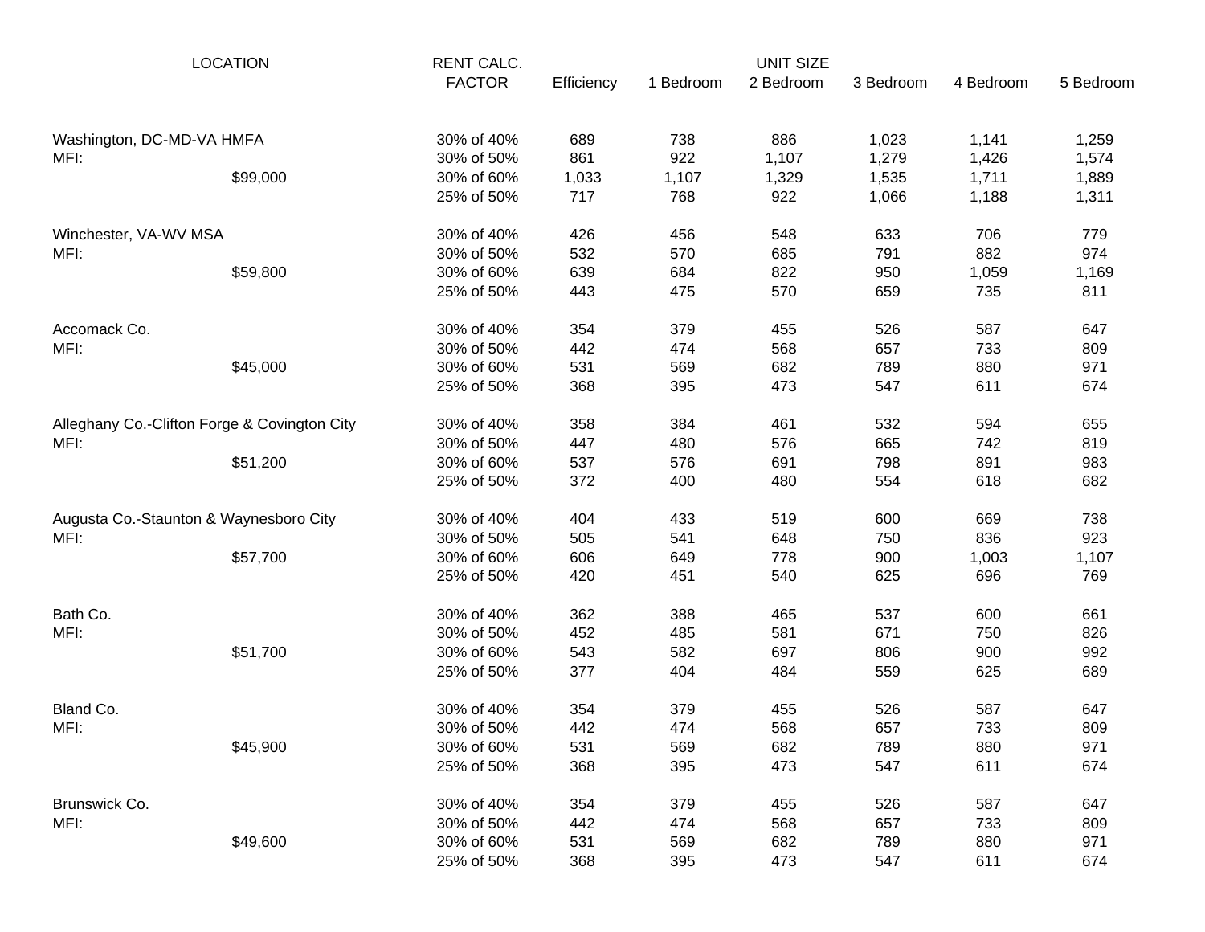| LOCATION | | RENT CALC. FACTOR | UNIT SIZE Efficiency | 1 Bedroom | 2 Bedroom | 3 Bedroom | 4 Bedroom | 5 Bedroom |
|---|---|---|---|---|---|---|---|---|
| Washington, DC-MD-VA HMFA | | 30% of 40% | 689 | 738 | 886 | 1,023 | 1,141 | 1,259 |
| MFI: | | 30% of 50% | 861 | 922 | 1,107 | 1,279 | 1,426 | 1,574 |
| | $99,000 | 30% of 60% | 1,033 | 1,107 | 1,329 | 1,535 | 1,711 | 1,889 |
| | | 25% of 50% | 717 | 768 | 922 | 1,066 | 1,188 | 1,311 |
| Winchester, VA-WV MSA | | 30% of 40% | 426 | 456 | 548 | 633 | 706 | 779 |
| MFI: | | 30% of 50% | 532 | 570 | 685 | 791 | 882 | 974 |
| | $59,800 | 30% of 60% | 639 | 684 | 822 | 950 | 1,059 | 1,169 |
| | | 25% of 50% | 443 | 475 | 570 | 659 | 735 | 811 |
| Accomack Co. | | 30% of 40% | 354 | 379 | 455 | 526 | 587 | 647 |
| MFI: | | 30% of 50% | 442 | 474 | 568 | 657 | 733 | 809 |
| | $45,000 | 30% of 60% | 531 | 569 | 682 | 789 | 880 | 971 |
| | | 25% of 50% | 368 | 395 | 473 | 547 | 611 | 674 |
| Alleghany Co.-Clifton Forge & Covington City | | 30% of 40% | 358 | 384 | 461 | 532 | 594 | 655 |
| MFI: | | 30% of 50% | 447 | 480 | 576 | 665 | 742 | 819 |
| | $51,200 | 30% of 60% | 537 | 576 | 691 | 798 | 891 | 983 |
| | | 25% of 50% | 372 | 400 | 480 | 554 | 618 | 682 |
| Augusta Co.-Staunton & Waynesboro City | | 30% of 40% | 404 | 433 | 519 | 600 | 669 | 738 |
| MFI: | | 30% of 50% | 505 | 541 | 648 | 750 | 836 | 923 |
| | $57,700 | 30% of 60% | 606 | 649 | 778 | 900 | 1,003 | 1,107 |
| | | 25% of 50% | 420 | 451 | 540 | 625 | 696 | 769 |
| Bath Co. | | 30% of 40% | 362 | 388 | 465 | 537 | 600 | 661 |
| MFI: | | 30% of 50% | 452 | 485 | 581 | 671 | 750 | 826 |
| | $51,700 | 30% of 60% | 543 | 582 | 697 | 806 | 900 | 992 |
| | | 25% of 50% | 377 | 404 | 484 | 559 | 625 | 689 |
| Bland Co. | | 30% of 40% | 354 | 379 | 455 | 526 | 587 | 647 |
| MFI: | | 30% of 50% | 442 | 474 | 568 | 657 | 733 | 809 |
| | $45,900 | 30% of 60% | 531 | 569 | 682 | 789 | 880 | 971 |
| | | 25% of 50% | 368 | 395 | 473 | 547 | 611 | 674 |
| Brunswick Co. | | 30% of 40% | 354 | 379 | 455 | 526 | 587 | 647 |
| MFI: | | 30% of 50% | 442 | 474 | 568 | 657 | 733 | 809 |
| | $49,600 | 30% of 60% | 531 | 569 | 682 | 789 | 880 | 971 |
| | | 25% of 50% | 368 | 395 | 473 | 547 | 611 | 674 |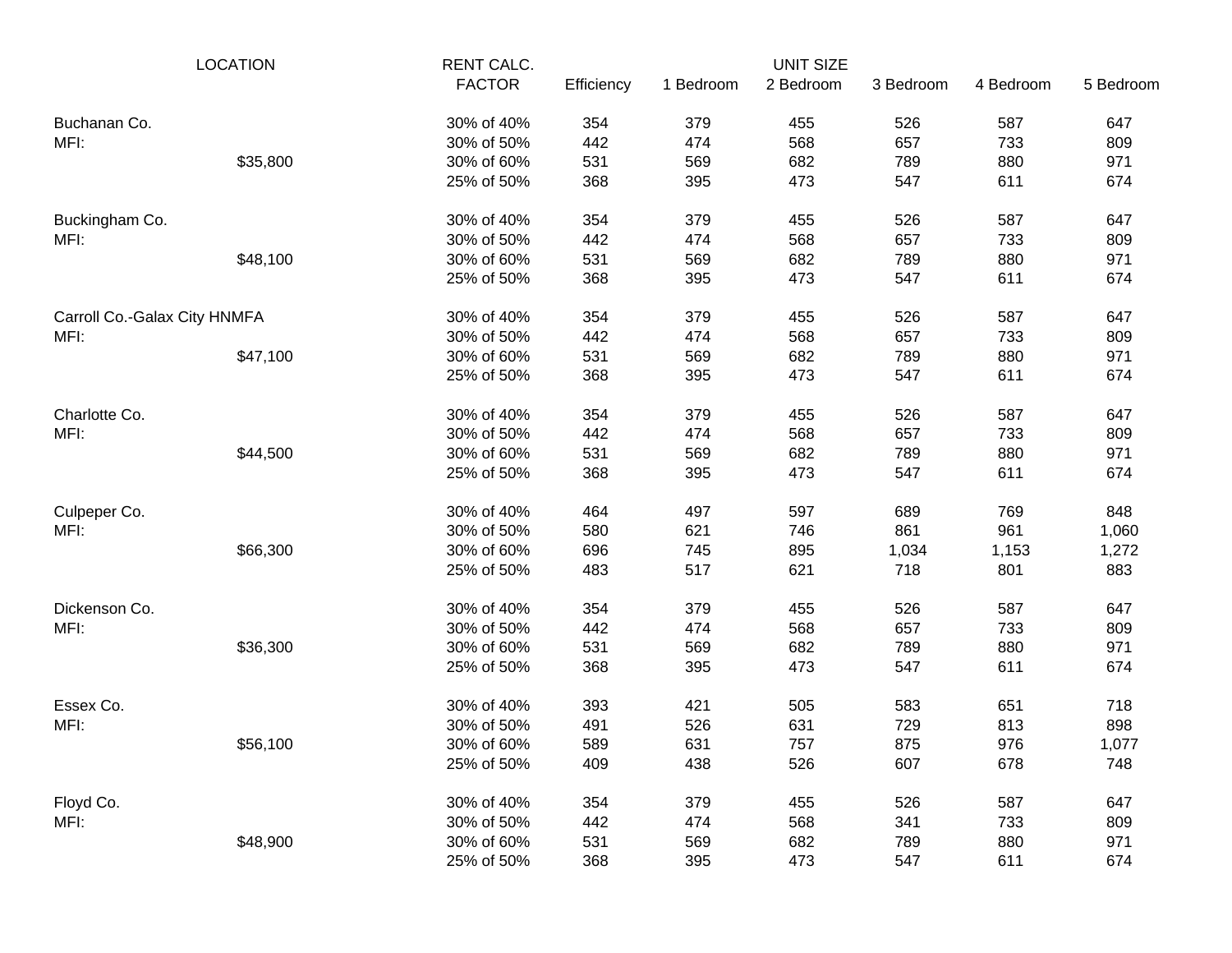| LOCATION | | RENT CALC. FACTOR | UNIT SIZE Efficiency | 1 Bedroom | 2 Bedroom | 3 Bedroom | 4 Bedroom | 5 Bedroom |
|---|---|---|---|---|---|---|---|---|
| Buchanan Co. | | 30% of 40% | 354 | 379 | 455 | 526 | 587 | 647 |
| MFI: | | 30% of 50% | 442 | 474 | 568 | 657 | 733 | 809 |
| | $35,800 | 30% of 60% | 531 | 569 | 682 | 789 | 880 | 971 |
| | | 25% of 50% | 368 | 395 | 473 | 547 | 611 | 674 |
| Buckingham Co. | | 30% of 40% | 354 | 379 | 455 | 526 | 587 | 647 |
| MFI: | | 30% of 50% | 442 | 474 | 568 | 657 | 733 | 809 |
| | $48,100 | 30% of 60% | 531 | 569 | 682 | 789 | 880 | 971 |
| | | 25% of 50% | 368 | 395 | 473 | 547 | 611 | 674 |
| Carroll Co.-Galax City HNMFA | | 30% of 40% | 354 | 379 | 455 | 526 | 587 | 647 |
| MFI: | | 30% of 50% | 442 | 474 | 568 | 657 | 733 | 809 |
| | $47,100 | 30% of 60% | 531 | 569 | 682 | 789 | 880 | 971 |
| | | 25% of 50% | 368 | 395 | 473 | 547 | 611 | 674 |
| Charlotte Co. | | 30% of 40% | 354 | 379 | 455 | 526 | 587 | 647 |
| MFI: | | 30% of 50% | 442 | 474 | 568 | 657 | 733 | 809 |
| | $44,500 | 30% of 60% | 531 | 569 | 682 | 789 | 880 | 971 |
| | | 25% of 50% | 368 | 395 | 473 | 547 | 611 | 674 |
| Culpeper Co. | | 30% of 40% | 464 | 497 | 597 | 689 | 769 | 848 |
| MFI: | | 30% of 50% | 580 | 621 | 746 | 861 | 961 | 1,060 |
| | $66,300 | 30% of 60% | 696 | 745 | 895 | 1,034 | 1,153 | 1,272 |
| | | 25% of 50% | 483 | 517 | 621 | 718 | 801 | 883 |
| Dickenson Co. | | 30% of 40% | 354 | 379 | 455 | 526 | 587 | 647 |
| MFI: | | 30% of 50% | 442 | 474 | 568 | 657 | 733 | 809 |
| | $36,300 | 30% of 60% | 531 | 569 | 682 | 789 | 880 | 971 |
| | | 25% of 50% | 368 | 395 | 473 | 547 | 611 | 674 |
| Essex Co. | | 30% of 40% | 393 | 421 | 505 | 583 | 651 | 718 |
| MFI: | | 30% of 50% | 491 | 526 | 631 | 729 | 813 | 898 |
| | $56,100 | 30% of 60% | 589 | 631 | 757 | 875 | 976 | 1,077 |
| | | 25% of 50% | 409 | 438 | 526 | 607 | 678 | 748 |
| Floyd Co. | | 30% of 40% | 354 | 379 | 455 | 526 | 587 | 647 |
| MFI: | | 30% of 50% | 442 | 474 | 568 | 341 | 733 | 809 |
| | $48,900 | 30% of 60% | 531 | 569 | 682 | 789 | 880 | 971 |
| | | 25% of 50% | 368 | 395 | 473 | 547 | 611 | 674 |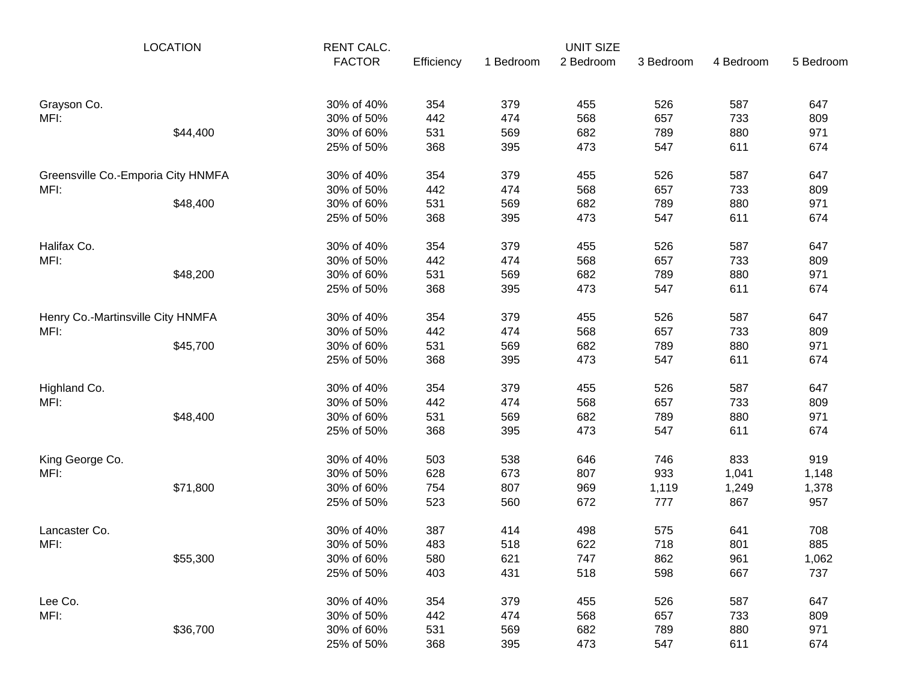| LOCATION | | RENT CALC. FACTOR | Efficiency | 1 Bedroom | 2 Bedroom | 3 Bedroom | 4 Bedroom | 5 Bedroom |
|---|---|---|---|---|---|---|---|---|
| | | | UNIT SIZE | | | | | |
| Grayson Co. | | 30% of 40% | 354 | 379 | 455 | 526 | 587 | 647 |
| MFI: | | 30% of 50% | 442 | 474 | 568 | 657 | 733 | 809 |
| | $44,400 | 30% of 60% | 531 | 569 | 682 | 789 | 880 | 971 |
| | | 25% of 50% | 368 | 395 | 473 | 547 | 611 | 674 |
| Greensville Co.-Emporia City HNMFA | | 30% of 40% | 354 | 379 | 455 | 526 | 587 | 647 |
| MFI: | | 30% of 50% | 442 | 474 | 568 | 657 | 733 | 809 |
| | $48,400 | 30% of 60% | 531 | 569 | 682 | 789 | 880 | 971 |
| | | 25% of 50% | 368 | 395 | 473 | 547 | 611 | 674 |
| Halifax Co. | | 30% of 40% | 354 | 379 | 455 | 526 | 587 | 647 |
| MFI: | | 30% of 50% | 442 | 474 | 568 | 657 | 733 | 809 |
| | $48,200 | 30% of 60% | 531 | 569 | 682 | 789 | 880 | 971 |
| | | 25% of 50% | 368 | 395 | 473 | 547 | 611 | 674 |
| Henry Co.-Martinsville City HNMFA | | 30% of 40% | 354 | 379 | 455 | 526 | 587 | 647 |
| MFI: | | 30% of 50% | 442 | 474 | 568 | 657 | 733 | 809 |
| | $45,700 | 30% of 60% | 531 | 569 | 682 | 789 | 880 | 971 |
| | | 25% of 50% | 368 | 395 | 473 | 547 | 611 | 674 |
| Highland Co. | | 30% of 40% | 354 | 379 | 455 | 526 | 587 | 647 |
| MFI: | | 30% of 50% | 442 | 474 | 568 | 657 | 733 | 809 |
| | $48,400 | 30% of 60% | 531 | 569 | 682 | 789 | 880 | 971 |
| | | 25% of 50% | 368 | 395 | 473 | 547 | 611 | 674 |
| King George Co. | | 30% of 40% | 503 | 538 | 646 | 746 | 833 | 919 |
| MFI: | | 30% of 50% | 628 | 673 | 807 | 933 | 1,041 | 1,148 |
| | $71,800 | 30% of 60% | 754 | 807 | 969 | 1,119 | 1,249 | 1,378 |
| | | 25% of 50% | 523 | 560 | 672 | 777 | 867 | 957 |
| Lancaster Co. | | 30% of 40% | 387 | 414 | 498 | 575 | 641 | 708 |
| MFI: | | 30% of 50% | 483 | 518 | 622 | 718 | 801 | 885 |
| | $55,300 | 30% of 60% | 580 | 621 | 747 | 862 | 961 | 1,062 |
| | | 25% of 50% | 403 | 431 | 518 | 598 | 667 | 737 |
| Lee Co. | | 30% of 40% | 354 | 379 | 455 | 526 | 587 | 647 |
| MFI: | | 30% of 50% | 442 | 474 | 568 | 657 | 733 | 809 |
| | $36,700 | 30% of 60% | 531 | 569 | 682 | 789 | 880 | 971 |
| | | 25% of 50% | 368 | 395 | 473 | 547 | 611 | 674 |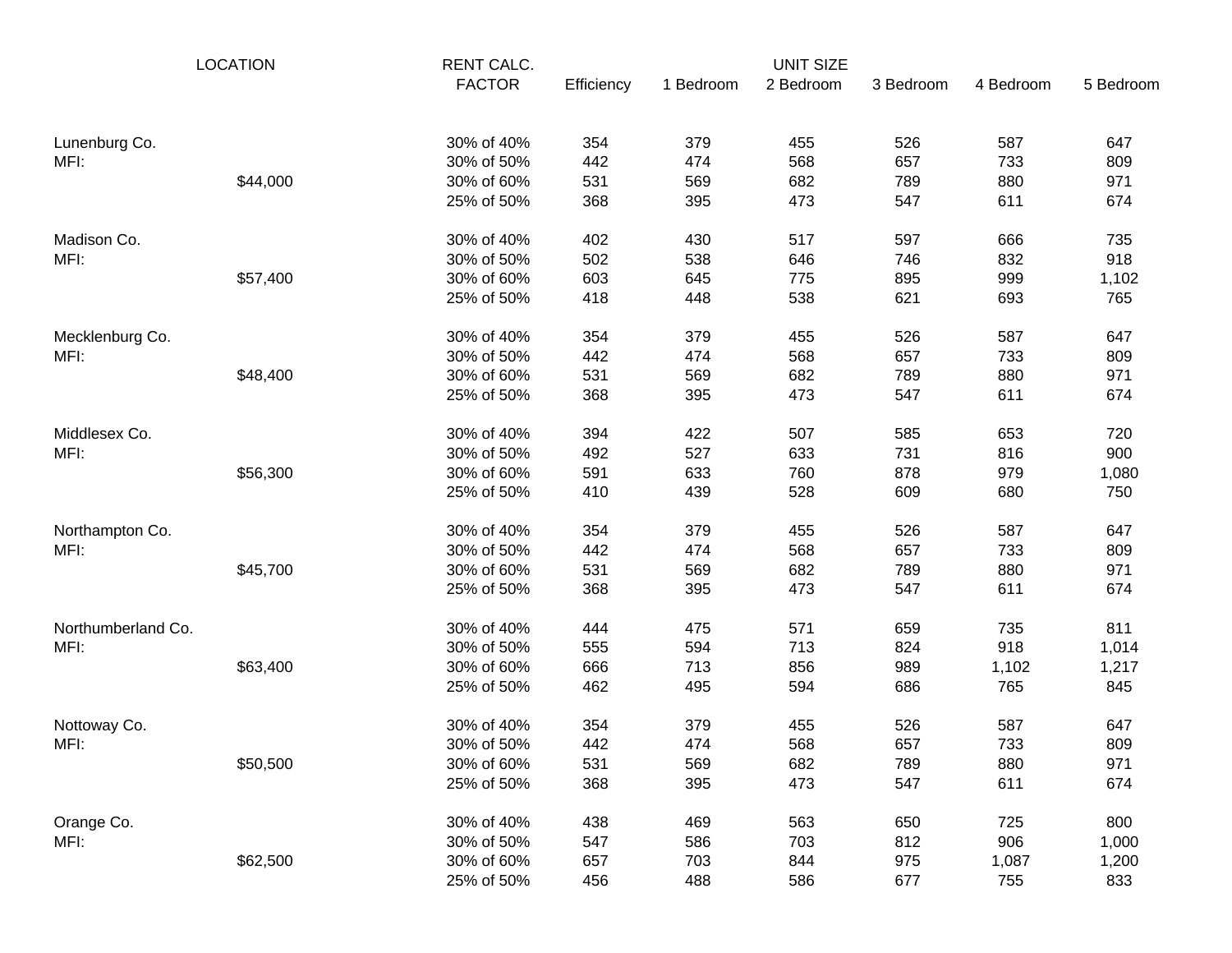| LOCATION | | RENT CALC. FACTOR | UNIT SIZE | | | | | |
|---|---|---|---|---|---|---|---|---|
| | | | Efficiency | 1 Bedroom | 2 Bedroom | 3 Bedroom | 4 Bedroom | 5 Bedroom |
| Lunenburg Co. | | 30% of 40% | 354 | 379 | 455 | 526 | 587 | 647 |
| MFI: | | 30% of 50% | 442 | 474 | 568 | 657 | 733 | 809 |
| | $44,000 | 30% of 60% | 531 | 569 | 682 | 789 | 880 | 971 |
| | | 25% of 50% | 368 | 395 | 473 | 547 | 611 | 674 |
| Madison Co. | | 30% of 40% | 402 | 430 | 517 | 597 | 666 | 735 |
| MFI: | | 30% of 50% | 502 | 538 | 646 | 746 | 832 | 918 |
| | $57,400 | 30% of 60% | 603 | 645 | 775 | 895 | 999 | 1,102 |
| | | 25% of 50% | 418 | 448 | 538 | 621 | 693 | 765 |
| Mecklenburg Co. | | 30% of 40% | 354 | 379 | 455 | 526 | 587 | 647 |
| MFI: | | 30% of 50% | 442 | 474 | 568 | 657 | 733 | 809 |
| | $48,400 | 30% of 60% | 531 | 569 | 682 | 789 | 880 | 971 |
| | | 25% of 50% | 368 | 395 | 473 | 547 | 611 | 674 |
| Middlesex Co. | | 30% of 40% | 394 | 422 | 507 | 585 | 653 | 720 |
| MFI: | | 30% of 50% | 492 | 527 | 633 | 731 | 816 | 900 |
| | $56,300 | 30% of 60% | 591 | 633 | 760 | 878 | 979 | 1,080 |
| | | 25% of 50% | 410 | 439 | 528 | 609 | 680 | 750 |
| Northampton Co. | | 30% of 40% | 354 | 379 | 455 | 526 | 587 | 647 |
| MFI: | | 30% of 50% | 442 | 474 | 568 | 657 | 733 | 809 |
| | $45,700 | 30% of 60% | 531 | 569 | 682 | 789 | 880 | 971 |
| | | 25% of 50% | 368 | 395 | 473 | 547 | 611 | 674 |
| Northumberland Co. | | 30% of 40% | 444 | 475 | 571 | 659 | 735 | 811 |
| MFI: | | 30% of 50% | 555 | 594 | 713 | 824 | 918 | 1,014 |
| | $63,400 | 30% of 60% | 666 | 713 | 856 | 989 | 1,102 | 1,217 |
| | | 25% of 50% | 462 | 495 | 594 | 686 | 765 | 845 |
| Nottoway Co. | | 30% of 40% | 354 | 379 | 455 | 526 | 587 | 647 |
| MFI: | | 30% of 50% | 442 | 474 | 568 | 657 | 733 | 809 |
| | $50,500 | 30% of 60% | 531 | 569 | 682 | 789 | 880 | 971 |
| | | 25% of 50% | 368 | 395 | 473 | 547 | 611 | 674 |
| Orange Co. | | 30% of 40% | 438 | 469 | 563 | 650 | 725 | 800 |
| MFI: | | 30% of 50% | 547 | 586 | 703 | 812 | 906 | 1,000 |
| | $62,500 | 30% of 60% | 657 | 703 | 844 | 975 | 1,087 | 1,200 |
| | | 25% of 50% | 456 | 488 | 586 | 677 | 755 | 833 |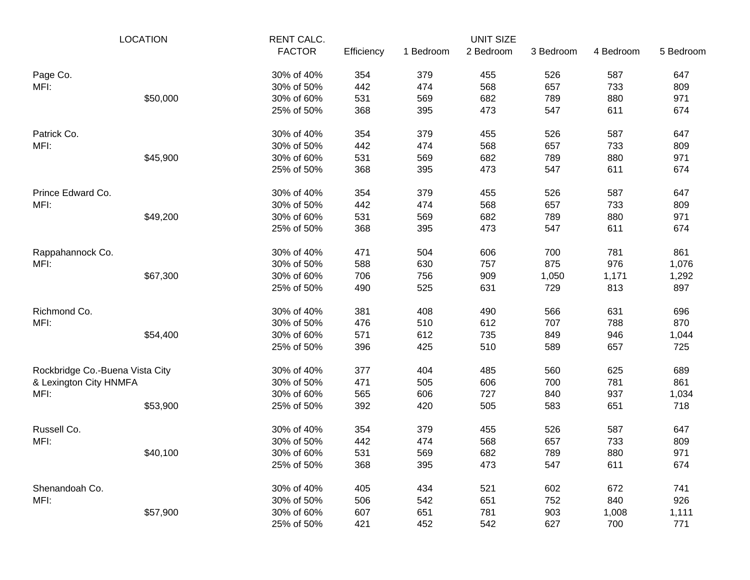| LOCATION | | RENT CALC. FACTOR | UNIT SIZE Efficiency | 1 Bedroom | 2 Bedroom | 3 Bedroom | 4 Bedroom | 5 Bedroom |
|---|---|---|---|---|---|---|---|---|
| Page Co. | | 30% of 40% | 354 | 379 | 455 | 526 | 587 | 647 |
| MFI: | | 30% of 50% | 442 | 474 | 568 | 657 | 733 | 809 |
| | $50,000 | 30% of 60% | 531 | 569 | 682 | 789 | 880 | 971 |
| | | 25% of 50% | 368 | 395 | 473 | 547 | 611 | 674 |
| Patrick Co. | | 30% of 40% | 354 | 379 | 455 | 526 | 587 | 647 |
| MFI: | | 30% of 50% | 442 | 474 | 568 | 657 | 733 | 809 |
| | $45,900 | 30% of 60% | 531 | 569 | 682 | 789 | 880 | 971 |
| | | 25% of 50% | 368 | 395 | 473 | 547 | 611 | 674 |
| Prince Edward Co. | | 30% of 40% | 354 | 379 | 455 | 526 | 587 | 647 |
| MFI: | | 30% of 50% | 442 | 474 | 568 | 657 | 733 | 809 |
| | $49,200 | 30% of 60% | 531 | 569 | 682 | 789 | 880 | 971 |
| | | 25% of 50% | 368 | 395 | 473 | 547 | 611 | 674 |
| Rappahannock Co. | | 30% of 40% | 471 | 504 | 606 | 700 | 781 | 861 |
| MFI: | | 30% of 50% | 588 | 630 | 757 | 875 | 976 | 1,076 |
| | $67,300 | 30% of 60% | 706 | 756 | 909 | 1,050 | 1,171 | 1,292 |
| | | 25% of 50% | 490 | 525 | 631 | 729 | 813 | 897 |
| Richmond Co. | | 30% of 40% | 381 | 408 | 490 | 566 | 631 | 696 |
| MFI: | | 30% of 50% | 476 | 510 | 612 | 707 | 788 | 870 |
| | $54,400 | 30% of 60% | 571 | 612 | 735 | 849 | 946 | 1,044 |
| | | 25% of 50% | 396 | 425 | 510 | 589 | 657 | 725 |
| Rockbridge Co.-Buena Vista City | | 30% of 40% | 377 | 404 | 485 | 560 | 625 | 689 |
| & Lexington City HNMFA | | 30% of 50% | 471 | 505 | 606 | 700 | 781 | 861 |
| MFI: | | 30% of 60% | 565 | 606 | 727 | 840 | 937 | 1,034 |
| | $53,900 | 25% of 50% | 392 | 420 | 505 | 583 | 651 | 718 |
| Russell Co. | | 30% of 40% | 354 | 379 | 455 | 526 | 587 | 647 |
| MFI: | | 30% of 50% | 442 | 474 | 568 | 657 | 733 | 809 |
| | $40,100 | 30% of 60% | 531 | 569 | 682 | 789 | 880 | 971 |
| | | 25% of 50% | 368 | 395 | 473 | 547 | 611 | 674 |
| Shenandoah Co. | | 30% of 40% | 405 | 434 | 521 | 602 | 672 | 741 |
| MFI: | | 30% of 50% | 506 | 542 | 651 | 752 | 840 | 926 |
| | $57,900 | 30% of 60% | 607 | 651 | 781 | 903 | 1,008 | 1,111 |
| | | 25% of 50% | 421 | 452 | 542 | 627 | 700 | 771 |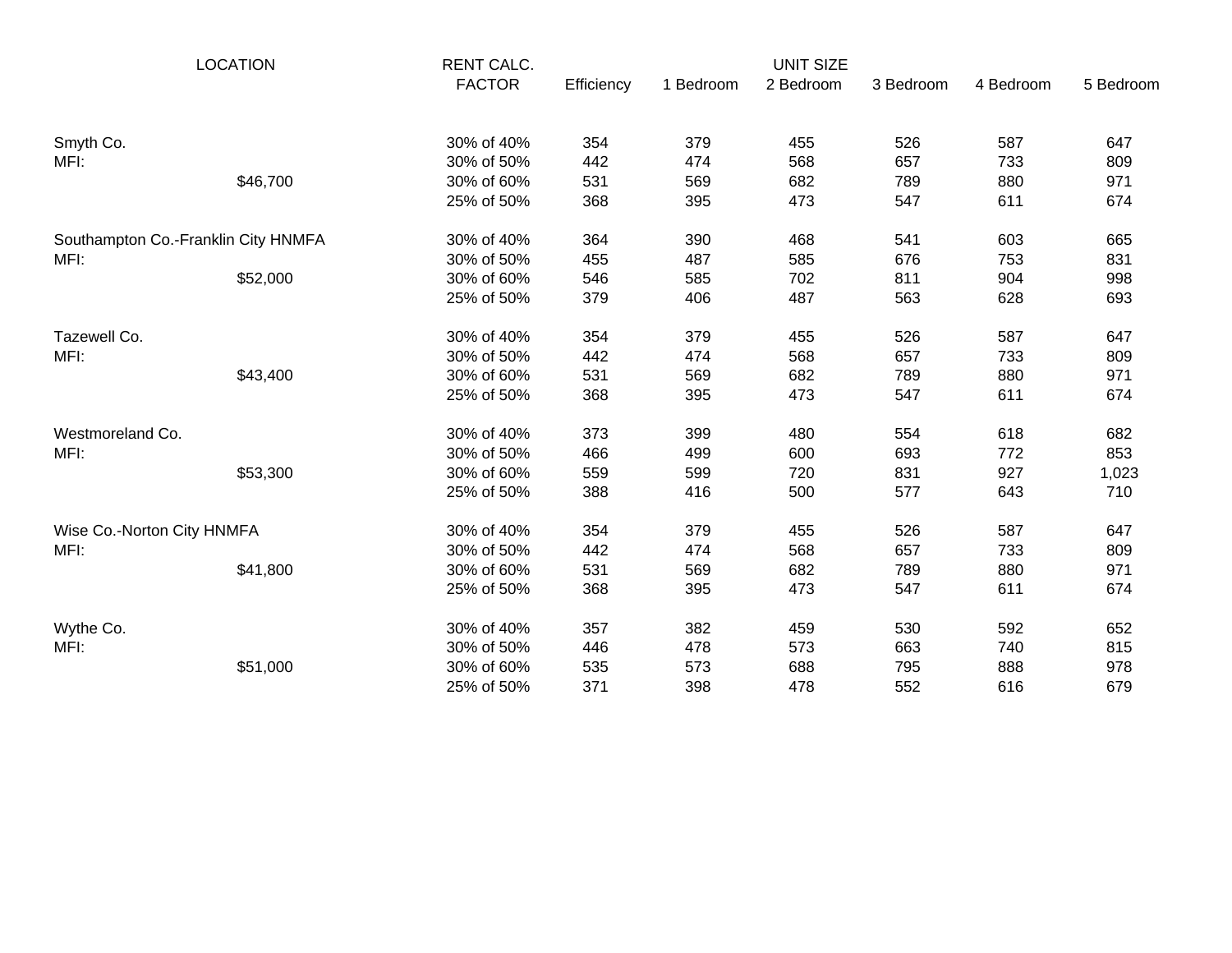| LOCATION | | RENT CALC. FACTOR | UNIT SIZE Efficiency | 1 Bedroom | 2 Bedroom | 3 Bedroom | 4 Bedroom | 5 Bedroom |
|---|---|---|---|---|---|---|---|---|
| Smyth Co. | | 30% of 40% | 354 | 379 | 455 | 526 | 587 | 647 |
| MFI: | | 30% of 50% | 442 | 474 | 568 | 657 | 733 | 809 |
| | $46,700 | 30% of 60% | 531 | 569 | 682 | 789 | 880 | 971 |
| | | 25% of 50% | 368 | 395 | 473 | 547 | 611 | 674 |
| Southampton Co.-Franklin City HNMFA | | 30% of 40% | 364 | 390 | 468 | 541 | 603 | 665 |
| MFI: | | 30% of 50% | 455 | 487 | 585 | 676 | 753 | 831 |
| | $52,000 | 30% of 60% | 546 | 585 | 702 | 811 | 904 | 998 |
| | | 25% of 50% | 379 | 406 | 487 | 563 | 628 | 693 |
| Tazewell Co. | | 30% of 40% | 354 | 379 | 455 | 526 | 587 | 647 |
| MFI: | | 30% of 50% | 442 | 474 | 568 | 657 | 733 | 809 |
| | $43,400 | 30% of 60% | 531 | 569 | 682 | 789 | 880 | 971 |
| | | 25% of 50% | 368 | 395 | 473 | 547 | 611 | 674 |
| Westmoreland Co. | | 30% of 40% | 373 | 399 | 480 | 554 | 618 | 682 |
| MFI: | | 30% of 50% | 466 | 499 | 600 | 693 | 772 | 853 |
| | $53,300 | 30% of 60% | 559 | 599 | 720 | 831 | 927 | 1,023 |
| | | 25% of 50% | 388 | 416 | 500 | 577 | 643 | 710 |
| Wise Co.-Norton City HNMFA | | 30% of 40% | 354 | 379 | 455 | 526 | 587 | 647 |
| MFI: | | 30% of 50% | 442 | 474 | 568 | 657 | 733 | 809 |
| | $41,800 | 30% of 60% | 531 | 569 | 682 | 789 | 880 | 971 |
| | | 25% of 50% | 368 | 395 | 473 | 547 | 611 | 674 |
| Wythe Co. | | 30% of 40% | 357 | 382 | 459 | 530 | 592 | 652 |
| MFI: | | 30% of 50% | 446 | 478 | 573 | 663 | 740 | 815 |
| | $51,000 | 30% of 60% | 535 | 573 | 688 | 795 | 888 | 978 |
| | | 25% of 50% | 371 | 398 | 478 | 552 | 616 | 679 |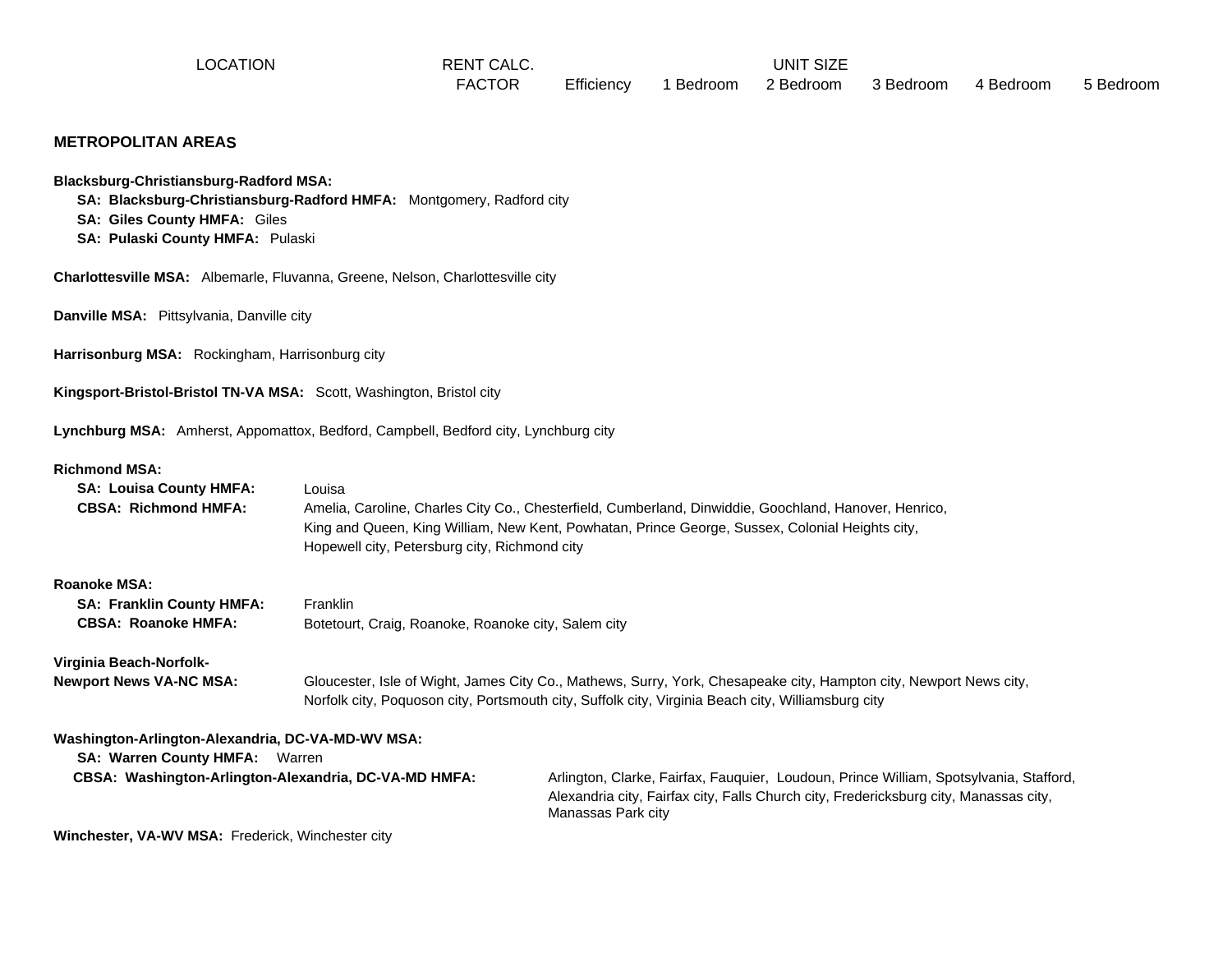| LOCATION | RENT CALC. FACTOR | Efficiency | 1 Bedroom | 2 Bedroom | 3 Bedroom | 4 Bedroom | 5 Bedroom |
|---|---|---|---|---|---|---|---|

UNIT SIZE

**METROPOLITAN AREAS**

**Blacksburg-Christiansburg-Radford MSA:**
- **SA: Blacksburg-Christiansburg-Radford HMFA:** Montgomery, Radford city
- **SA: Giles County HMFA:** Giles
- **SA: Pulaski County HMFA:** Pulaski

**Charlottesville MSA:** Albemarle, Fluvanna, Greene, Nelson, Charlottesville city

**Danville MSA:** Pittsylvania, Danville city

**Harrisonburg MSA:** Rockingham, Harrisonburg city

**Kingsport-Bristol-Bristol TN-VA MSA:** Scott, Washington, Bristol city

**Lynchburg MSA:** Amherst, Appomattox, Bedford, Campbell, Bedford city, Lynchburg city

**Richmond MSA:**
- **SA: Louisa County HMFA:** Louisa
- **CBSA: Richmond HMFA:** Amelia, Caroline, Charles City Co., Chesterfield, Cumberland, Dinwiddie, Goochland, Hanover, Henrico, King and Queen, King William, New Kent, Powhatan, Prince George, Sussex, Colonial Heights city, Hopewell city, Petersburg city, Richmond city

**Roanoke MSA:**
- **SA: Franklin County HMFA:** Franklin
- **CBSA: Roanoke HMFA:** Botetourt, Craig, Roanoke, Roanoke city, Salem city

**Virginia Beach-Norfolk-Newport News VA-NC MSA:** Gloucester, Isle of Wight, James City Co., Mathews, Surry, York, Chesapeake city, Hampton city, Newport News city, Norfolk city, Poquoson city, Portsmouth city, Suffolk city, Virginia Beach city, Williamsburg city

**Washington-Arlington-Alexandria, DC-VA-MD-WV MSA:**
- **SA: Warren County HMFA:** Warren
- **CBSA: Washington-Arlington-Alexandria, DC-VA-MD HMFA:** Arlington, Clarke, Fairfax, Fauquier, Loudoun, Prince William, Spotsylvania, Stafford, Alexandria city, Fairfax city, Falls Church city, Fredericksburg city, Manassas city, Manassas Park city

**Winchester, VA-WV MSA:** Frederick, Winchester city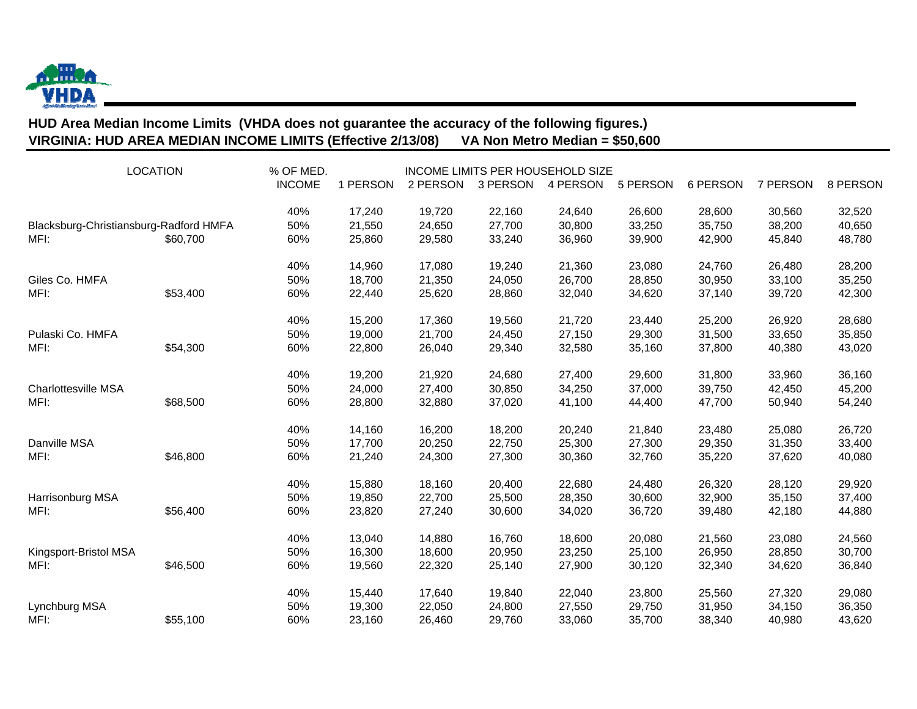**HUD Area Median Income Limits (VHDA does not guarantee the accuracy of the following figures.)**
**VIRGINIA: HUD AREA MEDIAN INCOME LIMITS (Effective 2/13/08) VA Non Metro Median = $50,600**

| LOCATION | | % OF MED. INCOME | INCOME LIMITS PER HOUSEHOLD SIZE | | | | | | | |
|---|---|---|---|---|---|---|---|---|---|---|
| | | | 1 PERSON | 2 PERSON | 3 PERSON | 4 PERSON | 5 PERSON | 6 PERSON | 7 PERSON | 8 PERSON |
| | | 40% | 17,240 | 19,720 | 22,160 | 24,640 | 26,600 | 28,600 | 30,560 | 32,520 |
| Blacksburg-Christiansburg-Radford HMFA | | 50% | 21,550 | 24,650 | 27,700 | 30,800 | 33,250 | 35,750 | 38,200 | 40,650 |
| MFI: | $60,700 | 60% | 25,860 | 29,580 | 33,240 | 36,960 | 39,900 | 42,900 | 45,840 | 48,780 |
| | | 40% | 14,960 | 17,080 | 19,240 | 21,360 | 23,080 | 24,760 | 26,480 | 28,200 |
| Giles Co. HMFA | | 50% | 18,700 | 21,350 | 24,050 | 26,700 | 28,850 | 30,950 | 33,100 | 35,250 |
| MFI: | $53,400 | 60% | 22,440 | 25,620 | 28,860 | 32,040 | 34,620 | 37,140 | 39,720 | 42,300 |
| | | 40% | 15,200 | 17,360 | 19,560 | 21,720 | 23,440 | 25,200 | 26,920 | 28,680 |
| Pulaski Co. HMFA | | 50% | 19,000 | 21,700 | 24,450 | 27,150 | 29,300 | 31,500 | 33,650 | 35,850 |
| MFI: | $54,300 | 60% | 22,800 | 26,040 | 29,340 | 32,580 | 35,160 | 37,800 | 40,380 | 43,020 |
| | | 40% | 19,200 | 21,920 | 24,680 | 27,400 | 29,600 | 31,800 | 33,960 | 36,160 |
| Charlottesville MSA | | 50% | 24,000 | 27,400 | 30,850 | 34,250 | 37,000 | 39,750 | 42,450 | 45,200 |
| MFI: | $68,500 | 60% | 28,800 | 32,880 | 37,020 | 41,100 | 44,400 | 47,700 | 50,940 | 54,240 |
| | | 40% | 14,160 | 16,200 | 18,200 | 20,240 | 21,840 | 23,480 | 25,080 | 26,720 |
| Danville MSA | | 50% | 17,700 | 20,250 | 22,750 | 25,300 | 27,300 | 29,350 | 31,350 | 33,400 |
| MFI: | $46,800 | 60% | 21,240 | 24,300 | 27,300 | 30,360 | 32,760 | 35,220 | 37,620 | 40,080 |
| | | 40% | 15,880 | 18,160 | 20,400 | 22,680 | 24,480 | 26,320 | 28,120 | 29,920 |
| Harrisonburg MSA | | 50% | 19,850 | 22,700 | 25,500 | 28,350 | 30,600 | 32,900 | 35,150 | 37,400 |
| MFI: | $56,400 | 60% | 23,820 | 27,240 | 30,600 | 34,020 | 36,720 | 39,480 | 42,180 | 44,880 |
| | | 40% | 13,040 | 14,880 | 16,760 | 18,600 | 20,080 | 21,560 | 23,080 | 24,560 |
| Kingsport-Bristol MSA | | 50% | 16,300 | 18,600 | 20,950 | 23,250 | 25,100 | 26,950 | 28,850 | 30,700 |
| MFI: | $46,500 | 60% | 19,560 | 22,320 | 25,140 | 27,900 | 30,120 | 32,340 | 34,620 | 36,840 |
| | | 40% | 15,440 | 17,640 | 19,840 | 22,040 | 23,800 | 25,560 | 27,320 | 29,080 |
| Lynchburg MSA | | 50% | 19,300 | 22,050 | 24,800 | 27,550 | 29,750 | 31,950 | 34,150 | 36,350 |
| MFI: | $55,100 | 60% | 23,160 | 26,460 | 29,760 | 33,060 | 35,700 | 38,340 | 40,980 | 43,620 |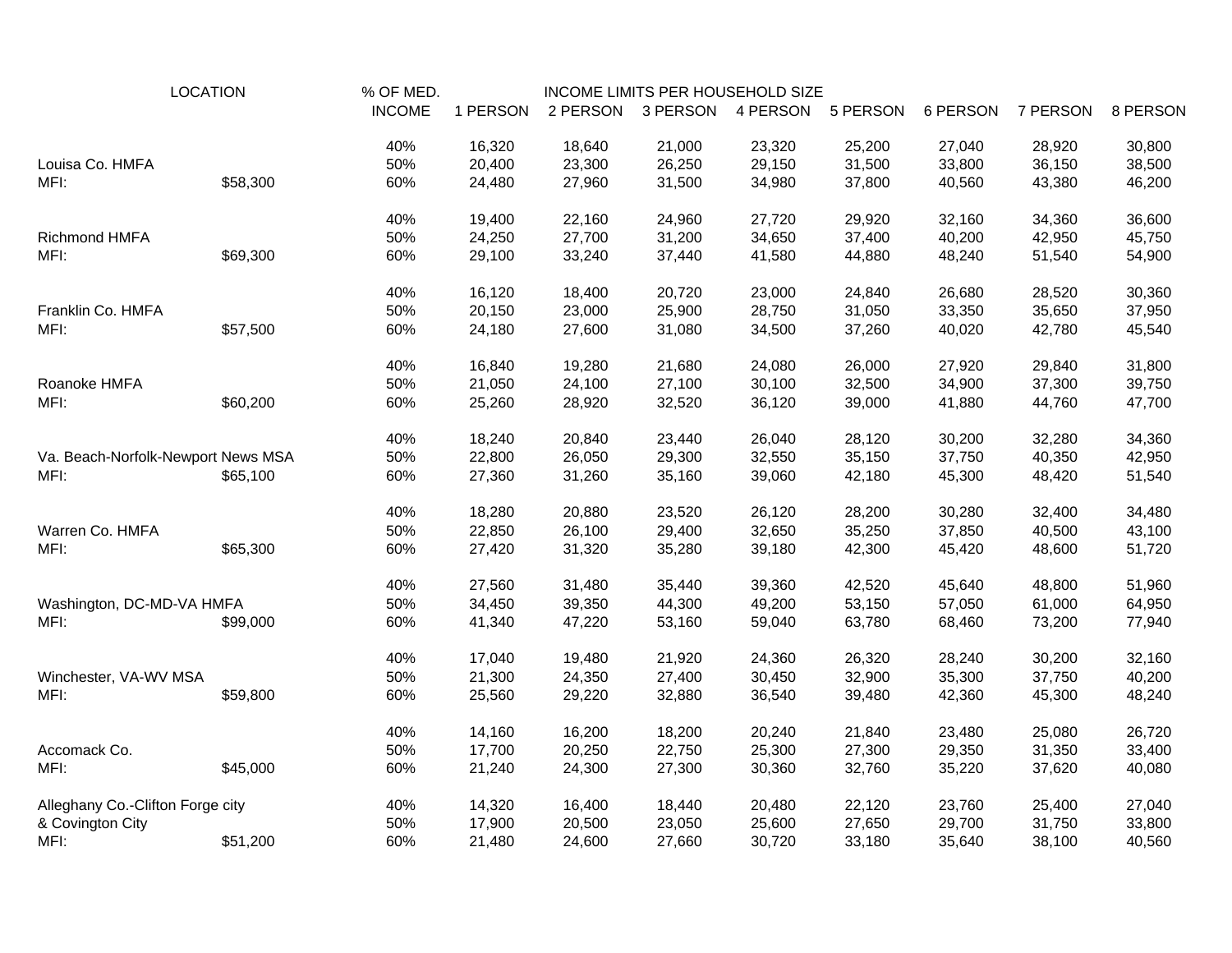| LOCATION | | % OF MED. INCOME | 1 PERSON | 2 PERSON | 3 PERSON | 4 PERSON | 5 PERSON | 6 PERSON | 7 PERSON | 8 PERSON |
|---|---|---|---|---|---|---|---|---|---|---|
| | | 40% | 16,320 | 18,640 | 21,000 | 23,320 | 25,200 | 27,040 | 28,920 | 30,800 |
| Louisa Co. HMFA | | 50% | 20,400 | 23,300 | 26,250 | 29,150 | 31,500 | 33,800 | 36,150 | 38,500 |
| MFI: | $58,300 | 60% | 24,480 | 27,960 | 31,500 | 34,980 | 37,800 | 40,560 | 43,380 | 46,200 |
| | | 40% | 19,400 | 22,160 | 24,960 | 27,720 | 29,920 | 32,160 | 34,360 | 36,600 |
| Richmond HMFA | | 50% | 24,250 | 27,700 | 31,200 | 34,650 | 37,400 | 40,200 | 42,950 | 45,750 |
| MFI: | $69,300 | 60% | 29,100 | 33,240 | 37,440 | 41,580 | 44,880 | 48,240 | 51,540 | 54,900 |
| | | 40% | 16,120 | 18,400 | 20,720 | 23,000 | 24,840 | 26,680 | 28,520 | 30,360 |
| Franklin Co. HMFA | | 50% | 20,150 | 23,000 | 25,900 | 28,750 | 31,050 | 33,350 | 35,650 | 37,950 |
| MFI: | $57,500 | 60% | 24,180 | 27,600 | 31,080 | 34,500 | 37,260 | 40,020 | 42,780 | 45,540 |
| | | 40% | 16,840 | 19,280 | 21,680 | 24,080 | 26,000 | 27,920 | 29,840 | 31,800 |
| Roanoke HMFA | | 50% | 21,050 | 24,100 | 27,100 | 30,100 | 32,500 | 34,900 | 37,300 | 39,750 |
| MFI: | $60,200 | 60% | 25,260 | 28,920 | 32,520 | 36,120 | 39,000 | 41,880 | 44,760 | 47,700 |
| | | 40% | 18,240 | 20,840 | 23,440 | 26,040 | 28,120 | 30,200 | 32,280 | 34,360 |
| Va. Beach-Norfolk-Newport News MSA | | 50% | 22,800 | 26,050 | 29,300 | 32,550 | 35,150 | 37,750 | 40,350 | 42,950 |
| MFI: | $65,100 | 60% | 27,360 | 31,260 | 35,160 | 39,060 | 42,180 | 45,300 | 48,420 | 51,540 |
| | | 40% | 18,280 | 20,880 | 23,520 | 26,120 | 28,200 | 30,280 | 32,400 | 34,480 |
| Warren Co. HMFA | | 50% | 22,850 | 26,100 | 29,400 | 32,650 | 35,250 | 37,850 | 40,500 | 43,100 |
| MFI: | $65,300 | 60% | 27,420 | 31,320 | 35,280 | 39,180 | 42,300 | 45,420 | 48,600 | 51,720 |
| | | 40% | 27,560 | 31,480 | 35,440 | 39,360 | 42,520 | 45,640 | 48,800 | 51,960 |
| Washington, DC-MD-VA HMFA | | 50% | 34,450 | 39,350 | 44,300 | 49,200 | 53,150 | 57,050 | 61,000 | 64,950 |
| MFI: | $99,000 | 60% | 41,340 | 47,220 | 53,160 | 59,040 | 63,780 | 68,460 | 73,200 | 77,940 |
| | | 40% | 17,040 | 19,480 | 21,920 | 24,360 | 26,320 | 28,240 | 30,200 | 32,160 |
| Winchester, VA-WV MSA | | 50% | 21,300 | 24,350 | 27,400 | 30,450 | 32,900 | 35,300 | 37,750 | 40,200 |
| MFI: | $59,800 | 60% | 25,560 | 29,220 | 32,880 | 36,540 | 39,480 | 42,360 | 45,300 | 48,240 |
| | | 40% | 14,160 | 16,200 | 18,200 | 20,240 | 21,840 | 23,480 | 25,080 | 26,720 |
| Accomack Co. | | 50% | 17,700 | 20,250 | 22,750 | 25,300 | 27,300 | 29,350 | 31,350 | 33,400 |
| MFI: | $45,000 | 60% | 21,240 | 24,300 | 27,300 | 30,360 | 32,760 | 35,220 | 37,620 | 40,080 |
| Alleghany Co.-Clifton Forge city | | 40% | 14,320 | 16,400 | 18,440 | 20,480 | 22,120 | 23,760 | 25,400 | 27,040 |
| & Covington City | | 50% | 17,900 | 20,500 | 23,050 | 25,600 | 27,650 | 29,700 | 31,750 | 33,800 |
| MFI: | $51,200 | 60% | 21,480 | 24,600 | 27,660 | 30,720 | 33,180 | 35,640 | 38,100 | 40,560 |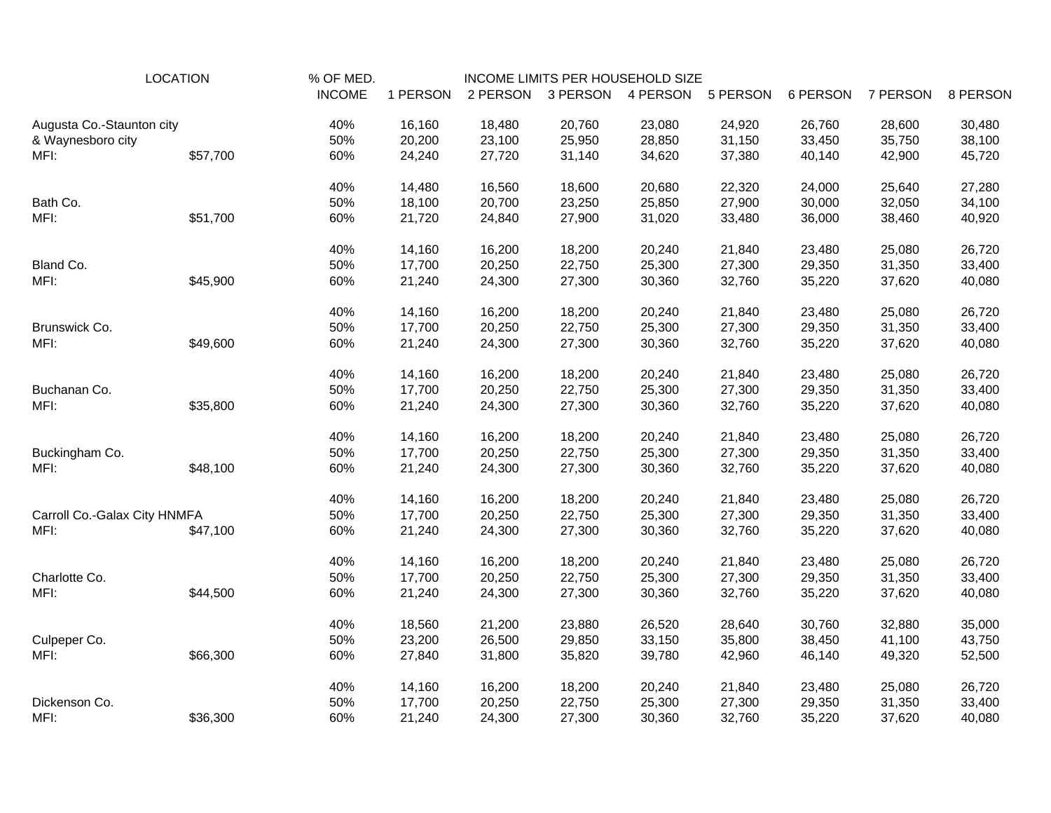| LOCATION | | % OF MED. INCOME | INCOME LIMITS PER HOUSEHOLD SIZE 1 PERSON | 2 PERSON | 3 PERSON | 4 PERSON | 5 PERSON | 6 PERSON | 7 PERSON | 8 PERSON |
|---|---|---|---|---|---|---|---|---|---|---|
| Augusta Co.-Staunton city | | 40% | 16,160 | 18,480 | 20,760 | 23,080 | 24,920 | 26,760 | 28,600 | 30,480 |
| & Waynesboro city | | 50% | 20,200 | 23,100 | 25,950 | 28,850 | 31,150 | 33,450 | 35,750 | 38,100 |
| MFI: | $57,700 | 60% | 24,240 | 27,720 | 31,140 | 34,620 | 37,380 | 40,140 | 42,900 | 45,720 |
| | | 40% | 14,480 | 16,560 | 18,600 | 20,680 | 22,320 | 24,000 | 25,640 | 27,280 |
| Bath Co. | | 50% | 18,100 | 20,700 | 23,250 | 25,850 | 27,900 | 30,000 | 32,050 | 34,100 |
| MFI: | $51,700 | 60% | 21,720 | 24,840 | 27,900 | 31,020 | 33,480 | 36,000 | 38,460 | 40,920 |
| | | 40% | 14,160 | 16,200 | 18,200 | 20,240 | 21,840 | 23,480 | 25,080 | 26,720 |
| Bland Co. | | 50% | 17,700 | 20,250 | 22,750 | 25,300 | 27,300 | 29,350 | 31,350 | 33,400 |
| MFI: | $45,900 | 60% | 21,240 | 24,300 | 27,300 | 30,360 | 32,760 | 35,220 | 37,620 | 40,080 |
| | | 40% | 14,160 | 16,200 | 18,200 | 20,240 | 21,840 | 23,480 | 25,080 | 26,720 |
| Brunswick Co. | | 50% | 17,700 | 20,250 | 22,750 | 25,300 | 27,300 | 29,350 | 31,350 | 33,400 |
| MFI: | $49,600 | 60% | 21,240 | 24,300 | 27,300 | 30,360 | 32,760 | 35,220 | 37,620 | 40,080 |
| | | 40% | 14,160 | 16,200 | 18,200 | 20,240 | 21,840 | 23,480 | 25,080 | 26,720 |
| Buchanan Co. | | 50% | 17,700 | 20,250 | 22,750 | 25,300 | 27,300 | 29,350 | 31,350 | 33,400 |
| MFI: | $35,800 | 60% | 21,240 | 24,300 | 27,300 | 30,360 | 32,760 | 35,220 | 37,620 | 40,080 |
| | | 40% | 14,160 | 16,200 | 18,200 | 20,240 | 21,840 | 23,480 | 25,080 | 26,720 |
| Buckingham Co. | | 50% | 17,700 | 20,250 | 22,750 | 25,300 | 27,300 | 29,350 | 31,350 | 33,400 |
| MFI: | $48,100 | 60% | 21,240 | 24,300 | 27,300 | 30,360 | 32,760 | 35,220 | 37,620 | 40,080 |
| | | 40% | 14,160 | 16,200 | 18,200 | 20,240 | 21,840 | 23,480 | 25,080 | 26,720 |
| Carroll Co.-Galax City HNMFA | | 50% | 17,700 | 20,250 | 22,750 | 25,300 | 27,300 | 29,350 | 31,350 | 33,400 |
| MFI: | $47,100 | 60% | 21,240 | 24,300 | 27,300 | 30,360 | 32,760 | 35,220 | 37,620 | 40,080 |
| | | 40% | 14,160 | 16,200 | 18,200 | 20,240 | 21,840 | 23,480 | 25,080 | 26,720 |
| Charlotte Co. | | 50% | 17,700 | 20,250 | 22,750 | 25,300 | 27,300 | 29,350 | 31,350 | 33,400 |
| MFI: | $44,500 | 60% | 21,240 | 24,300 | 27,300 | 30,360 | 32,760 | 35,220 | 37,620 | 40,080 |
| | | 40% | 18,560 | 21,200 | 23,880 | 26,520 | 28,640 | 30,760 | 32,880 | 35,000 |
| Culpeper Co. | | 50% | 23,200 | 26,500 | 29,850 | 33,150 | 35,800 | 38,450 | 41,100 | 43,750 |
| MFI: | $66,300 | 60% | 27,840 | 31,800 | 35,820 | 39,780 | 42,960 | 46,140 | 49,320 | 52,500 |
| | | 40% | 14,160 | 16,200 | 18,200 | 20,240 | 21,840 | 23,480 | 25,080 | 26,720 |
| Dickenson Co. | | 50% | 17,700 | 20,250 | 22,750 | 25,300 | 27,300 | 29,350 | 31,350 | 33,400 |
| MFI: | $36,300 | 60% | 21,240 | 24,300 | 27,300 | 30,360 | 32,760 | 35,220 | 37,620 | 40,080 |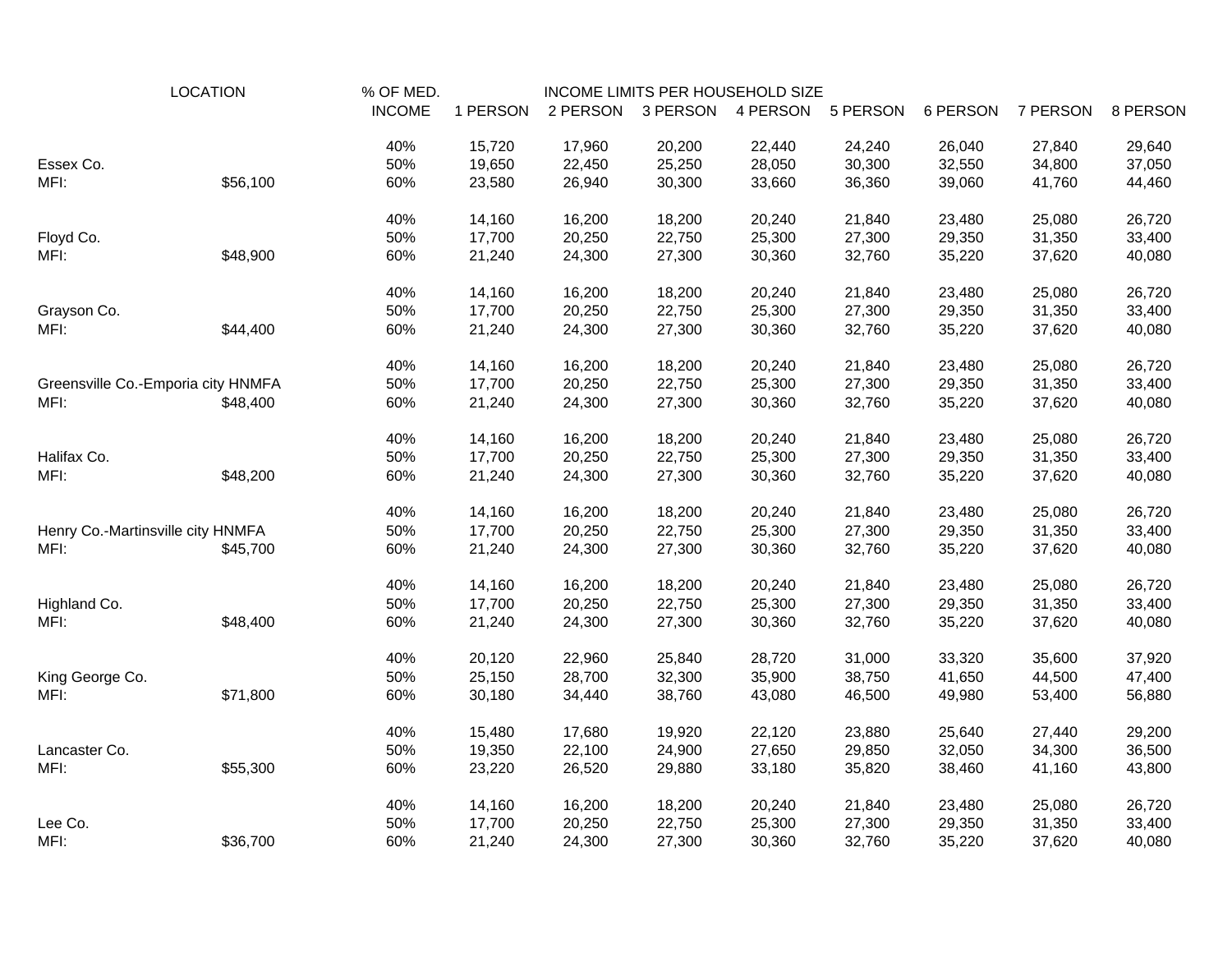| LOCATION | | % OF MED. INCOME | 1 PERSON | 2 PERSON | 3 PERSON | 4 PERSON | 5 PERSON | 6 PERSON | 7 PERSON | 8 PERSON |
|---|---|---|---|---|---|---|---|---|---|---|
| | | | INCOME LIMITS PER HOUSEHOLD SIZE | | | | | | | |
| | | 40% | 15,720 | 17,960 | 20,200 | 22,440 | 24,240 | 26,040 | 27,840 | 29,640 |
| Essex Co. | | 50% | 19,650 | 22,450 | 25,250 | 28,050 | 30,300 | 32,550 | 34,800 | 37,050 |
| MFI: | $56,100 | 60% | 23,580 | 26,940 | 30,300 | 33,660 | 36,360 | 39,060 | 41,760 | 44,460 |
| | | 40% | 14,160 | 16,200 | 18,200 | 20,240 | 21,840 | 23,480 | 25,080 | 26,720 |
| Floyd Co. | | 50% | 17,700 | 20,250 | 22,750 | 25,300 | 27,300 | 29,350 | 31,350 | 33,400 |
| MFI: | $48,900 | 60% | 21,240 | 24,300 | 27,300 | 30,360 | 32,760 | 35,220 | 37,620 | 40,080 |
| | | 40% | 14,160 | 16,200 | 18,200 | 20,240 | 21,840 | 23,480 | 25,080 | 26,720 |
| Grayson Co. | | 50% | 17,700 | 20,250 | 22,750 | 25,300 | 27,300 | 29,350 | 31,350 | 33,400 |
| MFI: | $44,400 | 60% | 21,240 | 24,300 | 27,300 | 30,360 | 32,760 | 35,220 | 37,620 | 40,080 |
| | | 40% | 14,160 | 16,200 | 18,200 | 20,240 | 21,840 | 23,480 | 25,080 | 26,720 |
| Greensville Co.-Emporia city HNMFA | | 50% | 17,700 | 20,250 | 22,750 | 25,300 | 27,300 | 29,350 | 31,350 | 33,400 |
| MFI: | $48,400 | 60% | 21,240 | 24,300 | 27,300 | 30,360 | 32,760 | 35,220 | 37,620 | 40,080 |
| | | 40% | 14,160 | 16,200 | 18,200 | 20,240 | 21,840 | 23,480 | 25,080 | 26,720 |
| Halifax Co. | | 50% | 17,700 | 20,250 | 22,750 | 25,300 | 27,300 | 29,350 | 31,350 | 33,400 |
| MFI: | $48,200 | 60% | 21,240 | 24,300 | 27,300 | 30,360 | 32,760 | 35,220 | 37,620 | 40,080 |
| | | 40% | 14,160 | 16,200 | 18,200 | 20,240 | 21,840 | 23,480 | 25,080 | 26,720 |
| Henry Co.-Martinsville city HNMFA | | 50% | 17,700 | 20,250 | 22,750 | 25,300 | 27,300 | 29,350 | 31,350 | 33,400 |
| MFI: | $45,700 | 60% | 21,240 | 24,300 | 27,300 | 30,360 | 32,760 | 35,220 | 37,620 | 40,080 |
| | | 40% | 14,160 | 16,200 | 18,200 | 20,240 | 21,840 | 23,480 | 25,080 | 26,720 |
| Highland Co. | | 50% | 17,700 | 20,250 | 22,750 | 25,300 | 27,300 | 29,350 | 31,350 | 33,400 |
| MFI: | $48,400 | 60% | 21,240 | 24,300 | 27,300 | 30,360 | 32,760 | 35,220 | 37,620 | 40,080 |
| | | 40% | 20,120 | 22,960 | 25,840 | 28,720 | 31,000 | 33,320 | 35,600 | 37,920 |
| King George Co. | | 50% | 25,150 | 28,700 | 32,300 | 35,900 | 38,750 | 41,650 | 44,500 | 47,400 |
| MFI: | $71,800 | 60% | 30,180 | 34,440 | 38,760 | 43,080 | 46,500 | 49,980 | 53,400 | 56,880 |
| | | 40% | 15,480 | 17,680 | 19,920 | 22,120 | 23,880 | 25,640 | 27,440 | 29,200 |
| Lancaster Co. | | 50% | 19,350 | 22,100 | 24,900 | 27,650 | 29,850 | 32,050 | 34,300 | 36,500 |
| MFI: | $55,300 | 60% | 23,220 | 26,520 | 29,880 | 33,180 | 35,820 | 38,460 | 41,160 | 43,800 |
| | | 40% | 14,160 | 16,200 | 18,200 | 20,240 | 21,840 | 23,480 | 25,080 | 26,720 |
| Lee Co. | | 50% | 17,700 | 20,250 | 22,750 | 25,300 | 27,300 | 29,350 | 31,350 | 33,400 |
| MFI: | $36,700 | 60% | 21,240 | 24,300 | 27,300 | 30,360 | 32,760 | 35,220 | 37,620 | 40,080 |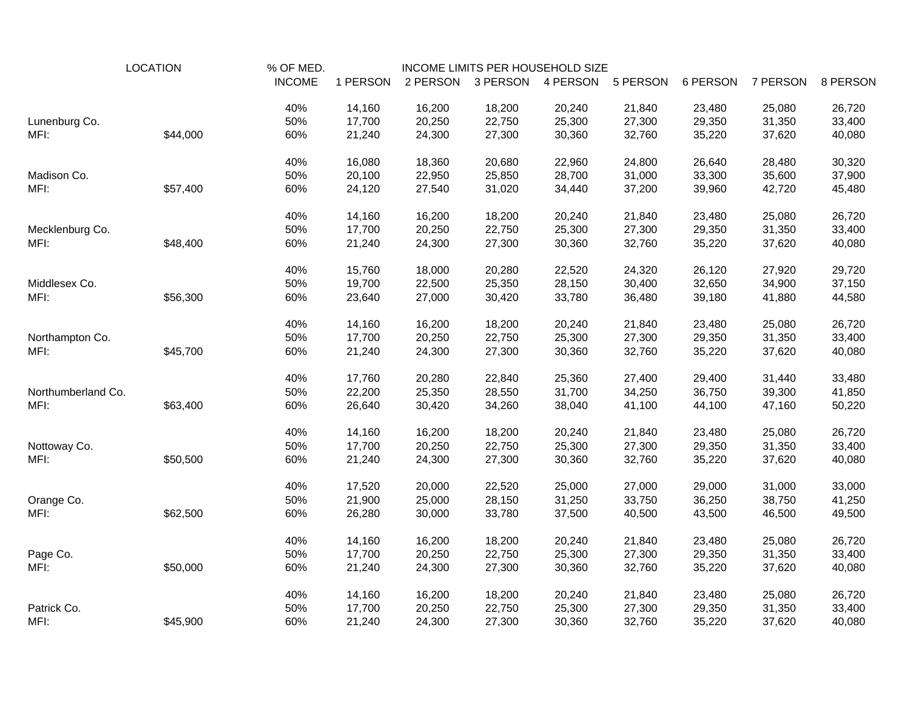| LOCATION | | % OF MED. INCOME | INCOME LIMITS PER HOUSEHOLD SIZE 1 PERSON | 2 PERSON | 3 PERSON | 4 PERSON | 5 PERSON | 6 PERSON | 7 PERSON | 8 PERSON |
|---|---|---|---|---|---|---|---|---|---|---|
| | | 40% | 14,160 | 16,200 | 18,200 | 20,240 | 21,840 | 23,480 | 25,080 | 26,720 |
| Lunenburg Co. | | 50% | 17,700 | 20,250 | 22,750 | 25,300 | 27,300 | 29,350 | 31,350 | 33,400 |
| MFI: | $44,000 | 60% | 21,240 | 24,300 | 27,300 | 30,360 | 32,760 | 35,220 | 37,620 | 40,080 |
| | | 40% | 16,080 | 18,360 | 20,680 | 22,960 | 24,800 | 26,640 | 28,480 | 30,320 |
| Madison Co. | | 50% | 20,100 | 22,950 | 25,850 | 28,700 | 31,000 | 33,300 | 35,600 | 37,900 |
| MFI: | $57,400 | 60% | 24,120 | 27,540 | 31,020 | 34,440 | 37,200 | 39,960 | 42,720 | 45,480 |
| | | 40% | 14,160 | 16,200 | 18,200 | 20,240 | 21,840 | 23,480 | 25,080 | 26,720 |
| Mecklenburg Co. | | 50% | 17,700 | 20,250 | 22,750 | 25,300 | 27,300 | 29,350 | 31,350 | 33,400 |
| MFI: | $48,400 | 60% | 21,240 | 24,300 | 27,300 | 30,360 | 32,760 | 35,220 | 37,620 | 40,080 |
| | | 40% | 15,760 | 18,000 | 20,280 | 22,520 | 24,320 | 26,120 | 27,920 | 29,720 |
| Middlesex Co. | | 50% | 19,700 | 22,500 | 25,350 | 28,150 | 30,400 | 32,650 | 34,900 | 37,150 |
| MFI: | $56,300 | 60% | 23,640 | 27,000 | 30,420 | 33,780 | 36,480 | 39,180 | 41,880 | 44,580 |
| | | 40% | 14,160 | 16,200 | 18,200 | 20,240 | 21,840 | 23,480 | 25,080 | 26,720 |
| Northampton Co. | | 50% | 17,700 | 20,250 | 22,750 | 25,300 | 27,300 | 29,350 | 31,350 | 33,400 |
| MFI: | $45,700 | 60% | 21,240 | 24,300 | 27,300 | 30,360 | 32,760 | 35,220 | 37,620 | 40,080 |
| | | 40% | 17,760 | 20,280 | 22,840 | 25,360 | 27,400 | 29,400 | 31,440 | 33,480 |
| Northumberland Co. | | 50% | 22,200 | 25,350 | 28,550 | 31,700 | 34,250 | 36,750 | 39,300 | 41,850 |
| MFI: | $63,400 | 60% | 26,640 | 30,420 | 34,260 | 38,040 | 41,100 | 44,100 | 47,160 | 50,220 |
| | | 40% | 14,160 | 16,200 | 18,200 | 20,240 | 21,840 | 23,480 | 25,080 | 26,720 |
| Nottoway Co. | | 50% | 17,700 | 20,250 | 22,750 | 25,300 | 27,300 | 29,350 | 31,350 | 33,400 |
| MFI: | $50,500 | 60% | 21,240 | 24,300 | 27,300 | 30,360 | 32,760 | 35,220 | 37,620 | 40,080 |
| | | 40% | 17,520 | 20,000 | 22,520 | 25,000 | 27,000 | 29,000 | 31,000 | 33,000 |
| Orange Co. | | 50% | 21,900 | 25,000 | 28,150 | 31,250 | 33,750 | 36,250 | 38,750 | 41,250 |
| MFI: | $62,500 | 60% | 26,280 | 30,000 | 33,780 | 37,500 | 40,500 | 43,500 | 46,500 | 49,500 |
| | | 40% | 14,160 | 16,200 | 18,200 | 20,240 | 21,840 | 23,480 | 25,080 | 26,720 |
| Page Co. | | 50% | 17,700 | 20,250 | 22,750 | 25,300 | 27,300 | 29,350 | 31,350 | 33,400 |
| MFI: | $50,000 | 60% | 21,240 | 24,300 | 27,300 | 30,360 | 32,760 | 35,220 | 37,620 | 40,080 |
| | | 40% | 14,160 | 16,200 | 18,200 | 20,240 | 21,840 | 23,480 | 25,080 | 26,720 |
| Patrick Co. | | 50% | 17,700 | 20,250 | 22,750 | 25,300 | 27,300 | 29,350 | 31,350 | 33,400 |
| MFI: | $45,900 | 60% | 21,240 | 24,300 | 27,300 | 30,360 | 32,760 | 35,220 | 37,620 | 40,080 |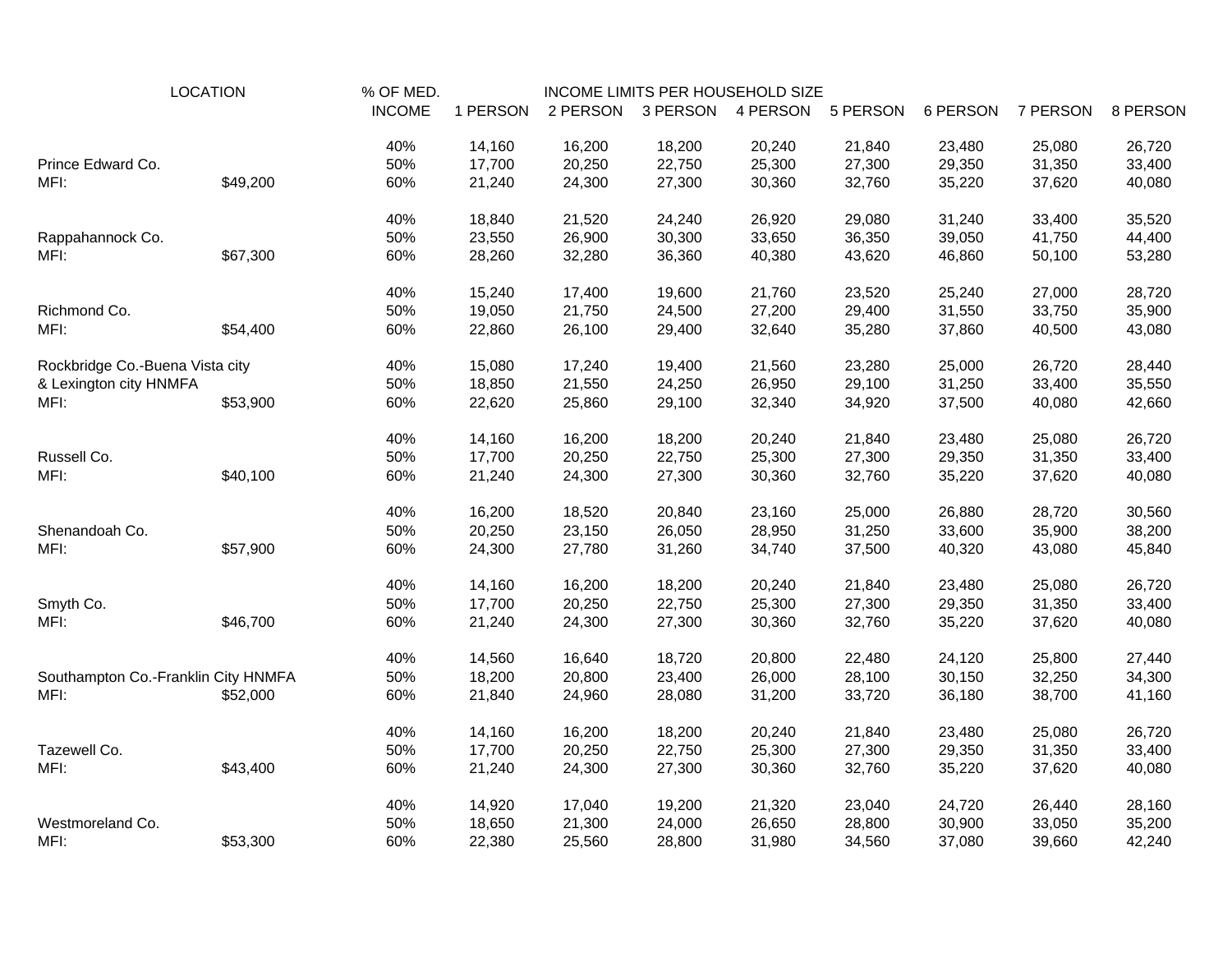| LOCATION | | % OF MED. INCOME | INCOME LIMITS PER HOUSEHOLD SIZE 1 PERSON | 2 PERSON | 3 PERSON | 4 PERSON | 5 PERSON | 6 PERSON | 7 PERSON | 8 PERSON |
|---|---|---|---|---|---|---|---|---|---|---|
| | | 40% | 14,160 | 16,200 | 18,200 | 20,240 | 21,840 | 23,480 | 25,080 | 26,720 |
| Prince Edward Co. | | 50% | 17,700 | 20,250 | 22,750 | 25,300 | 27,300 | 29,350 | 31,350 | 33,400 |
| MFI: | $49,200 | 60% | 21,240 | 24,300 | 27,300 | 30,360 | 32,760 | 35,220 | 37,620 | 40,080 |
| | | 40% | 18,840 | 21,520 | 24,240 | 26,920 | 29,080 | 31,240 | 33,400 | 35,520 |
| Rappahannock Co. | | 50% | 23,550 | 26,900 | 30,300 | 33,650 | 36,350 | 39,050 | 41,750 | 44,400 |
| MFI: | $67,300 | 60% | 28,260 | 32,280 | 36,360 | 40,380 | 43,620 | 46,860 | 50,100 | 53,280 |
| | | 40% | 15,240 | 17,400 | 19,600 | 21,760 | 23,520 | 25,240 | 27,000 | 28,720 |
| Richmond Co. | | 50% | 19,050 | 21,750 | 24,500 | 27,200 | 29,400 | 31,550 | 33,750 | 35,900 |
| MFI: | $54,400 | 60% | 22,860 | 26,100 | 29,400 | 32,640 | 35,280 | 37,860 | 40,500 | 43,080 |
| Rockbridge Co.-Buena Vista city | | 40% | 15,080 | 17,240 | 19,400 | 21,560 | 23,280 | 25,000 | 26,720 | 28,440 |
| & Lexington city HNMFA | | 50% | 18,850 | 21,550 | 24,250 | 26,950 | 29,100 | 31,250 | 33,400 | 35,550 |
| MFI: | $53,900 | 60% | 22,620 | 25,860 | 29,100 | 32,340 | 34,920 | 37,500 | 40,080 | 42,660 |
| | | 40% | 14,160 | 16,200 | 18,200 | 20,240 | 21,840 | 23,480 | 25,080 | 26,720 |
| Russell Co. | | 50% | 17,700 | 20,250 | 22,750 | 25,300 | 27,300 | 29,350 | 31,350 | 33,400 |
| MFI: | $40,100 | 60% | 21,240 | 24,300 | 27,300 | 30,360 | 32,760 | 35,220 | 37,620 | 40,080 |
| | | 40% | 16,200 | 18,520 | 20,840 | 23,160 | 25,000 | 26,880 | 28,720 | 30,560 |
| Shenandoah Co. | | 50% | 20,250 | 23,150 | 26,050 | 28,950 | 31,250 | 33,600 | 35,900 | 38,200 |
| MFI: | $57,900 | 60% | 24,300 | 27,780 | 31,260 | 34,740 | 37,500 | 40,320 | 43,080 | 45,840 |
| | | 40% | 14,160 | 16,200 | 18,200 | 20,240 | 21,840 | 23,480 | 25,080 | 26,720 |
| Smyth Co. | | 50% | 17,700 | 20,250 | 22,750 | 25,300 | 27,300 | 29,350 | 31,350 | 33,400 |
| MFI: | $46,700 | 60% | 21,240 | 24,300 | 27,300 | 30,360 | 32,760 | 35,220 | 37,620 | 40,080 |
| | | 40% | 14,560 | 16,640 | 18,720 | 20,800 | 22,480 | 24,120 | 25,800 | 27,440 |
| Southampton Co.-Franklin City HNMFA | | 50% | 18,200 | 20,800 | 23,400 | 26,000 | 28,100 | 30,150 | 32,250 | 34,300 |
| MFI: | $52,000 | 60% | 21,840 | 24,960 | 28,080 | 31,200 | 33,720 | 36,180 | 38,700 | 41,160 |
| | | 40% | 14,160 | 16,200 | 18,200 | 20,240 | 21,840 | 23,480 | 25,080 | 26,720 |
| Tazewell Co. | | 50% | 17,700 | 20,250 | 22,750 | 25,300 | 27,300 | 29,350 | 31,350 | 33,400 |
| MFI: | $43,400 | 60% | 21,240 | 24,300 | 27,300 | 30,360 | 32,760 | 35,220 | 37,620 | 40,080 |
| | | 40% | 14,920 | 17,040 | 19,200 | 21,320 | 23,040 | 24,720 | 26,440 | 28,160 |
| Westmoreland Co. | | 50% | 18,650 | 21,300 | 24,000 | 26,650 | 28,800 | 30,900 | 33,050 | 35,200 |
| MFI: | $53,300 | 60% | 22,380 | 25,560 | 28,800 | 31,980 | 34,560 | 37,080 | 39,660 | 42,240 |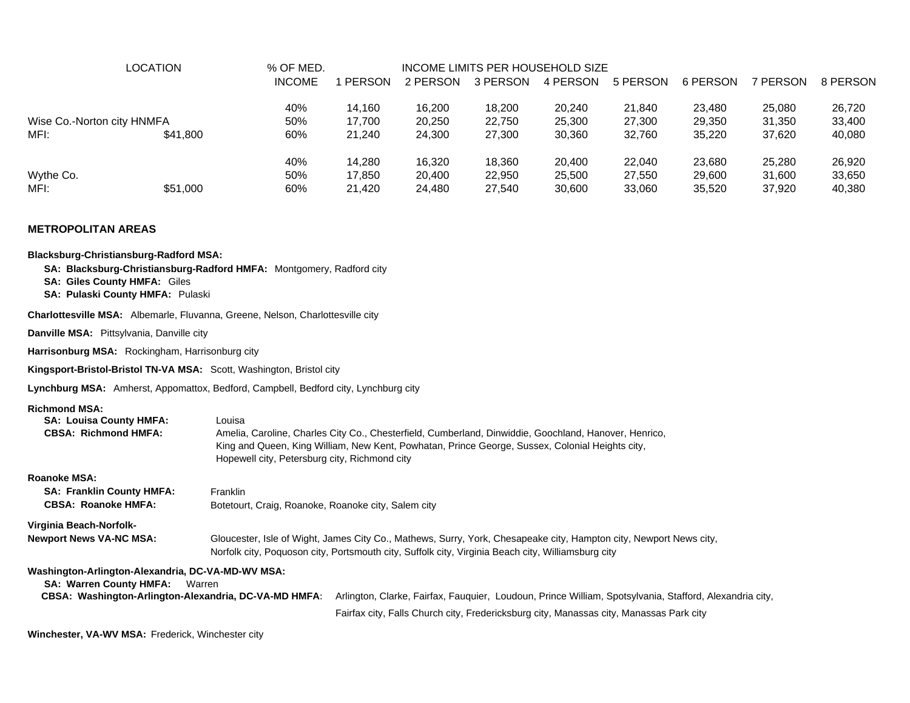| LOCATION | | % OF MED. INCOME | INCOME LIMITS PER HOUSEHOLD SIZE | | | | | | | |
|---|---|---|---|---|---|---|---|---|---|---|
| | | | 1 PERSON | 2 PERSON | 3 PERSON | 4 PERSON | 5 PERSON | 6 PERSON | 7 PERSON | 8 PERSON |
| | | 40% | 14,160 | 16,200 | 18,200 | 20,240 | 21,840 | 23,480 | 25,080 | 26,720 |
| Wise Co.-Norton city HNMFA | | 50% | 17,700 | 20,250 | 22,750 | 25,300 | 27,300 | 29,350 | 31,350 | 33,400 |
| MFI: | $41,800 | 60% | 21,240 | 24,300 | 27,300 | 30,360 | 32,760 | 35,220 | 37,620 | 40,080 |
| | | 40% | 14,280 | 16,320 | 18,360 | 20,400 | 22,040 | 23,680 | 25,280 | 26,920 |
| Wythe Co. | | 50% | 17,850 | 20,400 | 22,950 | 25,500 | 27,550 | 29,600 | 31,600 | 33,650 |
| MFI: | $51,000 | 60% | 21,420 | 24,480 | 27,540 | 30,600 | 33,060 | 35,520 | 37,920 | 40,380 |

## METROPOLITAN AREAS

**Blacksburg-Christiansburg-Radford MSA:**
- **SA: Blacksburg-Christiansburg-Radford HMFA:** Montgomery, Radford city
- **SA: Giles County HMFA:** Giles
- **SA: Pulaski County HMFA:** Pulaski

**Charlottesville MSA:** Albemarle, Fluvanna, Greene, Nelson, Charlottesville city

**Danville MSA:** Pittsylvania, Danville city

**Harrisonburg MSA:** Rockingham, Harrisonburg city

**Kingsport-Bristol-Bristol TN-VA MSA:** Scott, Washington, Bristol city

**Lynchburg MSA:** Amherst, Appomattox, Bedford, Campbell, Bedford city, Lynchburg city

**Richmond MSA:**
- **SA: Louisa County HMFA:** Louisa
- **CBSA: Richmond HMFA:** Amelia, Caroline, Charles City Co., Chesterfield, Cumberland, Dinwiddie, Goochland, Hanover, Henrico, King and Queen, King William, New Kent, Powhatan, Prince George, Sussex, Colonial Heights city, Hopewell city, Petersburg city, Richmond city

**Roanoke MSA:**
- **SA: Franklin County HMFA:** Franklin
- **CBSA: Roanoke HMFA:** Botetourt, Craig, Roanoke, Roanoke city, Salem city

**Virginia Beach-Norfolk-Newport News VA-NC MSA:** Gloucester, Isle of Wight, James City Co., Mathews, Surry, York, Chesapeake city, Hampton city, Newport News city, Norfolk city, Poquoson city, Portsmouth city, Suffolk city, Virginia Beach city, Williamsburg city

**Washington-Arlington-Alexandria, DC-VA-MD-WV MSA:**
- **SA: Warren County HMFA:** Warren
- **CBSA: Washington-Arlington-Alexandria, DC-VA-MD HMFA:** Arlington, Clarke, Fairfax, Fauquier, Loudoun, Prince William, Spotsylvania, Stafford, Alexandria city, Fairfax city, Falls Church city, Fredericksburg city, Manassas city, Manassas Park city

**Winchester, VA-WV MSA:** Frederick, Winchester city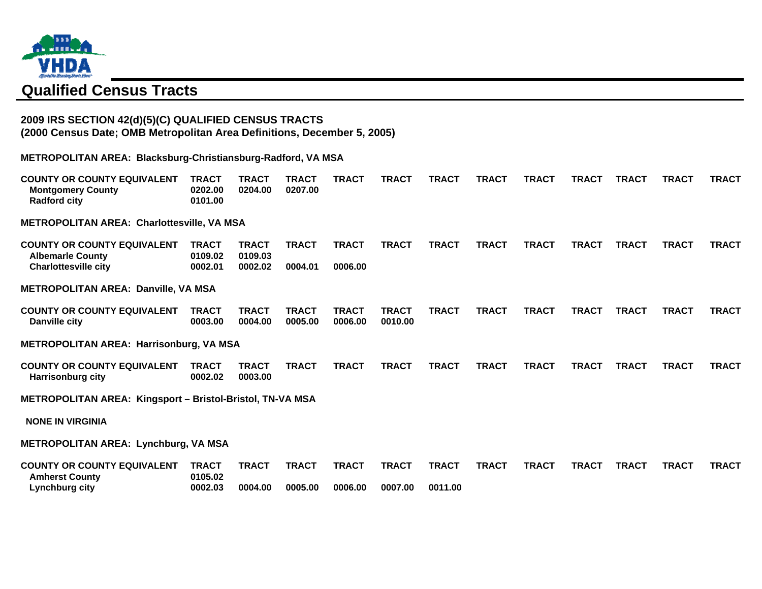VHDA

# Qualified Census Tracts

**2009 IRS SECTION 42(d)(5)(C) QUALIFIED CENSUS TRACTS**
**(2000 Census Date; OMB Metropolitan Area Definitions, December 5, 2005)**

**METROPOLITAN AREA: Blacksburg-Christiansburg-Radford, VA MSA**

| COUNTY OR COUNTY EQUIVALENT | TRACT | TRACT | TRACT | TRACT | TRACT | TRACT | TRACT | TRACT | TRACT | TRACT | TRACT | TRACT |
|---|---|---|---|---|---|---|---|---|---|---|---|---|
| Montgomery County | 0202.00 | 0204.00 | 0207.00 | | | | | | | | | |
| Radford city | 0101.00 | | | | | | | | | | | |

**METROPOLITAN AREA: Charlottesville, VA MSA**

| COUNTY OR COUNTY EQUIVALENT | TRACT | TRACT | TRACT | TRACT | TRACT | TRACT | TRACT | TRACT | TRACT | TRACT | TRACT | TRACT |
|---|---|---|---|---|---|---|---|---|---|---|---|---|
| Albemarle County | 0109.02 | 0109.03 | | | | | | | | | | |
| Charlottesville city | 0002.01 | 0002.02 | 0004.01 | 0006.00 | | | | | | | | |

**METROPOLITAN AREA: Danville, VA MSA**

| COUNTY OR COUNTY EQUIVALENT | TRACT | TRACT | TRACT | TRACT | TRACT | TRACT | TRACT | TRACT | TRACT | TRACT | TRACT | TRACT |
|---|---|---|---|---|---|---|---|---|---|---|---|---|
| Danville city | 0003.00 | 0004.00 | 0005.00 | 0006.00 | 0010.00 | | | | | | | |

**METROPOLITAN AREA: Harrisonburg, VA MSA**

| COUNTY OR COUNTY EQUIVALENT | TRACT | TRACT | TRACT | TRACT | TRACT | TRACT | TRACT | TRACT | TRACT | TRACT | TRACT | TRACT |
|---|---|---|---|---|---|---|---|---|---|---|---|---|
| Harrisonburg city | 0002.02 | 0003.00 | | | | | | | | | | |

**METROPOLITAN AREA: Kingsport – Bristol-Bristol, TN-VA MSA**

**NONE IN VIRGINIA**

**METROPOLITAN AREA: Lynchburg, VA MSA**

| COUNTY OR COUNTY EQUIVALENT | TRACT | TRACT | TRACT | TRACT | TRACT | TRACT | TRACT | TRACT | TRACT | TRACT | TRACT | TRACT |
|---|---|---|---|---|---|---|---|---|---|---|---|---|
| Amherst County | 0105.02 | | | | | | | | | | | |
| Lynchburg city | 0002.03 | 0004.00 | 0005.00 | 0006.00 | 0007.00 | 0011.00 | | | | | | |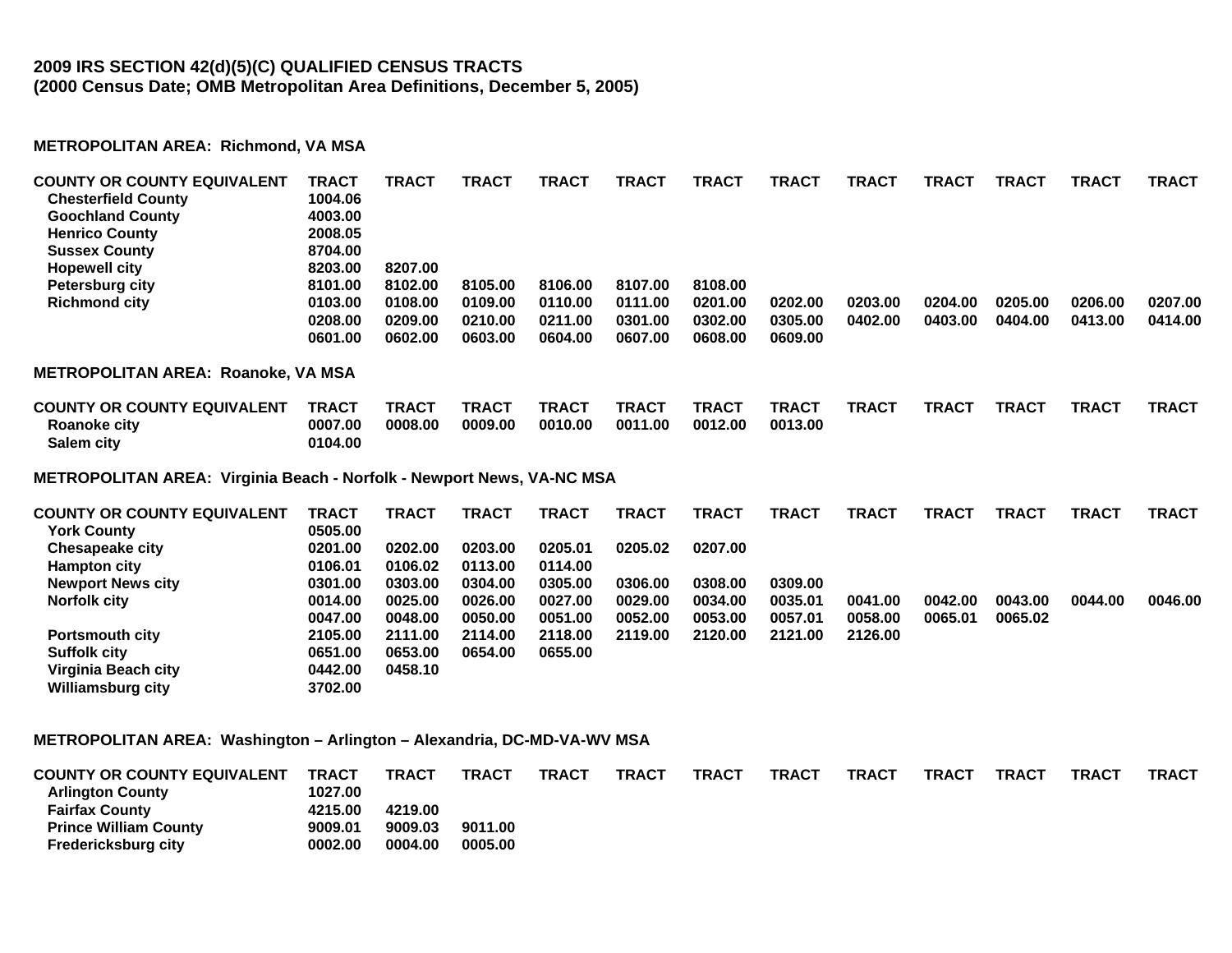**2009 IRS SECTION 42(d)(5)(C) QUALIFIED CENSUS TRACTS**
**(2000 Census Date; OMB Metropolitan Area Definitions, December 5, 2005)**

**METROPOLITAN AREA: Richmond, VA MSA**

| COUNTY OR COUNTY EQUIVALENT | TRACT | TRACT | TRACT | TRACT | TRACT | TRACT | TRACT | TRACT | TRACT | TRACT | TRACT | TRACT |
|---|---|---|---|---|---|---|---|---|---|---|---|---|
| Chesterfield County | 1004.06 | | | | | | | | | | | |
| Goochland County | 4003.00 | | | | | | | | | | | |
| Henrico County | 2008.05 | | | | | | | | | | | |
| Sussex County | 8704.00 | | | | | | | | | | | |
| Hopewell city | 8203.00 | 8207.00 | | | | | | | | | | |
| Petersburg city | 8101.00 | 8102.00 | 8105.00 | 8106.00 | 8107.00 | 8108.00 | | | | | | |
| Richmond city | 0103.00 | 0108.00 | 0109.00 | 0110.00 | 0111.00 | 0201.00 | 0202.00 | 0203.00 | 0204.00 | 0205.00 | 0206.00 | 0207.00 |
| | 0208.00 | 0209.00 | 0210.00 | 0211.00 | 0301.00 | 0302.00 | 0305.00 | 0402.00 | 0403.00 | 0404.00 | 0413.00 | 0414.00 |
| | 0601.00 | 0602.00 | 0603.00 | 0604.00 | 0607.00 | 0608.00 | 0609.00 | | | | | |

**METROPOLITAN AREA: Roanoke, VA MSA**

| COUNTY OR COUNTY EQUIVALENT | TRACT | TRACT | TRACT | TRACT | TRACT | TRACT | TRACT | TRACT | TRACT | TRACT | TRACT | TRACT |
|---|---|---|---|---|---|---|---|---|---|---|---|---|
| Roanoke city | 0007.00 | 0008.00 | 0009.00 | 0010.00 | 0011.00 | 0012.00 | 0013.00 | | | | | |
| Salem city | 0104.00 | | | | | | | | | | | |

**METROPOLITAN AREA: Virginia Beach - Norfolk - Newport News, VA-NC MSA**

| COUNTY OR COUNTY EQUIVALENT | TRACT | TRACT | TRACT | TRACT | TRACT | TRACT | TRACT | TRACT | TRACT | TRACT | TRACT | TRACT |
|---|---|---|---|---|---|---|---|---|---|---|---|---|
| York County | 0505.00 | | | | | | | | | | | |
| Chesapeake city | 0201.00 | 0202.00 | 0203.00 | 0205.01 | 0205.02 | 0207.00 | | | | | | |
| Hampton city | 0106.01 | 0106.02 | 0113.00 | 0114.00 | | | | | | | | |
| Newport News city | 0301.00 | 0303.00 | 0304.00 | 0305.00 | 0306.00 | 0308.00 | 0309.00 | | | | | |
| Norfolk city | 0014.00 | 0025.00 | 0026.00 | 0027.00 | 0029.00 | 0034.00 | 0035.01 | 0041.00 | 0042.00 | 0043.00 | 0044.00 | 0046.00 |
| | 0047.00 | 0048.00 | 0050.00 | 0051.00 | 0052.00 | 0053.00 | 0057.01 | 0058.00 | 0065.01 | 0065.02 | | |
| Portsmouth city | 2105.00 | 2111.00 | 2114.00 | 2118.00 | 2119.00 | 2120.00 | 2121.00 | 2126.00 | | | | |
| Suffolk city | 0651.00 | 0653.00 | 0654.00 | 0655.00 | | | | | | | | |
| Virginia Beach city | 0442.00 | 0458.10 | | | | | | | | | | |
| Williamsburg city | 3702.00 | | | | | | | | | | | |

**METROPOLITAN AREA: Washington – Arlington – Alexandria, DC-MD-VA-WV MSA**

| COUNTY OR COUNTY EQUIVALENT | TRACT | TRACT | TRACT | TRACT | TRACT | TRACT | TRACT | TRACT | TRACT | TRACT | TRACT | TRACT |
|---|---|---|---|---|---|---|---|---|---|---|---|---|
| Arlington County | 1027.00 | | | | | | | | | | | |
| Fairfax County | 4215.00 | 4219.00 | | | | | | | | | | |
| Prince William County | 9009.01 | 9009.03 | 9011.00 | | | | | | | | | |
| Fredericksburg city | 0002.00 | 0004.00 | 0005.00 | | | | | | | | | |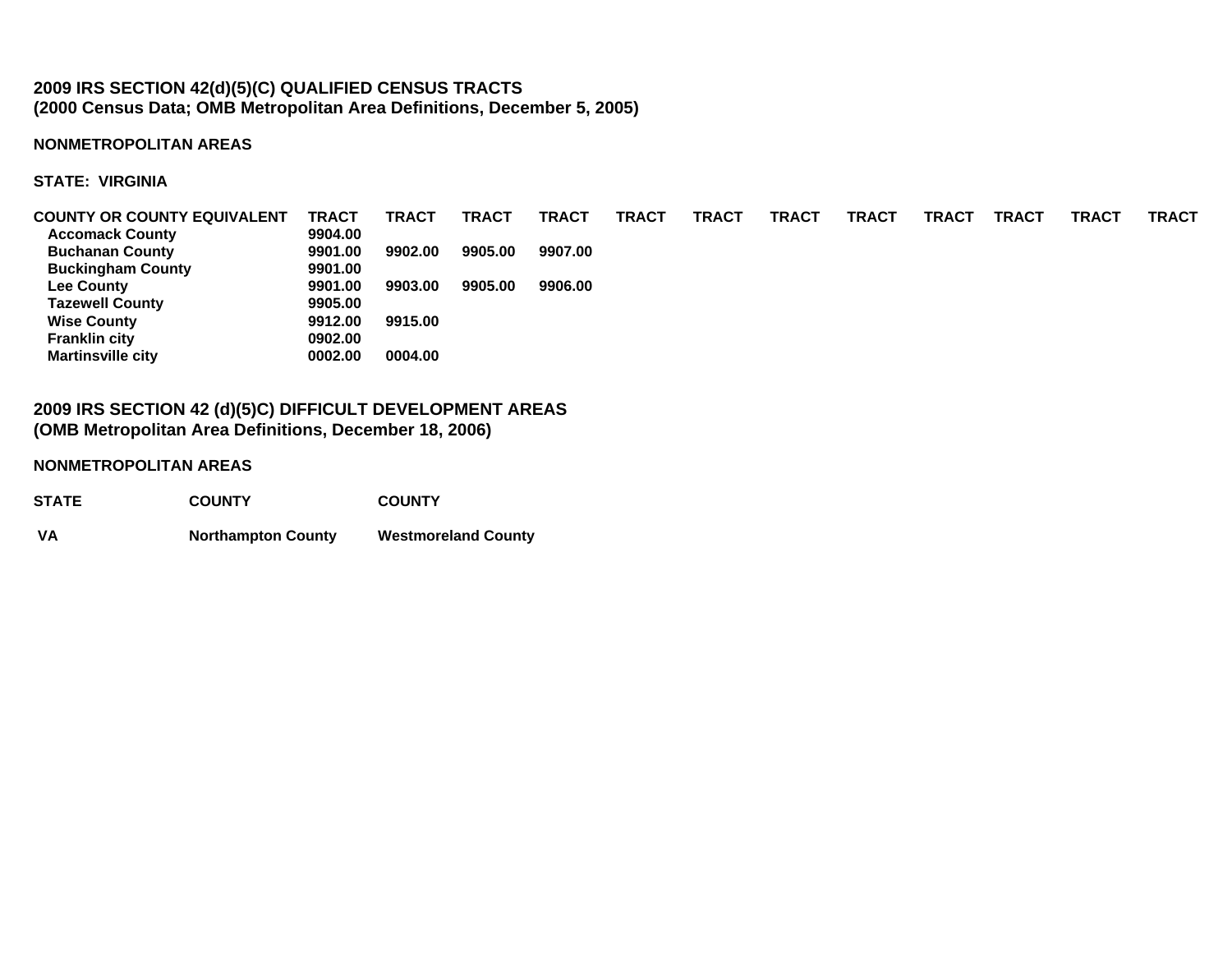**2009 IRS SECTION 42(d)(5)(C) QUALIFIED CENSUS TRACTS**
**(2000 Census Data; OMB Metropolitan Area Definitions, December 5, 2005)**

**NONMETROPOLITAN AREAS**

**STATE: VIRGINIA**

| COUNTY OR COUNTY EQUIVALENT | TRACT | TRACT | TRACT | TRACT | TRACT | TRACT | TRACT | TRACT | TRACT | TRACT | TRACT | TRACT |
|---|---|---|---|---|---|---|---|---|---|---|---|---|
| Accomack County | 9904.00 | | | | | | | | | | | |
| Buchanan County | 9901.00 | 9902.00 | 9905.00 | 9907.00 | | | | | | | | |
| Buckingham County | 9901.00 | | | | | | | | | | | |
| Lee County | 9901.00 | 9903.00 | 9905.00 | 9906.00 | | | | | | | | |
| Tazewell County | 9905.00 | | | | | | | | | | | |
| Wise County | 9912.00 | 9915.00 | | | | | | | | | | |
| Franklin city | 0902.00 | | | | | | | | | | | |
| Martinsville city | 0002.00 | 0004.00 | | | | | | | | | | |

**2009 IRS SECTION 42 (d)(5)C) DIFFICULT DEVELOPMENT AREAS**
**(OMB Metropolitan Area Definitions, December 18, 2006)**

**NONMETROPOLITAN AREAS**

| STATE | COUNTY | COUNTY |
|---|---|---|
| VA | Northampton County | Westmoreland County |